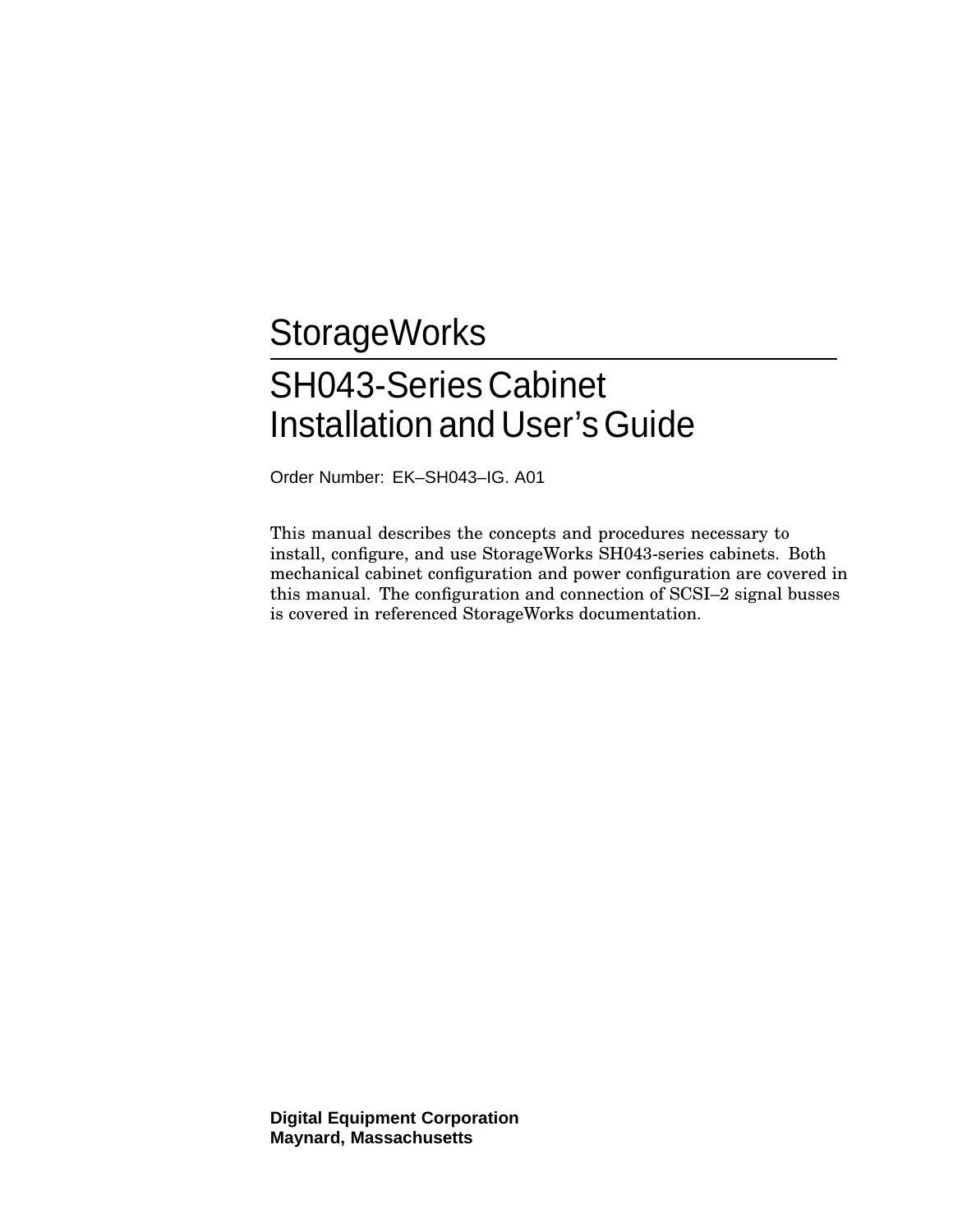# StorageWorks

# SH043-Series Cabinet Installation and User's Guide

Order Number: EK–SH043–IG. A01

This manual describes the concepts and procedures necessary to install, configure, and use StorageWorks SH043-series cabinets. Both mechanical cabinet configuration and power configuration are covered in this manual. The configuration and connection of SCSI–2 signal busses is covered in referenced StorageWorks documentation.

**Digital Equipment Corporation**
**Maynard, Massachusetts**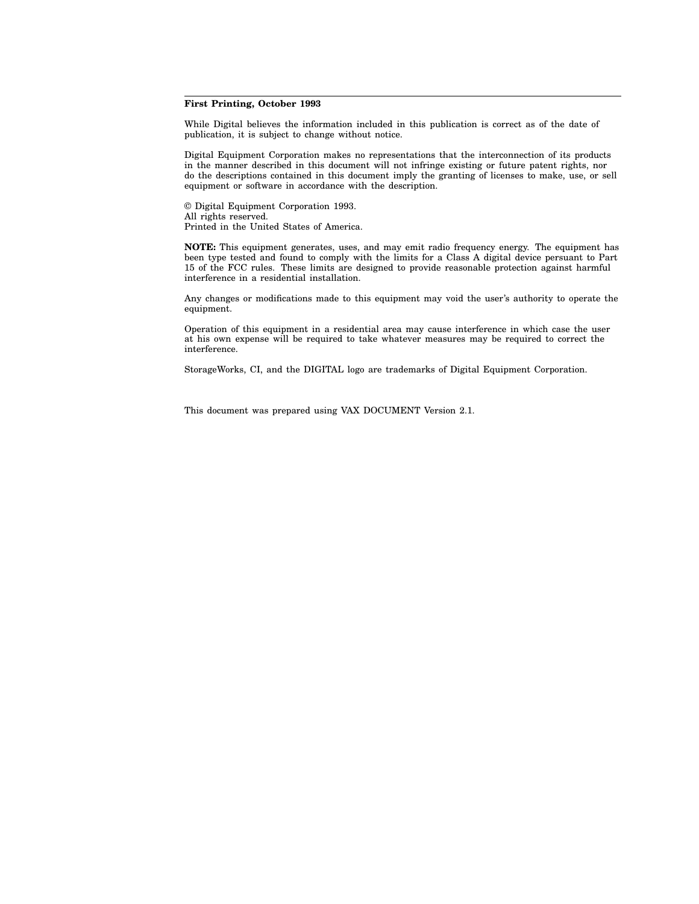**First Printing, October 1993**

While Digital believes the information included in this publication is correct as of the date of publication, it is subject to change without notice.

Digital Equipment Corporation makes no representations that the interconnection of its products in the manner described in this document will not infringe existing or future patent rights, nor do the descriptions contained in this document imply the granting of licenses to make, use, or sell equipment or software in accordance with the description.

© Digital Equipment Corporation 1993.
All rights reserved.
Printed in the United States of America.

**NOTE:** This equipment generates, uses, and may emit radio frequency energy. The equipment has been type tested and found to comply with the limits for a Class A digital device persuant to Part 15 of the FCC rules. These limits are designed to provide reasonable protection against harmful interference in a residential installation.

Any changes or modifications made to this equipment may void the user's authority to operate the equipment.

Operation of this equipment in a residential area may cause interference in which case the user at his own expense will be required to take whatever measures may be required to correct the interference.

StorageWorks, CI, and the DIGITAL logo are trademarks of Digital Equipment Corporation.

This document was prepared using VAX DOCUMENT Version 2.1.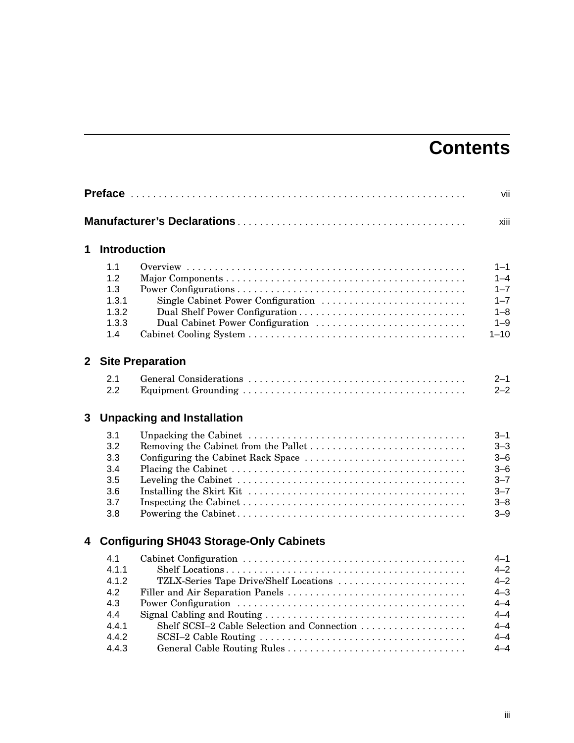# Contents

| | | |
|---|---|---|
| **Preface** | | vii |
| **Manufacturer's Declarations** | | xiii |

## 1 Introduction

| | | |
|---|---|---|
| 1.1 | Overview | 1–1 |
| 1.2 | Major Components | 1–4 |
| 1.3 | Power Configurations | 1–7 |
| 1.3.1 | Single Cabinet Power Configuration | 1–7 |
| 1.3.2 | Dual Shelf Power Configuration | 1–8 |
| 1.3.3 | Dual Cabinet Power Configuration | 1–9 |
| 1.4 | Cabinet Cooling System | 1–10 |

## 2 Site Preparation

| | | |
|---|---|---|
| 2.1 | General Considerations | 2–1 |
| 2.2 | Equipment Grounding | 2–2 |

## 3 Unpacking and Installation

| | | |
|---|---|---|
| 3.1 | Unpacking the Cabinet | 3–1 |
| 3.2 | Removing the Cabinet from the Pallet | 3–3 |
| 3.3 | Configuring the Cabinet Rack Space | 3–6 |
| 3.4 | Placing the Cabinet | 3–6 |
| 3.5 | Leveling the Cabinet | 3–7 |
| 3.6 | Installing the Skirt Kit | 3–7 |
| 3.7 | Inspecting the Cabinet | 3–8 |
| 3.8 | Powering the Cabinet | 3–9 |

## 4 Configuring SH043 Storage-Only Cabinets

| | | |
|---|---|---|
| 4.1 | Cabinet Configuration | 4–1 |
| 4.1.1 | Shelf Locations | 4–2 |
| 4.1.2 | TZLX-Series Tape Drive/Shelf Locations | 4–2 |
| 4.2 | Filler and Air Separation Panels | 4–3 |
| 4.3 | Power Configuration | 4–4 |
| 4.4 | Signal Cabling and Routing | 4–4 |
| 4.4.1 | Shelf SCSI–2 Cable Selection and Connection | 4–4 |
| 4.4.2 | SCSI–2 Cable Routing | 4–4 |
| 4.4.3 | General Cable Routing Rules | 4–4 |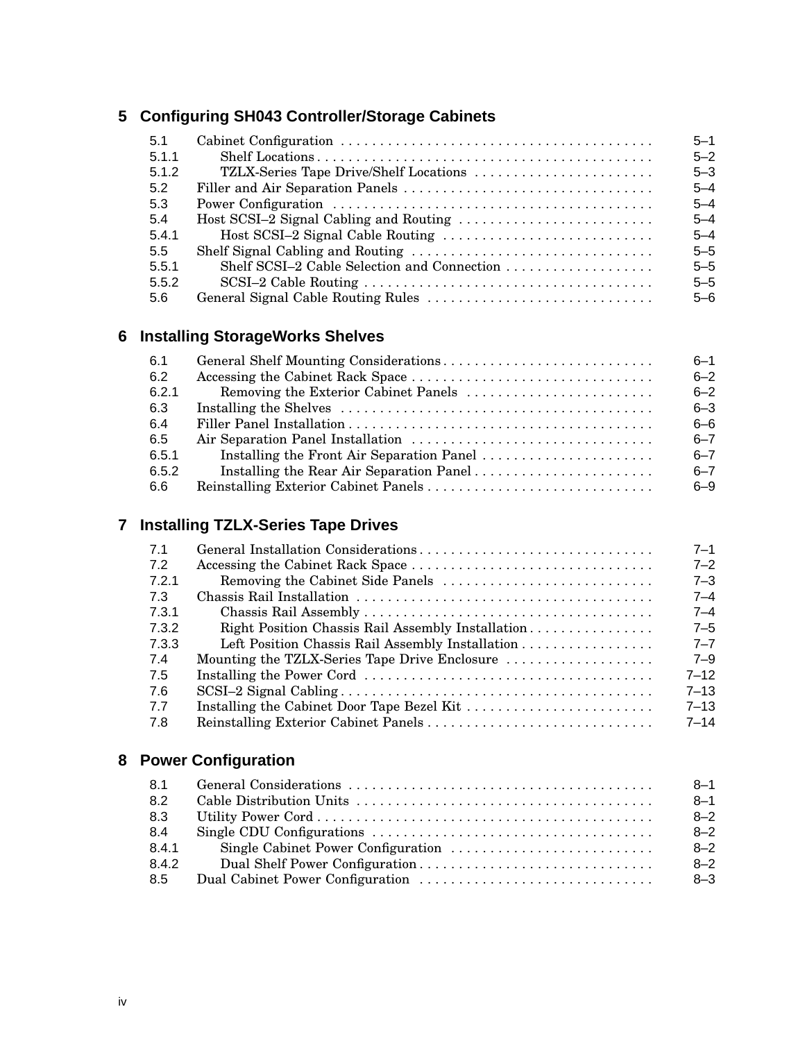## 5 Configuring SH043 Controller/Storage Cabinets

| | | |
|---|---|---|
| 5.1 | Cabinet Configuration | 5–1 |
| 5.1.1 | Shelf Locations | 5–2 |
| 5.1.2 | TZLX-Series Tape Drive/Shelf Locations | 5–3 |
| 5.2 | Filler and Air Separation Panels | 5–4 |
| 5.3 | Power Configuration | 5–4 |
| 5.4 | Host SCSI–2 Signal Cabling and Routing | 5–4 |
| 5.4.1 | Host SCSI–2 Signal Cable Routing | 5–4 |
| 5.5 | Shelf Signal Cabling and Routing | 5–5 |
| 5.5.1 | Shelf SCSI–2 Cable Selection and Connection | 5–5 |
| 5.5.2 | SCSI–2 Cable Routing | 5–5 |
| 5.6 | General Signal Cable Routing Rules | 5–6 |

## 6 Installing StorageWorks Shelves

| | | |
|---|---|---|
| 6.1 | General Shelf Mounting Considerations | 6–1 |
| 6.2 | Accessing the Cabinet Rack Space | 6–2 |
| 6.2.1 | Removing the Exterior Cabinet Panels | 6–2 |
| 6.3 | Installing the Shelves | 6–3 |
| 6.4 | Filler Panel Installation | 6–6 |
| 6.5 | Air Separation Panel Installation | 6–7 |
| 6.5.1 | Installing the Front Air Separation Panel | 6–7 |
| 6.5.2 | Installing the Rear Air Separation Panel | 6–7 |
| 6.6 | Reinstalling Exterior Cabinet Panels | 6–9 |

## 7 Installing TZLX-Series Tape Drives

| | | |
|---|---|---|
| 7.1 | General Installation Considerations | 7–1 |
| 7.2 | Accessing the Cabinet Rack Space | 7–2 |
| 7.2.1 | Removing the Cabinet Side Panels | 7–3 |
| 7.3 | Chassis Rail Installation | 7–4 |
| 7.3.1 | Chassis Rail Assembly | 7–4 |
| 7.3.2 | Right Position Chassis Rail Assembly Installation | 7–5 |
| 7.3.3 | Left Position Chassis Rail Assembly Installation | 7–7 |
| 7.4 | Mounting the TZLX-Series Tape Drive Enclosure | 7–9 |
| 7.5 | Installing the Power Cord | 7–12 |
| 7.6 | SCSI–2 Signal Cabling | 7–13 |
| 7.7 | Installing the Cabinet Door Tape Bezel Kit | 7–13 |
| 7.8 | Reinstalling Exterior Cabinet Panels | 7–14 |

## 8 Power Configuration

| | | |
|---|---|---|
| 8.1 | General Considerations | 8–1 |
| 8.2 | Cable Distribution Units | 8–1 |
| 8.3 | Utility Power Cord | 8–2 |
| 8.4 | Single CDU Configurations | 8–2 |
| 8.4.1 | Single Cabinet Power Configuration | 8–2 |
| 8.4.2 | Dual Shelf Power Configuration | 8–2 |
| 8.5 | Dual Cabinet Power Configuration | 8–3 |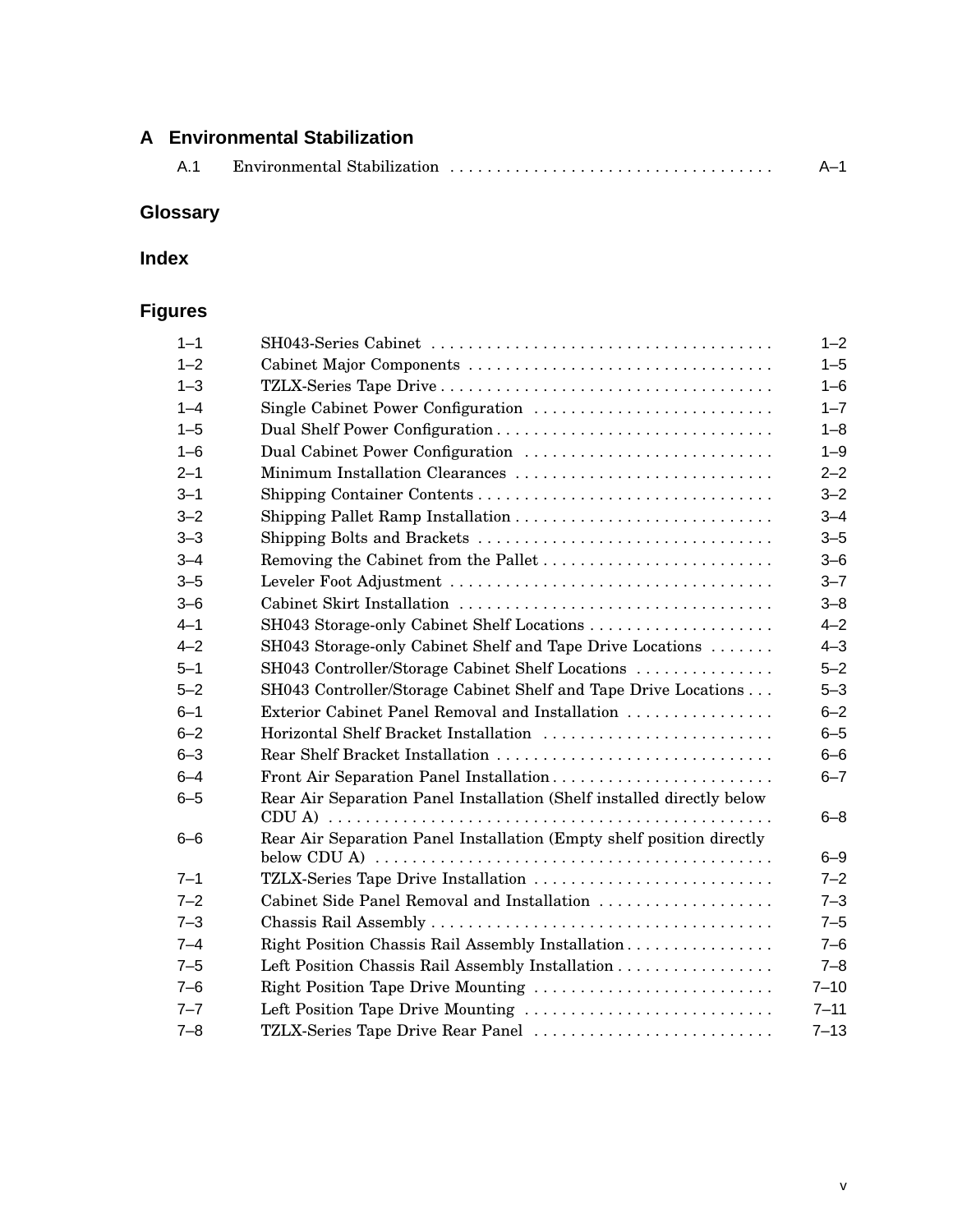## A Environmental Stabilization

| | | |
|---|---|---|
| A.1 | Environmental Stabilization | A–1 |

## Glossary

## Index

## Figures

| | | |
|---|---|---|
| 1–1 | SH043-Series Cabinet | 1–2 |
| 1–2 | Cabinet Major Components | 1–5 |
| 1–3 | TZLX-Series Tape Drive | 1–6 |
| 1–4 | Single Cabinet Power Configuration | 1–7 |
| 1–5 | Dual Shelf Power Configuration | 1–8 |
| 1–6 | Dual Cabinet Power Configuration | 1–9 |
| 2–1 | Minimum Installation Clearances | 2–2 |
| 3–1 | Shipping Container Contents | 3–2 |
| 3–2 | Shipping Pallet Ramp Installation | 3–4 |
| 3–3 | Shipping Bolts and Brackets | 3–5 |
| 3–4 | Removing the Cabinet from the Pallet | 3–6 |
| 3–5 | Leveler Foot Adjustment | 3–7 |
| 3–6 | Cabinet Skirt Installation | 3–8 |
| 4–1 | SH043 Storage-only Cabinet Shelf Locations | 4–2 |
| 4–2 | SH043 Storage-only Cabinet Shelf and Tape Drive Locations | 4–3 |
| 5–1 | SH043 Controller/Storage Cabinet Shelf Locations | 5–2 |
| 5–2 | SH043 Controller/Storage Cabinet Shelf and Tape Drive Locations | 5–3 |
| 6–1 | Exterior Cabinet Panel Removal and Installation | 6–2 |
| 6–2 | Horizontal Shelf Bracket Installation | 6–5 |
| 6–3 | Rear Shelf Bracket Installation | 6–6 |
| 6–4 | Front Air Separation Panel Installation | 6–7 |
| 6–5 | Rear Air Separation Panel Installation (Shelf installed directly below CDU A) | 6–8 |
| 6–6 | Rear Air Separation Panel Installation (Empty shelf position directly below CDU A) | 6–9 |
| 7–1 | TZLX-Series Tape Drive Installation | 7–2 |
| 7–2 | Cabinet Side Panel Removal and Installation | 7–3 |
| 7–3 | Chassis Rail Assembly | 7–5 |
| 7–4 | Right Position Chassis Rail Assembly Installation | 7–6 |
| 7–5 | Left Position Chassis Rail Assembly Installation | 7–8 |
| 7–6 | Right Position Tape Drive Mounting | 7–10 |
| 7–7 | Left Position Tape Drive Mounting | 7–11 |
| 7–8 | TZLX-Series Tape Drive Rear Panel | 7–13 |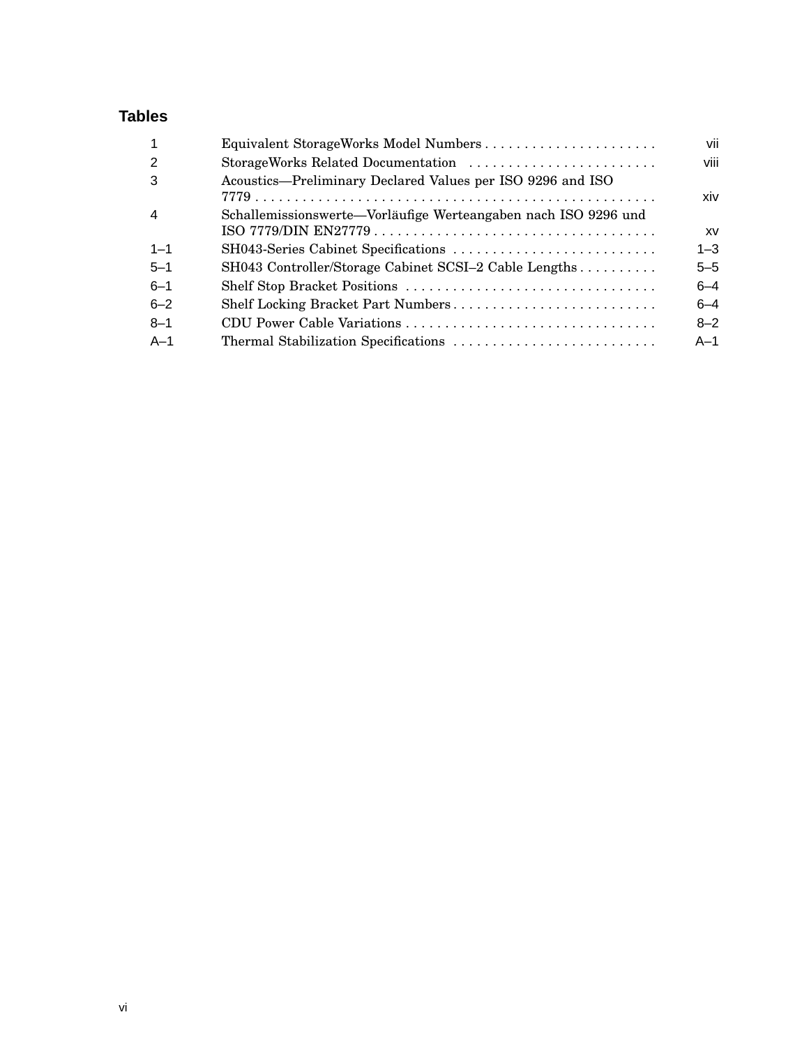## Tables

| | | |
|---|---|---|
| 1 | Equivalent StorageWorks Model Numbers | vii |
| 2 | StorageWorks Related Documentation | viii |
| 3 | Acoustics—Preliminary Declared Values per ISO 9296 and ISO 7779 | xiv |
| 4 | Schallemissionswerte—Vorläufige Werteangaben nach ISO 9296 und ISO 7779/DIN EN27779 | xv |
| 1–1 | SH043-Series Cabinet Specifications | 1–3 |
| 5–1 | SH043 Controller/Storage Cabinet SCSI–2 Cable Lengths | 5–5 |
| 6–1 | Shelf Stop Bracket Positions | 6–4 |
| 6–2 | Shelf Locking Bracket Part Numbers | 6–4 |
| 8–1 | CDU Power Cable Variations | 8–2 |
| A–1 | Thermal Stabilization Specifications | A–1 |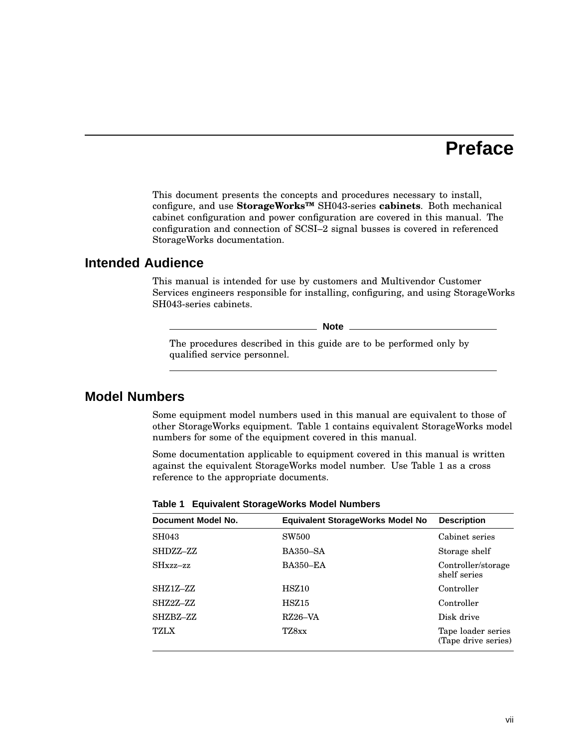# Preface

This document presents the concepts and procedures necessary to install, configure, and use **StorageWorks™** SH043-series **cabinets**. Both mechanical cabinet configuration and power configuration are covered in this manual. The configuration and connection of SCSI–2 signal busses is covered in referenced StorageWorks documentation.

## Intended Audience

This manual is intended for use by customers and Multivendor Customer Services engineers responsible for installing, configuring, and using StorageWorks SH043-series cabinets.

**Note**

The procedures described in this guide are to be performed only by qualified service personnel.

## Model Numbers

Some equipment model numbers used in this manual are equivalent to those of other StorageWorks equipment. Table 1 contains equivalent StorageWorks model numbers for some of the equipment covered in this manual.

Some documentation applicable to equipment covered in this manual is written against the equivalent StorageWorks model number. Use Table 1 as a cross reference to the appropriate documents.

**Table 1 Equivalent StorageWorks Model Numbers**

| Document Model No. | Equivalent StorageWorks Model No | Description |
|---|---|---|
| SH043 | SW500 | Cabinet series |
| SHDZZ–ZZ | BA350–SA | Storage shelf |
| SHxzz–zz | BA350–EA | Controller/storage shelf series |
| SHZ1Z–ZZ | HSZ10 | Controller |
| SHZ2Z–ZZ | HSZ15 | Controller |
| SHZBZ–ZZ | RZ26–VA | Disk drive |
| TZLX | TZ8xx | Tape loader series (Tape drive series) |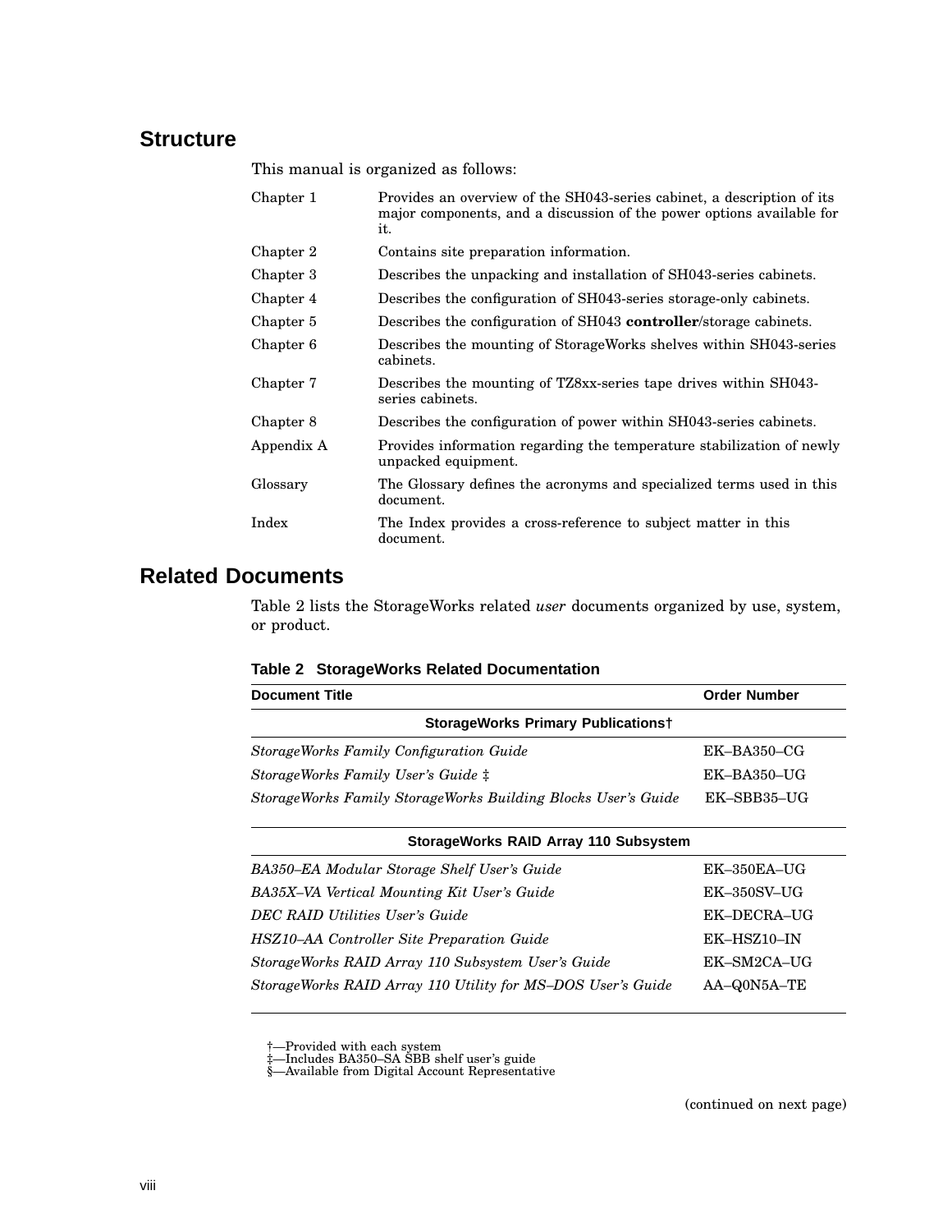## Structure

This manual is organized as follows:

| | |
|---|---|
| Chapter 1 | Provides an overview of the SH043-series cabinet, a description of its major components, and a discussion of the power options available for it. |
| Chapter 2 | Contains site preparation information. |
| Chapter 3 | Describes the unpacking and installation of SH043-series cabinets. |
| Chapter 4 | Describes the configuration of SH043-series storage-only cabinets. |
| Chapter 5 | Describes the configuration of SH043 **controller**/storage cabinets. |
| Chapter 6 | Describes the mounting of StorageWorks shelves within SH043-series cabinets. |
| Chapter 7 | Describes the mounting of TZ8xx-series tape drives within SH043-series cabinets. |
| Chapter 8 | Describes the configuration of power within SH043-series cabinets. |
| Appendix A | Provides information regarding the temperature stabilization of newly unpacked equipment. |
| Glossary | The Glossary defines the acronyms and specialized terms used in this document. |
| Index | The Index provides a cross-reference to subject matter in this document. |

## Related Documents

Table 2 lists the StorageWorks related *user* documents organized by use, system, or product.

**Table 2 StorageWorks Related Documentation**

| Document Title | Order Number |
|---|---|
| **StorageWorks Primary Publications†** | |
| *StorageWorks Family Configuration Guide* | EK–BA350–CG |
| *StorageWorks Family User's Guide* ‡ | EK–BA350–UG |
| *StorageWorks Family StorageWorks Building Blocks User's Guide* | EK–SBB35–UG |
| **StorageWorks RAID Array 110 Subsystem** | |
| *BA350–EA Modular Storage Shelf User's Guide* | EK–350EA–UG |
| *BA35X–VA Vertical Mounting Kit User's Guide* | EK–350SV–UG |
| *DEC RAID Utilities User's Guide* | EK–DECRA–UG |
| *HSZ10–AA Controller Site Preparation Guide* | EK–HSZ10–IN |
| *StorageWorks RAID Array 110 Subsystem User's Guide* | EK–SM2CA–UG |
| *StorageWorks RAID Array 110 Utility for MS–DOS User's Guide* | AA–Q0N5A–TE |

†—Provided with each system
‡—Includes BA350–SA SBB shelf user's guide
§—Available from Digital Account Representative

(continued on next page)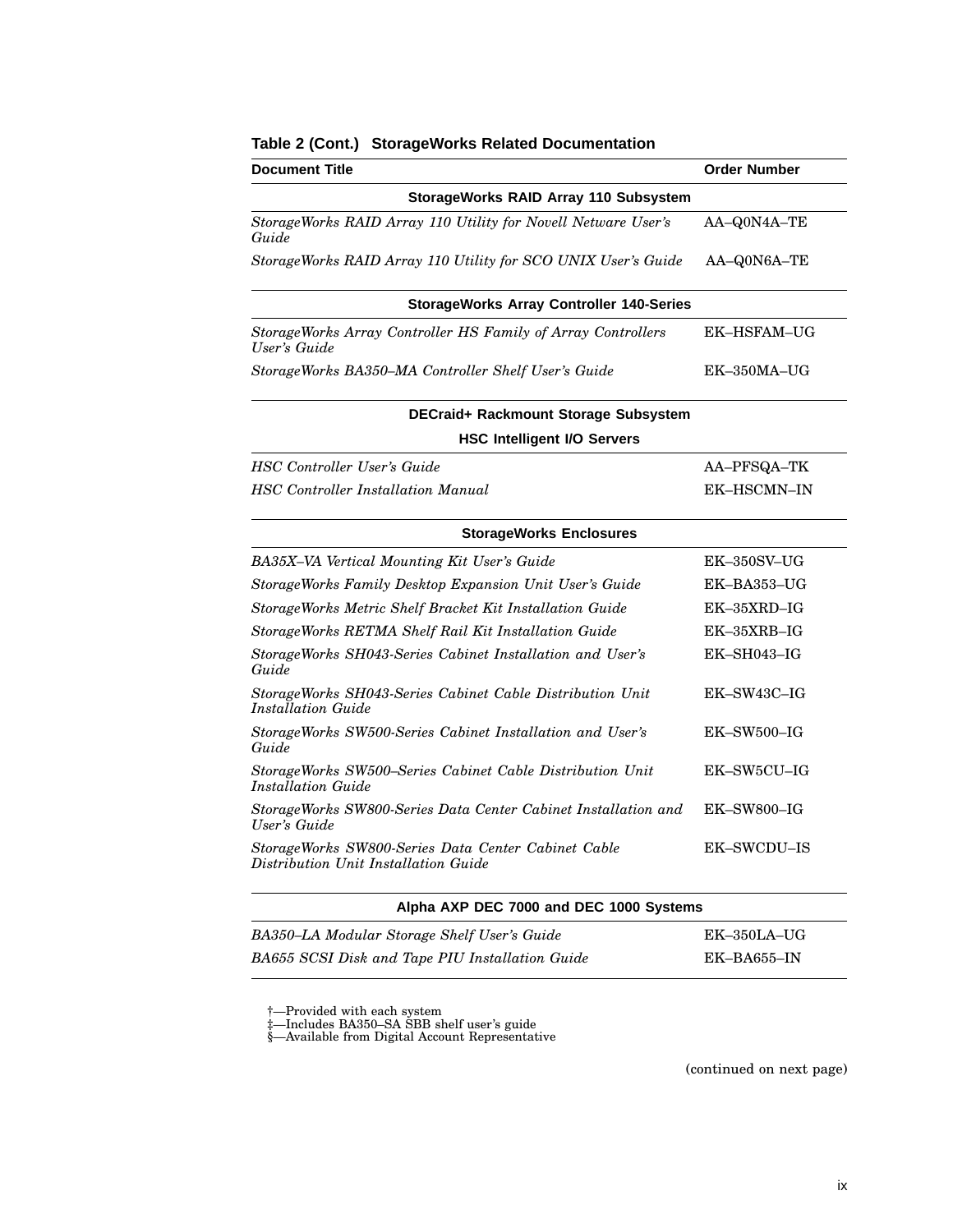**Table 2 (Cont.) StorageWorks Related Documentation**

| Document Title | Order Number |
|---|---|
| **StorageWorks RAID Array 110 Subsystem** | |
| *StorageWorks RAID Array 110 Utility for Novell Netware User's Guide* | AA–Q0N4A–TE |
| *StorageWorks RAID Array 110 Utility for SCO UNIX User's Guide* | AA–Q0N6A–TE |
| **StorageWorks Array Controller 140-Series** | |
| *StorageWorks Array Controller HS Family of Array Controllers User's Guide* | EK–HSFAM–UG |
| *StorageWorks BA350–MA Controller Shelf User's Guide* | EK–350MA–UG |
| **DECraid+ Rackmount Storage Subsystem** | |
| **HSC Intelligent I/O Servers** | |
| *HSC Controller User's Guide* | AA–PFSQA–TK |
| *HSC Controller Installation Manual* | EK–HSCMN–IN |
| **StorageWorks Enclosures** | |
| *BA35X–VA Vertical Mounting Kit User's Guide* | EK–350SV–UG |
| *StorageWorks Family Desktop Expansion Unit User's Guide* | EK–BA353–UG |
| *StorageWorks Metric Shelf Bracket Kit Installation Guide* | EK–35XRD–IG |
| *StorageWorks RETMA Shelf Rail Kit Installation Guide* | EK–35XRB–IG |
| *StorageWorks SH043-Series Cabinet Installation and User's Guide* | EK–SH043–IG |
| *StorageWorks SH043-Series Cabinet Cable Distribution Unit Installation Guide* | EK–SW43C–IG |
| *StorageWorks SW500-Series Cabinet Installation and User's Guide* | EK–SW500–IG |
| *StorageWorks SW500–Series Cabinet Cable Distribution Unit Installation Guide* | EK–SW5CU–IG |
| *StorageWorks SW800-Series Data Center Cabinet Installation and User's Guide* | EK–SW800–IG |
| *StorageWorks SW800-Series Data Center Cabinet Cable Distribution Unit Installation Guide* | EK–SWCDU–IS |
| **Alpha AXP DEC 7000 and DEC 1000 Systems** | |
| *BA350–LA Modular Storage Shelf User's Guide* | EK–350LA–UG |
| *BA655 SCSI Disk and Tape PIU Installation Guide* | EK–BA655–IN |

†—Provided with each system
‡—Includes BA350–SA SBB shelf user's guide
§—Available from Digital Account Representative

(continued on next page)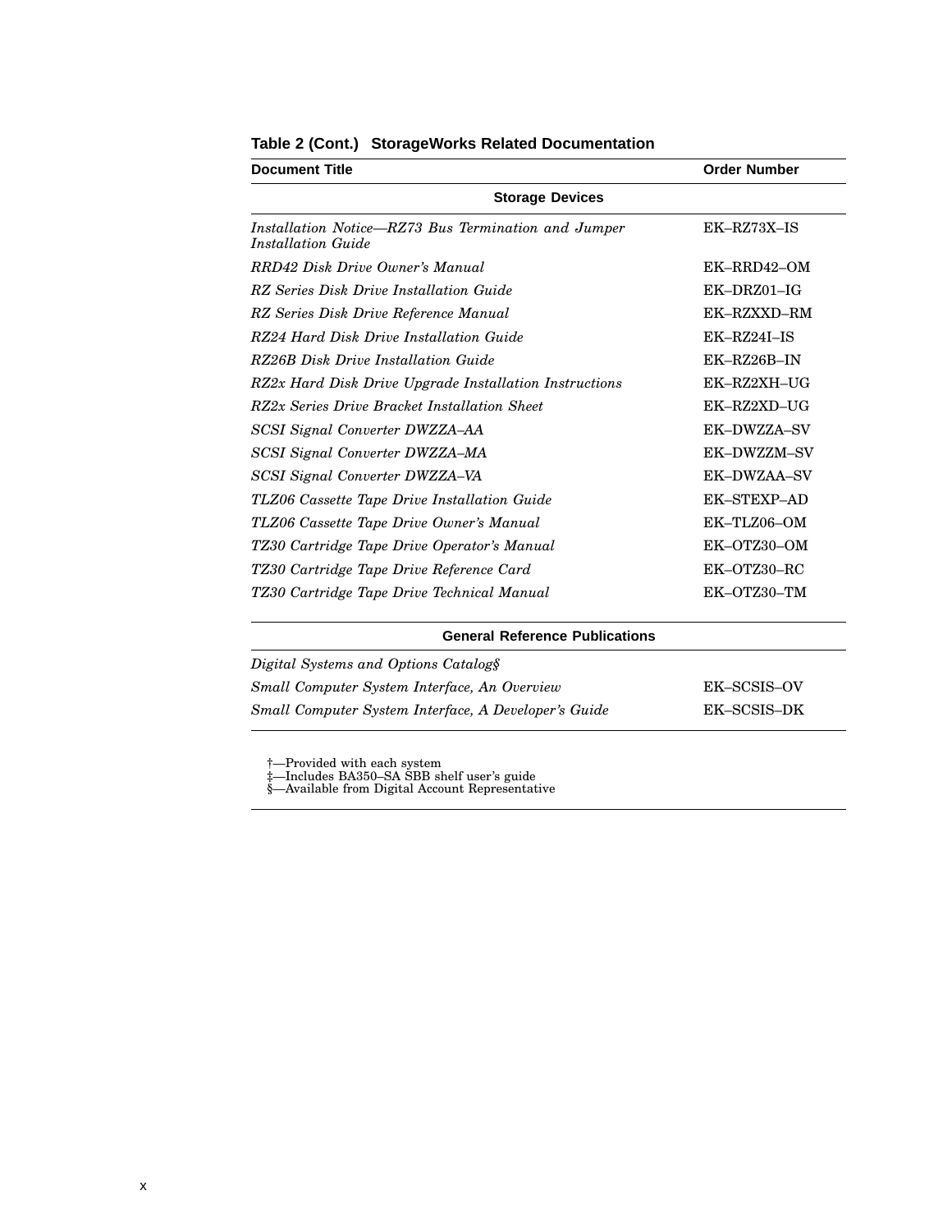**Table 2 (Cont.) StorageWorks Related Documentation**

| Document Title | Order Number |
| --- | --- |
| **Storage Devices** | |
| *Installation Notice—RZ73 Bus Termination and Jumper Installation Guide* | EK–RZ73X–IS |
| *RRD42 Disk Drive Owner's Manual* | EK–RRD42–OM |
| *RZ Series Disk Drive Installation Guide* | EK–DRZ01–IG |
| *RZ Series Disk Drive Reference Manual* | EK–RZXXD–RM |
| *RZ24 Hard Disk Drive Installation Guide* | EK–RZ24I–IS |
| *RZ26B Disk Drive Installation Guide* | EK–RZ26B–IN |
| *RZ2x Hard Disk Drive Upgrade Installation Instructions* | EK–RZ2XH–UG |
| *RZ2x Series Drive Bracket Installation Sheet* | EK–RZ2XD–UG |
| *SCSI Signal Converter DWZZA–AA* | EK–DWZZA–SV |
| *SCSI Signal Converter DWZZA–MA* | EK–DWZZM–SV |
| *SCSI Signal Converter DWZZA–VA* | EK–DWZAA–SV |
| *TLZ06 Cassette Tape Drive Installation Guide* | EK–STEXP–AD |
| *TLZ06 Cassette Tape Drive Owner's Manual* | EK–TLZ06–OM |
| *TZ30 Cartridge Tape Drive Operator's Manual* | EK–OTZ30–OM |
| *TZ30 Cartridge Tape Drive Reference Card* | EK–OTZ30–RC |
| *TZ30 Cartridge Tape Drive Technical Manual* | EK–OTZ30–TM |
| **General Reference Publications** | |
| *Digital Systems and Options Catalog*§ | |
| *Small Computer System Interface, An Overview* | EK–SCSIS–OV |
| *Small Computer System Interface, A Developer's Guide* | EK–SCSIS–DK |

†—Provided with each system
‡—Includes BA350–SA SBB shelf user's guide
§—Available from Digital Account Representative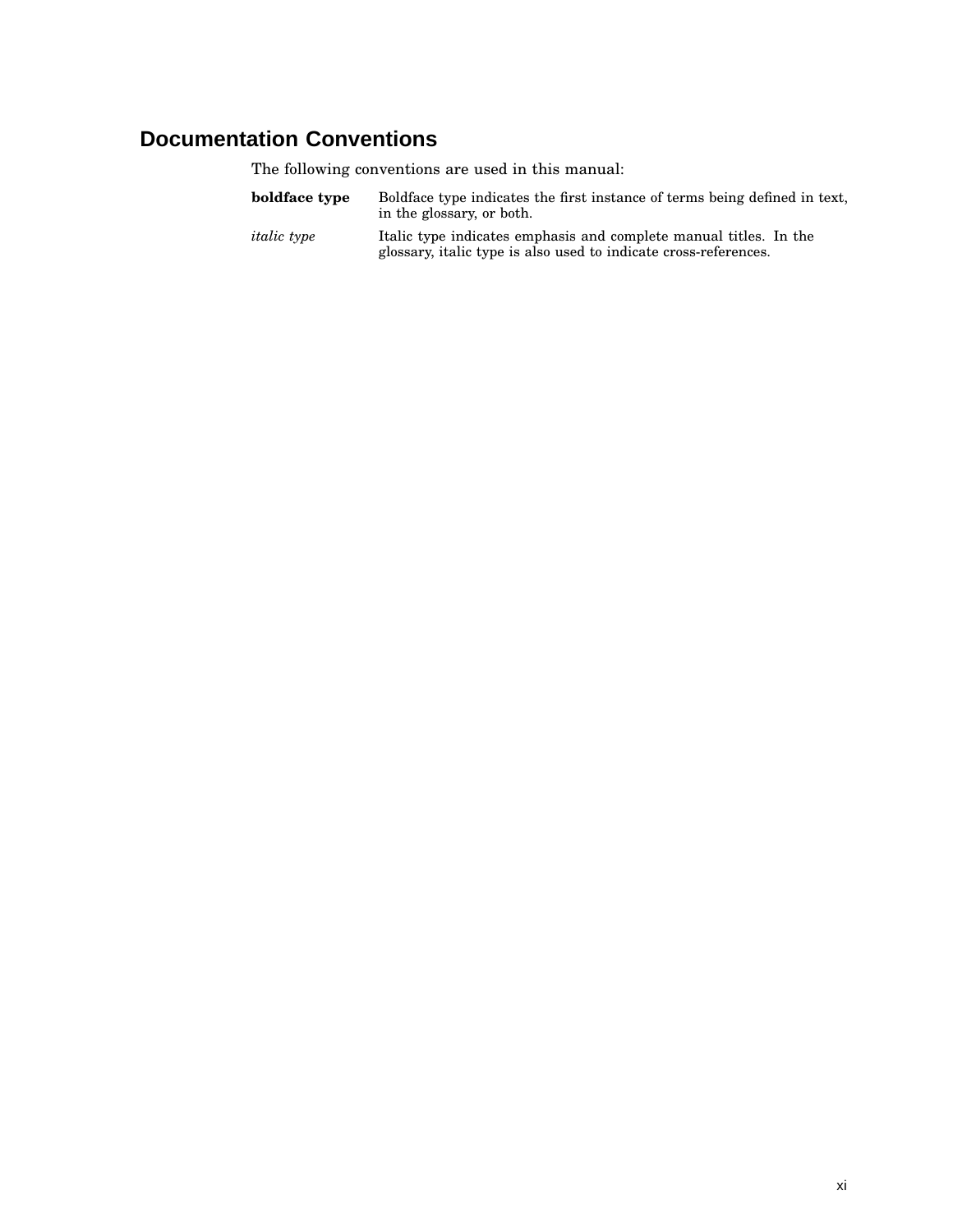# Documentation Conventions

The following conventions are used in this manual:

| | |
|---|---|
| **boldface type** | Boldface type indicates the first instance of terms being defined in text, in the glossary, or both. |
| *italic type* | Italic type indicates emphasis and complete manual titles. In the glossary, italic type is also used to indicate cross-references. |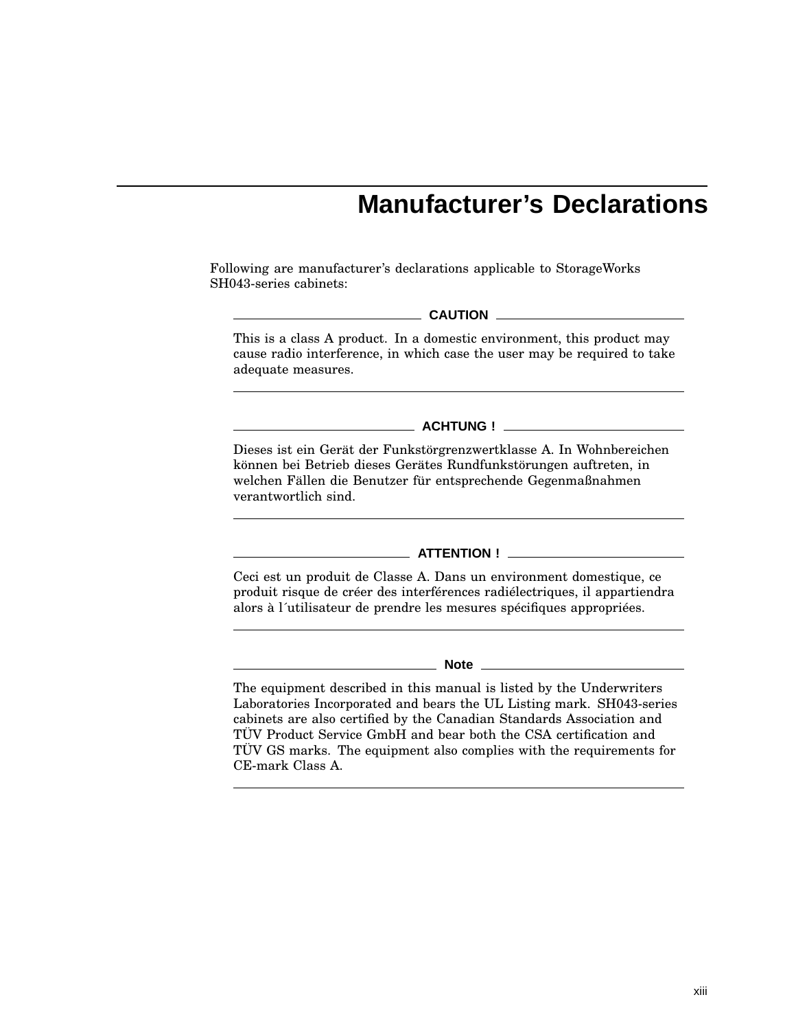# Manufacturer's Declarations

Following are manufacturer's declarations applicable to StorageWorks SH043-series cabinets:

**CAUTION**

This is a class A product. In a domestic environment, this product may cause radio interference, in which case the user may be required to take adequate measures.

---

**ACHTUNG !**

Dieses ist ein Gerät der Funkstörgrenzwertklasse A. In Wohnbereichen können bei Betrieb dieses Gerätes Rundfunkstörungen auftreten, in welchen Fällen die Benutzer für entsprechende Gegenmaßnahmen verantwortlich sind.

---

**ATTENTION !**

Ceci est un produit de Classe A. Dans un environment domestique, ce produit risque de créer des interférences radiélectriques, il appartiendra alors à l´utilisateur de prendre les mesures spécifiques appropriées.

---

**Note**

The equipment described in this manual is listed by the Underwriters Laboratories Incorporated and bears the UL Listing mark. SH043-series cabinets are also certified by the Canadian Standards Association and TÜV Product Service GmbH and bear both the CSA certification and TÜV GS marks. The equipment also complies with the requirements for CE-mark Class A.

---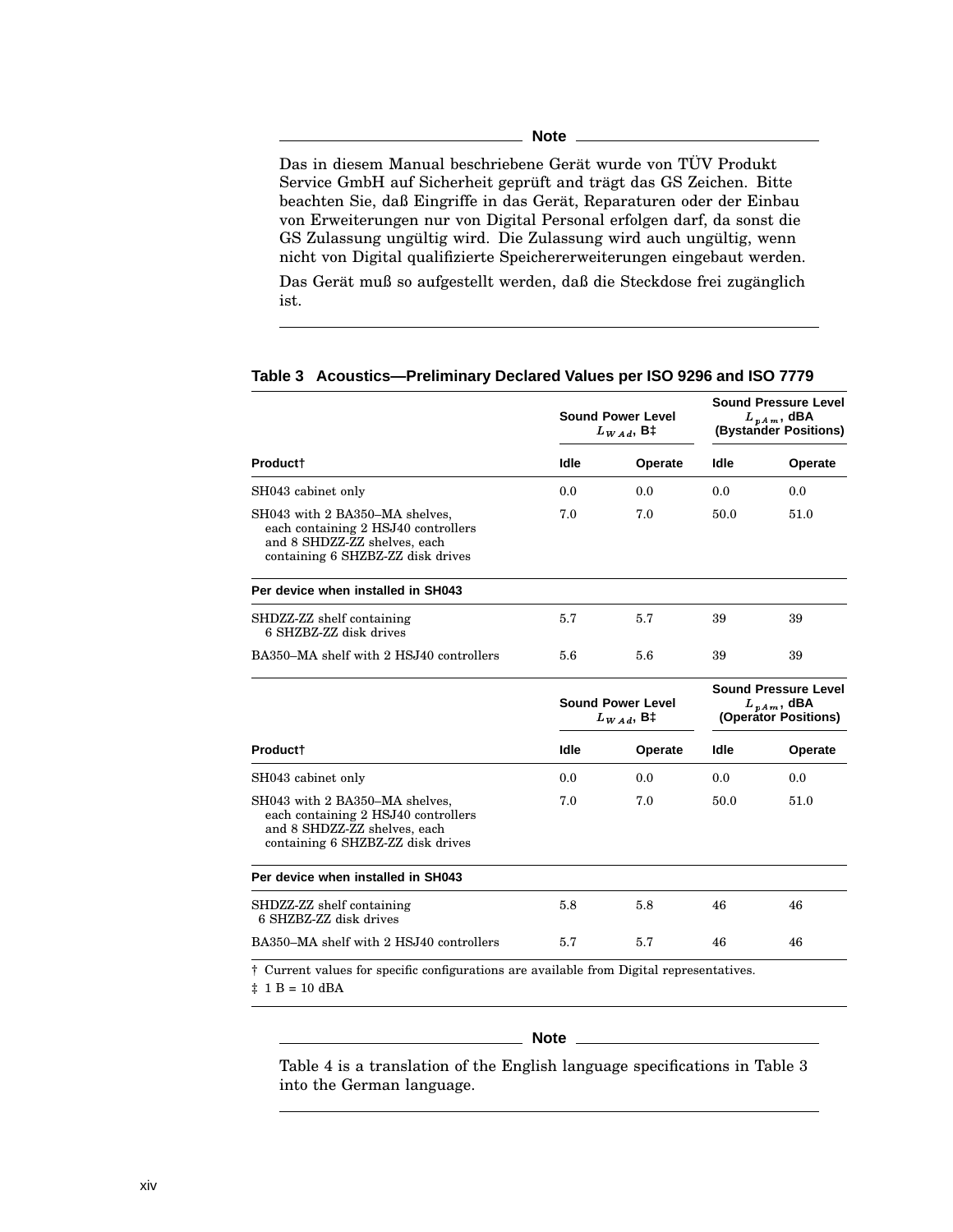**Note**

Das in diesem Manual beschriebene Gerät wurde von TÜV Produkt Service GmbH auf Sicherheit geprüft and trägt das GS Zeichen. Bitte beachten Sie, daß Eingriffe in das Gerät, Reparaturen oder der Einbau von Erweiterungen nur von Digital Personal erfolgen darf, da sonst die GS Zulassung ungültig wird. Die Zulassung wird auch ungültig, wenn nicht von Digital qualifizierte Speichererweiterungen eingebaut werden.

Das Gerät muß so aufgestellt werden, daß die Steckdose frei zugänglich ist.

**Table 3 Acoustics—Preliminary Declared Values per ISO 9296 and ISO 7779**

| | Sound Power Level $L_{WAd}$, B‡ | | Sound Pressure Level $L_{pAm}$, dBA (Bystander Positions) | |
|---|---|---|---|---|
| **Product†** | **Idle** | **Operate** | **Idle** | **Operate** |
| SH043 cabinet only | 0.0 | 0.0 | 0.0 | 0.0 |
| SH043 with 2 BA350–MA shelves, each containing 2 HSJ40 controllers and 8 SHDZZ-ZZ shelves, each containing 6 SHZBZ-ZZ disk drives | 7.0 | 7.0 | 50.0 | 51.0 |
| **Per device when installed in SH043** | | | | |
| SHDZZ-ZZ shelf containing 6 SHZBZ-ZZ disk drives | 5.7 | 5.7 | 39 | 39 |
| BA350–MA shelf with 2 HSJ40 controllers | 5.6 | 5.6 | 39 | 39 |

| | Sound Power Level $L_{WAd}$, B‡ | | Sound Pressure Level $L_{pAm}$, dBA (Operator Positions) | |
|---|---|---|---|---|
| **Product†** | **Idle** | **Operate** | **Idle** | **Operate** |
| SH043 cabinet only | 0.0 | 0.0 | 0.0 | 0.0 |
| SH043 with 2 BA350–MA shelves, each containing 2 HSJ40 controllers and 8 SHDZZ-ZZ shelves, each containing 6 SHZBZ-ZZ disk drives | 7.0 | 7.0 | 50.0 | 51.0 |
| **Per device when installed in SH043** | | | | |
| SHDZZ-ZZ shelf containing 6 SHZBZ-ZZ disk drives | 5.8 | 5.8 | 46 | 46 |
| BA350–MA shelf with 2 HSJ40 controllers | 5.7 | 5.7 | 46 | 46 |

† Current values for specific configurations are available from Digital representatives.

‡ 1 B = 10 dBA

**Note**

Table 4 is a translation of the English language specifications in Table 3 into the German language.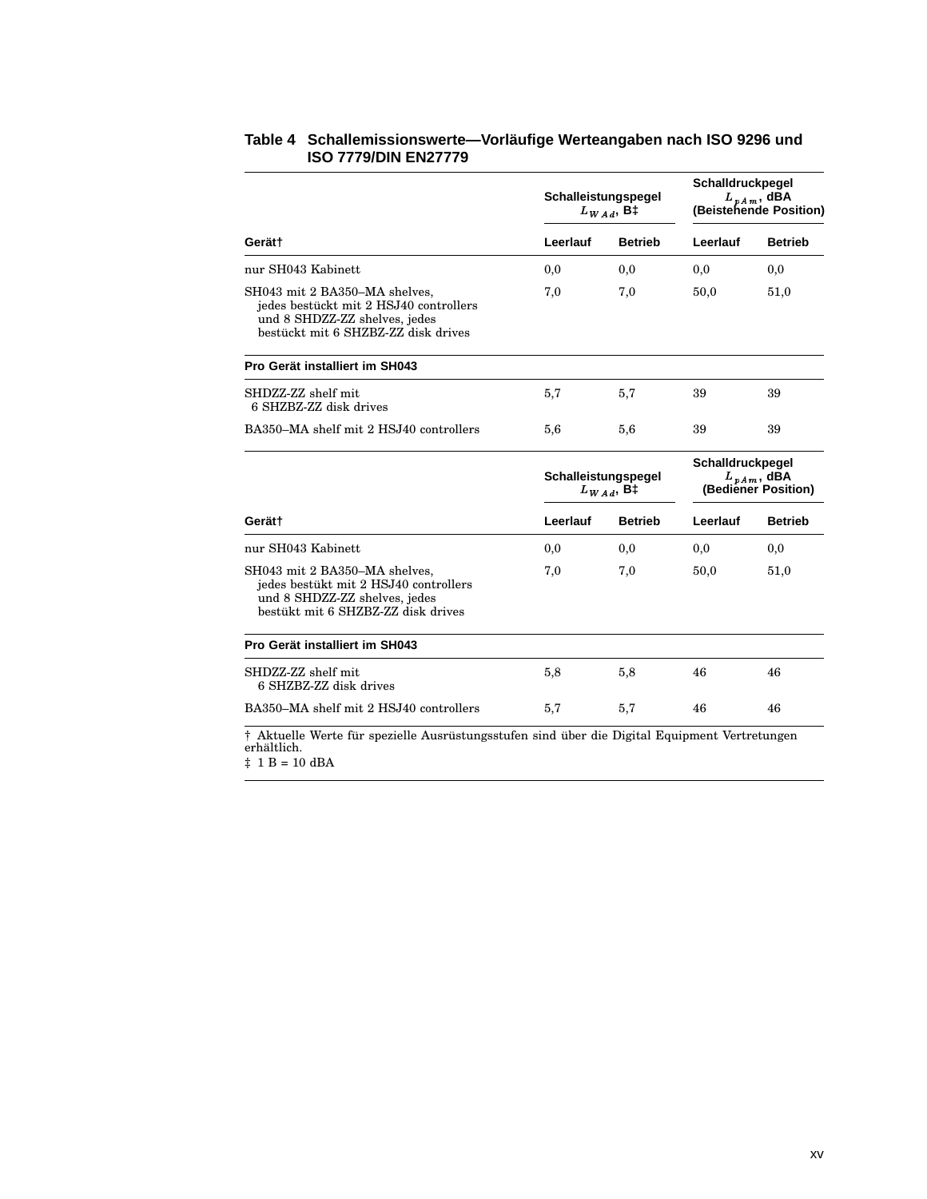**Table 4 Schallemissionswerte—Vorläufige Werteangaben nach ISO 9296 und ISO 7779/DIN EN27779**

| | Schalleistungspegel $L_{WAd}$, B‡ | | Schalldruckpegel $L_{pAm}$, dBA (Beistehende Position) | |
|---|---|---|---|---|
| **Gerät†** | **Leerlauf** | **Betrieb** | **Leerlauf** | **Betrieb** |
| nur SH043 Kabinett | 0,0 | 0,0 | 0,0 | 0,0 |
| SH043 mit 2 BA350–MA shelves, jedes bestückt mit 2 HSJ40 controllers und 8 SHDZZ-ZZ shelves, jedes bestückt mit 6 SHZBZ-ZZ disk drives | 7,0 | 7,0 | 50,0 | 51,0 |
| **Pro Gerät installiert im SH043** | | | | |
| SHDZZ-ZZ shelf mit 6 SHZBZ-ZZ disk drives | 5,7 | 5,7 | 39 | 39 |
| BA350–MA shelf mit 2 HSJ40 controllers | 5,6 | 5,6 | 39 | 39 |

| | Schalleistungspegel $L_{WAd}$, B‡ | | Schalldruckpegel $L_{pAm}$, dBA (Bediener Position) | |
|---|---|---|---|---|
| **Gerät†** | **Leerlauf** | **Betrieb** | **Leerlauf** | **Betrieb** |
| nur SH043 Kabinett | 0,0 | 0,0 | 0,0 | 0,0 |
| SH043 mit 2 BA350–MA shelves, jedes bestükt mit 2 HSJ40 controllers und 8 SHDZZ-ZZ shelves, jedes bestükt mit 6 SHZBZ-ZZ disk drives | 7,0 | 7,0 | 50,0 | 51,0 |
| **Pro Gerät installiert im SH043** | | | | |
| SHDZZ-ZZ shelf mit 6 SHZBZ-ZZ disk drives | 5,8 | 5,8 | 46 | 46 |
| BA350–MA shelf mit 2 HSJ40 controllers | 5,7 | 5,7 | 46 | 46 |

† Aktuelle Werte für spezielle Ausrüstungsstufen sind über die Digital Equipment Vertretungen erhältlich.

‡ 1 B = 10 dBA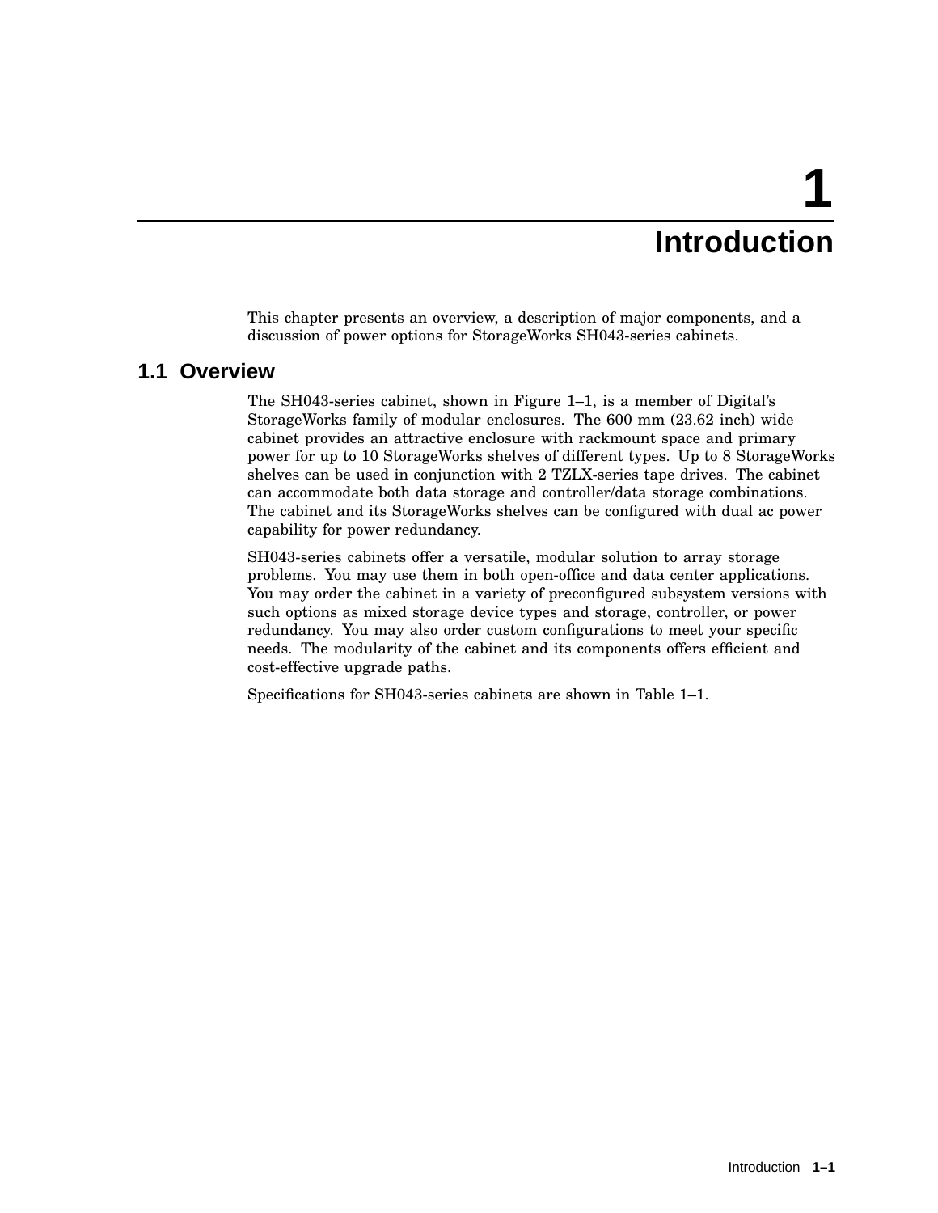# 1 Introduction

This chapter presents an overview, a description of major components, and a discussion of power options for StorageWorks SH043-series cabinets.

## 1.1 Overview

The SH043-series cabinet, shown in Figure 1–1, is a member of Digital's StorageWorks family of modular enclosures. The 600 mm (23.62 inch) wide cabinet provides an attractive enclosure with rackmount space and primary power for up to 10 StorageWorks shelves of different types. Up to 8 StorageWorks shelves can be used in conjunction with 2 TZLX-series tape drives. The cabinet can accommodate both data storage and controller/data storage combinations. The cabinet and its StorageWorks shelves can be configured with dual ac power capability for power redundancy.

SH043-series cabinets offer a versatile, modular solution to array storage problems. You may use them in both open-office and data center applications. You may order the cabinet in a variety of preconfigured subsystem versions with such options as mixed storage device types and storage, controller, or power redundancy. You may also order custom configurations to meet your specific needs. The modularity of the cabinet and its components offers efficient and cost-effective upgrade paths.

Specifications for SH043-series cabinets are shown in Table 1–1.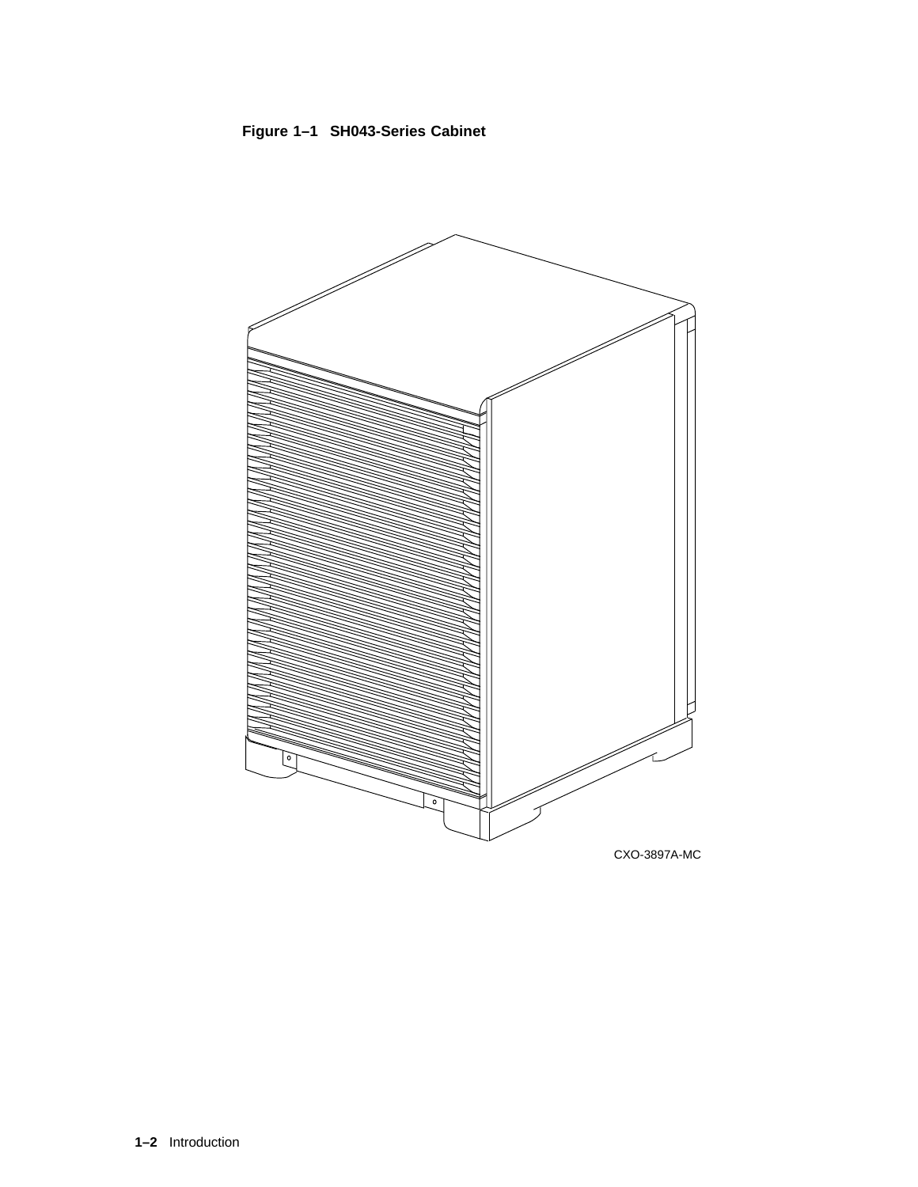**Figure 1–1 SH043-Series Cabinet**

CXO-3897A-MC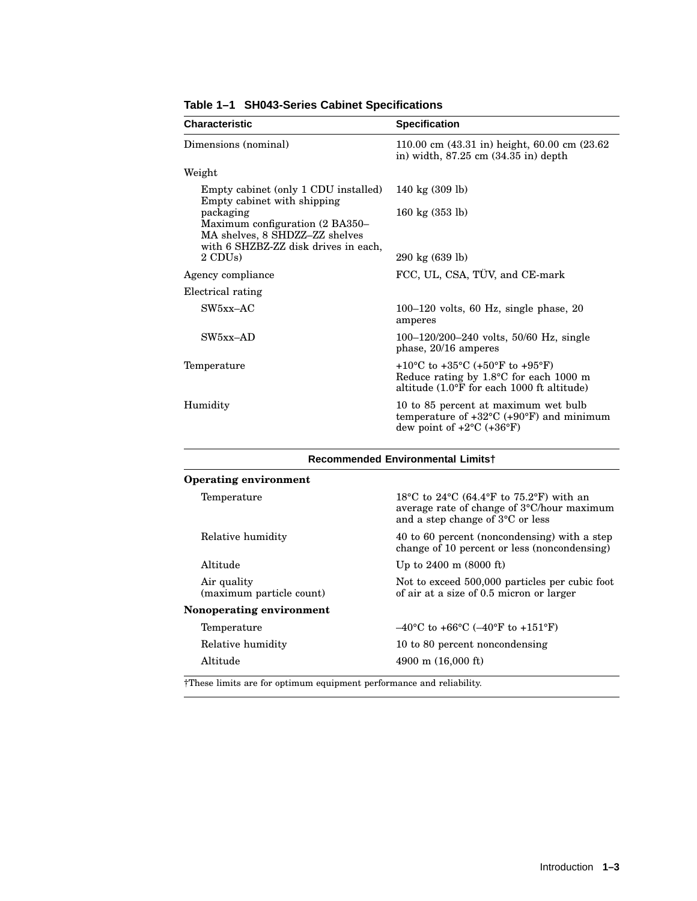**Table 1–1 SH043-Series Cabinet Specifications**

| Characteristic | Specification |
| --- | --- |
| Dimensions (nominal) | 110.00 cm (43.31 in) height, 60.00 cm (23.62 in) width, 87.25 cm (34.35 in) depth |
| Weight | |
| Empty cabinet (only 1 CDU installed) | 140 kg (309 lb) |
| Empty cabinet with shipping packaging | 160 kg (353 lb) |
| Maximum configuration (2 BA350–MA shelves, 8 SHDZZ–ZZ shelves with 6 SHZBZ-ZZ disk drives in each, 2 CDUs) | 290 kg (639 lb) |
| Agency compliance | FCC, UL, CSA, TÜV, and CE-mark |
| Electrical rating | |
| SW5xx–AC | 100–120 volts, 60 Hz, single phase, 20 amperes |
| SW5xx–AD | 100–120/200–240 volts, 50/60 Hz, single phase, 20/16 amperes |
| Temperature | +10°C to +35°C (+50°F to +95°F) Reduce rating by 1.8°C for each 1000 m altitude (1.0°F for each 1000 ft altitude) |
| Humidity | 10 to 85 percent at maximum wet bulb temperature of +32°C (+90°F) and minimum dew point of +2°C (+36°F) |
| **Recommended Environmental Limits†** | |
| **Operating environment** | |
| Temperature | 18°C to 24°C (64.4°F to 75.2°F) with an average rate of change of 3°C/hour maximum and a step change of 3°C or less |
| Relative humidity | 40 to 60 percent (noncondensing) with a step change of 10 percent or less (noncondensing) |
| Altitude | Up to 2400 m (8000 ft) |
| Air quality (maximum particle count) | Not to exceed 500,000 particles per cubic foot of air at a size of 0.5 micron or larger |
| **Nonoperating environment** | |
| Temperature | –40°C to +66°C (–40°F to +151°F) |
| Relative humidity | 10 to 80 percent noncondensing |
| Altitude | 4900 m (16,000 ft) |

†These limits are for optimum equipment performance and reliability.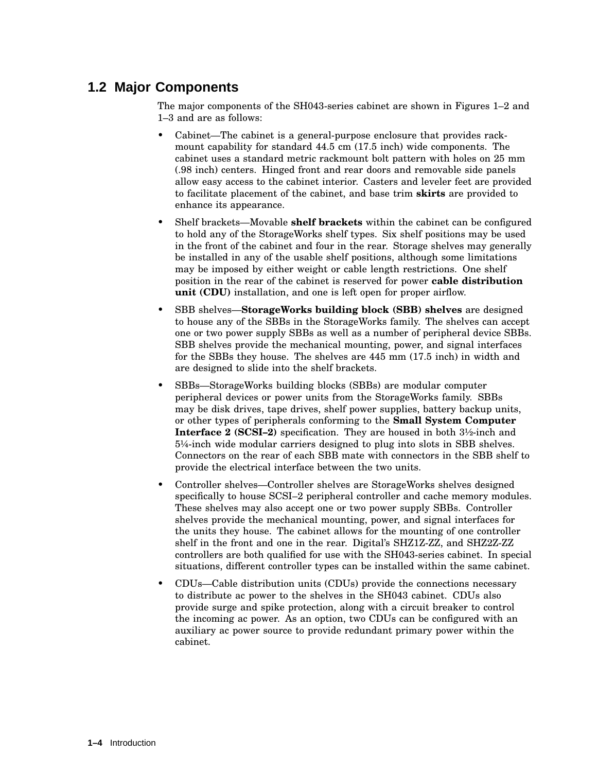## 1.2 Major Components

The major components of the SH043-series cabinet are shown in Figures 1–2 and 1–3 and are as follows:

- Cabinet—The cabinet is a general-purpose enclosure that provides rack-mount capability for standard 44.5 cm (17.5 inch) wide components. The cabinet uses a standard metric rackmount bolt pattern with holes on 25 mm (.98 inch) centers. Hinged front and rear doors and removable side panels allow easy access to the cabinet interior. Casters and leveler feet are provided to facilitate placement of the cabinet, and base trim **skirts** are provided to enhance its appearance.
- Shelf brackets—Movable **shelf brackets** within the cabinet can be configured to hold any of the StorageWorks shelf types. Six shelf positions may be used in the front of the cabinet and four in the rear. Storage shelves may generally be installed in any of the usable shelf positions, although some limitations may be imposed by either weight or cable length restrictions. One shelf position in the rear of the cabinet is reserved for power **cable distribution unit (CDU)** installation, and one is left open for proper airflow.
- SBB shelves—**StorageWorks building block (SBB) shelves** are designed to house any of the SBBs in the StorageWorks family. The shelves can accept one or two power supply SBBs as well as a number of peripheral device SBBs. SBB shelves provide the mechanical mounting, power, and signal interfaces for the SBBs they house. The shelves are 445 mm (17.5 inch) in width and are designed to slide into the shelf brackets.
- SBBs—StorageWorks building blocks (SBBs) are modular computer peripheral devices or power units from the StorageWorks family. SBBs may be disk drives, tape drives, shelf power supplies, battery backup units, or other types of peripherals conforming to the **Small System Computer Interface 2 (SCSI–2)** specification. They are housed in both 3½-inch and 5¼-inch wide modular carriers designed to plug into slots in SBB shelves. Connectors on the rear of each SBB mate with connectors in the SBB shelf to provide the electrical interface between the two units.
- Controller shelves—Controller shelves are StorageWorks shelves designed specifically to house SCSI–2 peripheral controller and cache memory modules. These shelves may also accept one or two power supply SBBs. Controller shelves provide the mechanical mounting, power, and signal interfaces for the units they house. The cabinet allows for the mounting of one controller shelf in the front and one in the rear. Digital's SHZ1Z-ZZ, and SHZ2Z-ZZ controllers are both qualified for use with the SH043-series cabinet. In special situations, different controller types can be installed within the same cabinet.
- CDUs—Cable distribution units (CDUs) provide the connections necessary to distribute ac power to the shelves in the SH043 cabinet. CDUs also provide surge and spike protection, along with a circuit breaker to control the incoming ac power. As an option, two CDUs can be configured with an auxiliary ac power source to provide redundant primary power within the cabinet.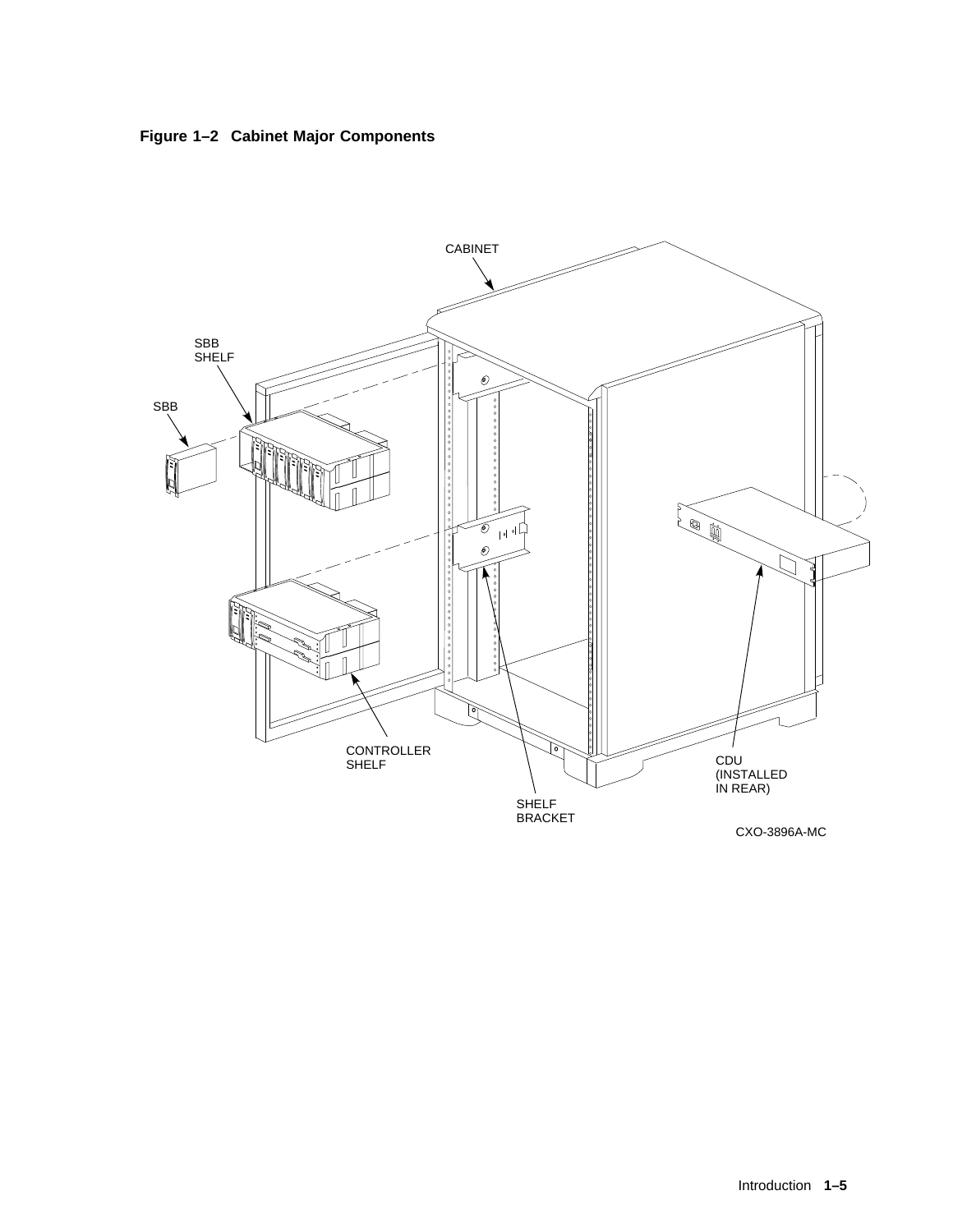**Figure 1–2 Cabinet Major Components**

CABINET

SBB SHELF

SBB

CONTROLLER SHELF

SHELF BRACKET

CDU (INSTALLED IN REAR)

CXO-3896A-MC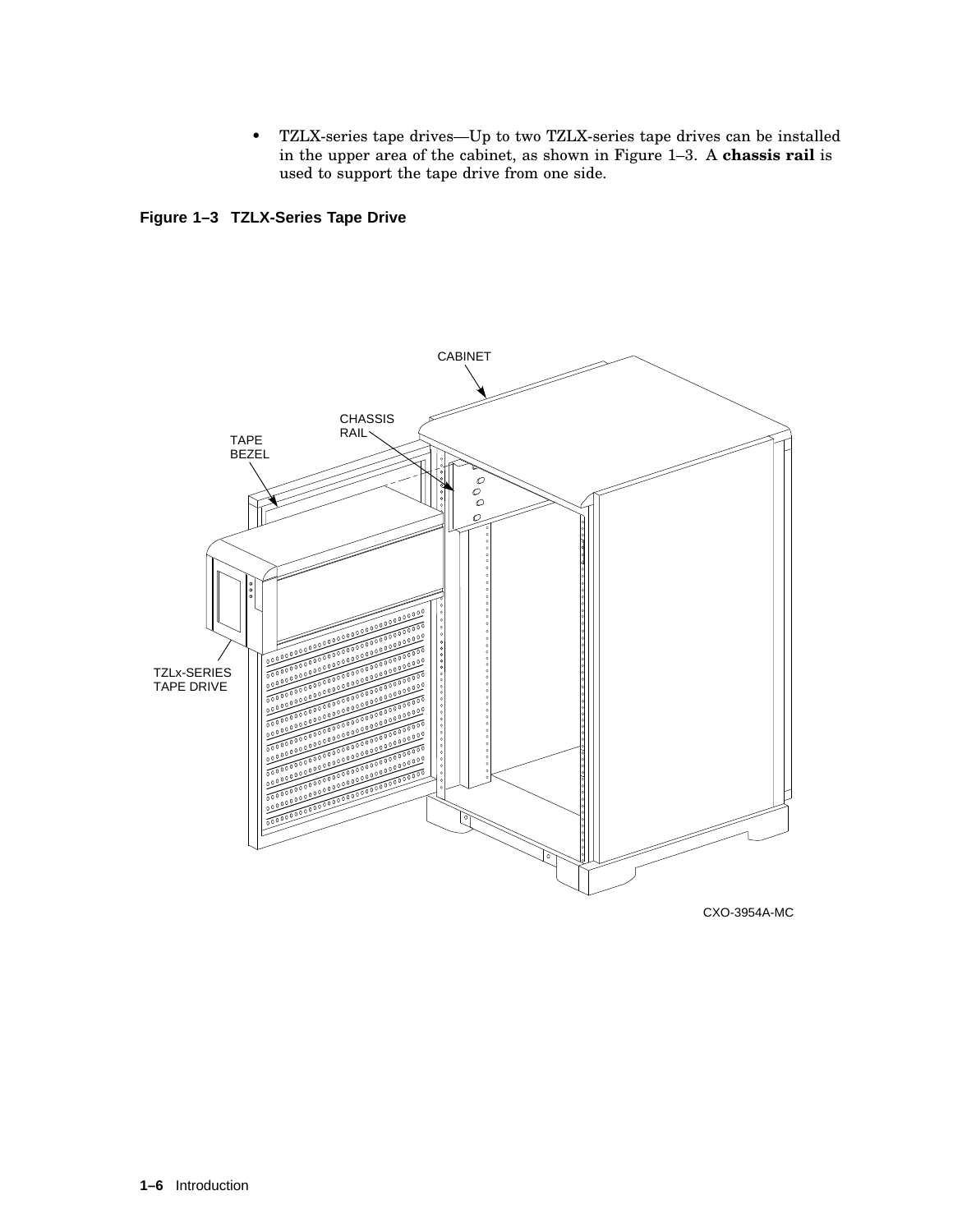- TZLX-series tape drives—Up to two TZLX-series tape drives can be installed in the upper area of the cabinet, as shown in Figure 1–3. A **chassis rail** is used to support the tape drive from one side.

**Figure 1–3 TZLX-Series Tape Drive**

CABINET

CHASSIS RAIL

TAPE BEZEL

TZLx-SERIES TAPE DRIVE

CXO-3954A-MC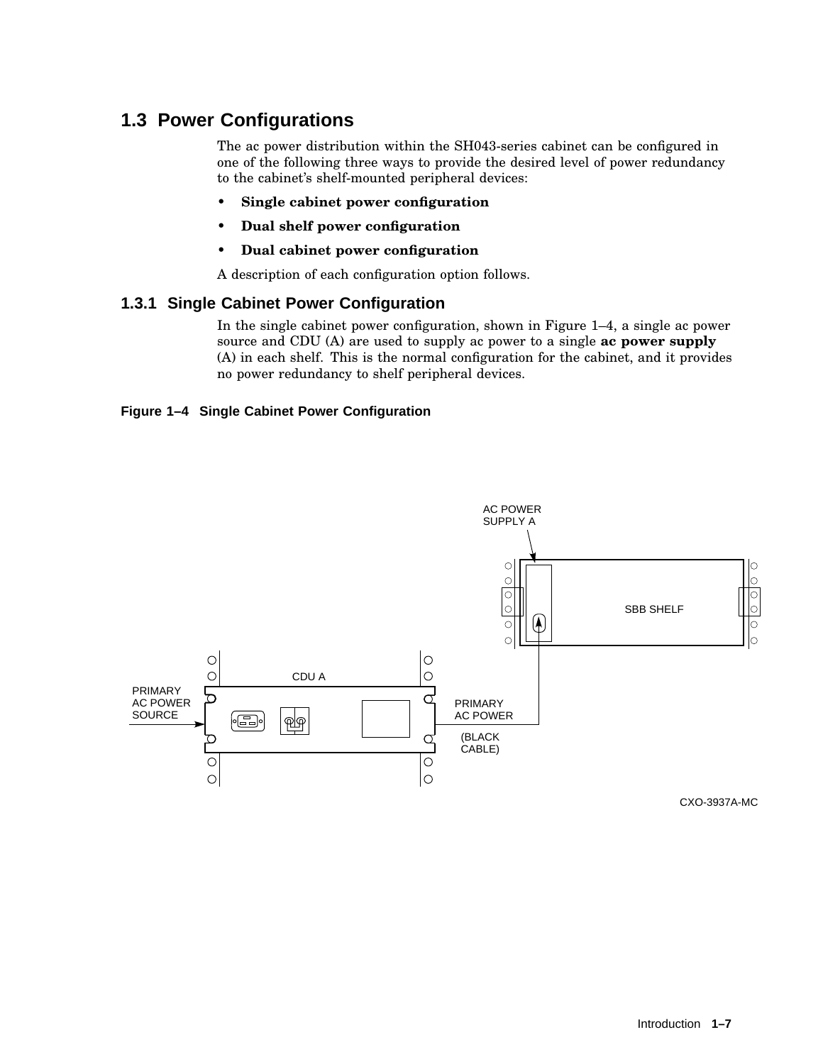## 1.3 Power Configurations

The ac power distribution within the SH043-series cabinet can be configured in one of the following three ways to provide the desired level of power redundancy to the cabinet's shelf-mounted peripheral devices:

- **Single cabinet power configuration**
- **Dual shelf power configuration**
- **Dual cabinet power configuration**

A description of each configuration option follows.

### 1.3.1 Single Cabinet Power Configuration

In the single cabinet power configuration, shown in Figure 1–4, a single ac power source and CDU (A) are used to supply ac power to a single **ac power supply** (A) in each shelf. This is the normal configuration for the cabinet, and it provides no power redundancy to shelf peripheral devices.

**Figure 1–4 Single Cabinet Power Configuration**

AC POWER SUPPLY A

SBB SHELF

CDU A

PRIMARY AC POWER SOURCE

PRIMARY AC POWER (BLACK CABLE)

CXO-3937A-MC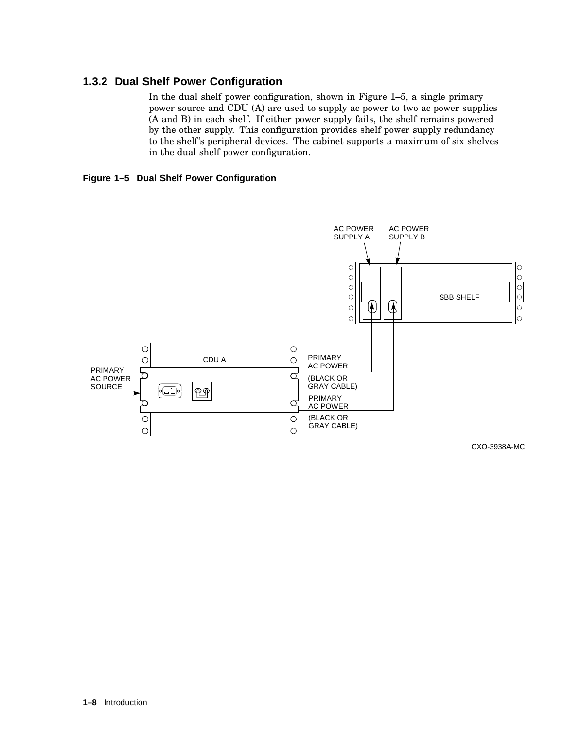### 1.3.2 Dual Shelf Power Configuration

In the dual shelf power configuration, shown in Figure 1–5, a single primary power source and CDU (A) are used to supply ac power to two ac power supplies (A and B) in each shelf. If either power supply fails, the shelf remains powered by the other supply. This configuration provides shelf power supply redundancy to the shelf's peripheral devices. The cabinet supports a maximum of six shelves in the dual shelf power configuration.

**Figure 1–5 Dual Shelf Power Configuration**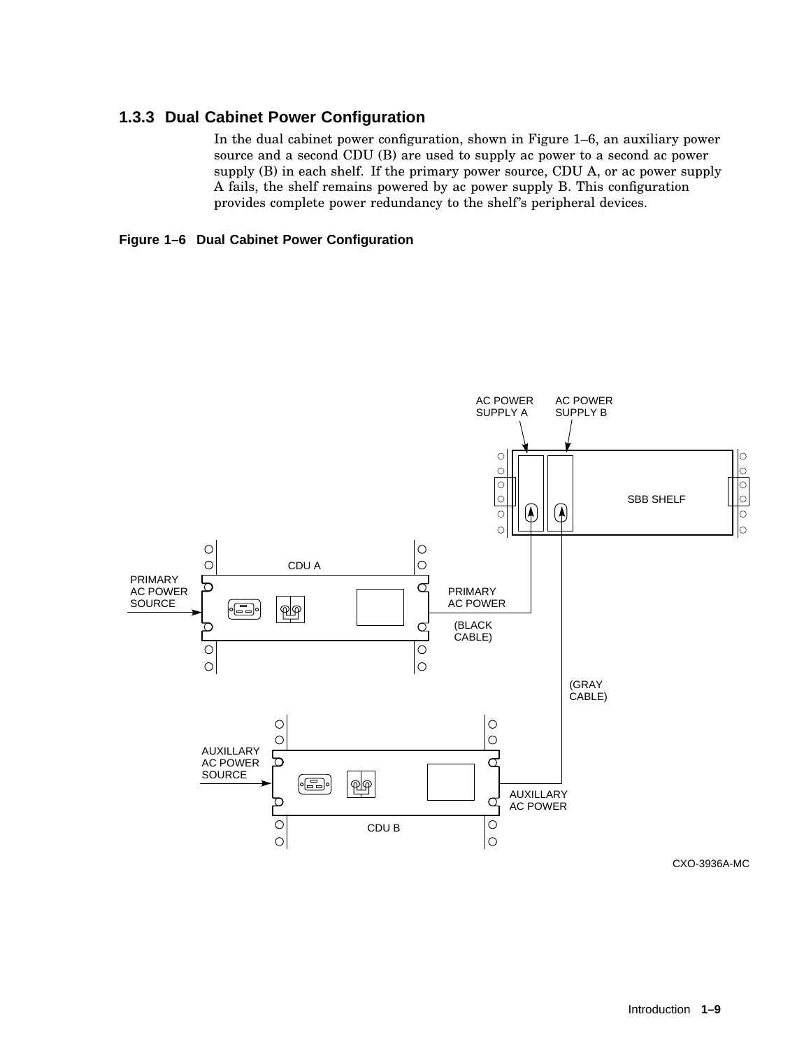### 1.3.3 Dual Cabinet Power Configuration

In the dual cabinet power configuration, shown in Figure 1–6, an auxiliary power source and a second CDU (B) are used to supply ac power to a second ac power supply (B) in each shelf. If the primary power source, CDU A, or ac power supply A fails, the shelf remains powered by ac power supply B. This configuration provides complete power redundancy to the shelf's peripheral devices.

**Figure 1–6 Dual Cabinet Power Configuration**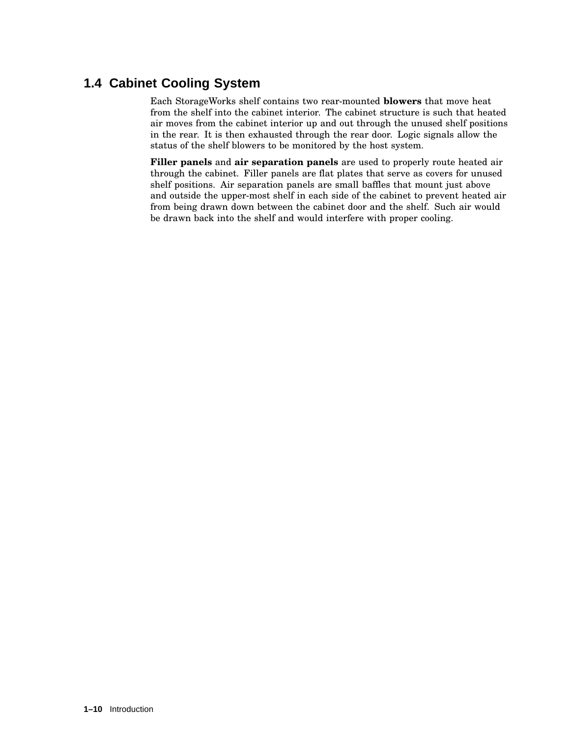## 1.4 Cabinet Cooling System

Each StorageWorks shelf contains two rear-mounted **blowers** that move heat from the shelf into the cabinet interior. The cabinet structure is such that heated air moves from the cabinet interior up and out through the unused shelf positions in the rear. It is then exhausted through the rear door. Logic signals allow the status of the shelf blowers to be monitored by the host system.

**Filler panels** and **air separation panels** are used to properly route heated air through the cabinet. Filler panels are flat plates that serve as covers for unused shelf positions. Air separation panels are small baffles that mount just above and outside the upper-most shelf in each side of the cabinet to prevent heated air from being drawn down between the cabinet door and the shelf. Such air would be drawn back into the shelf and would interfere with proper cooling.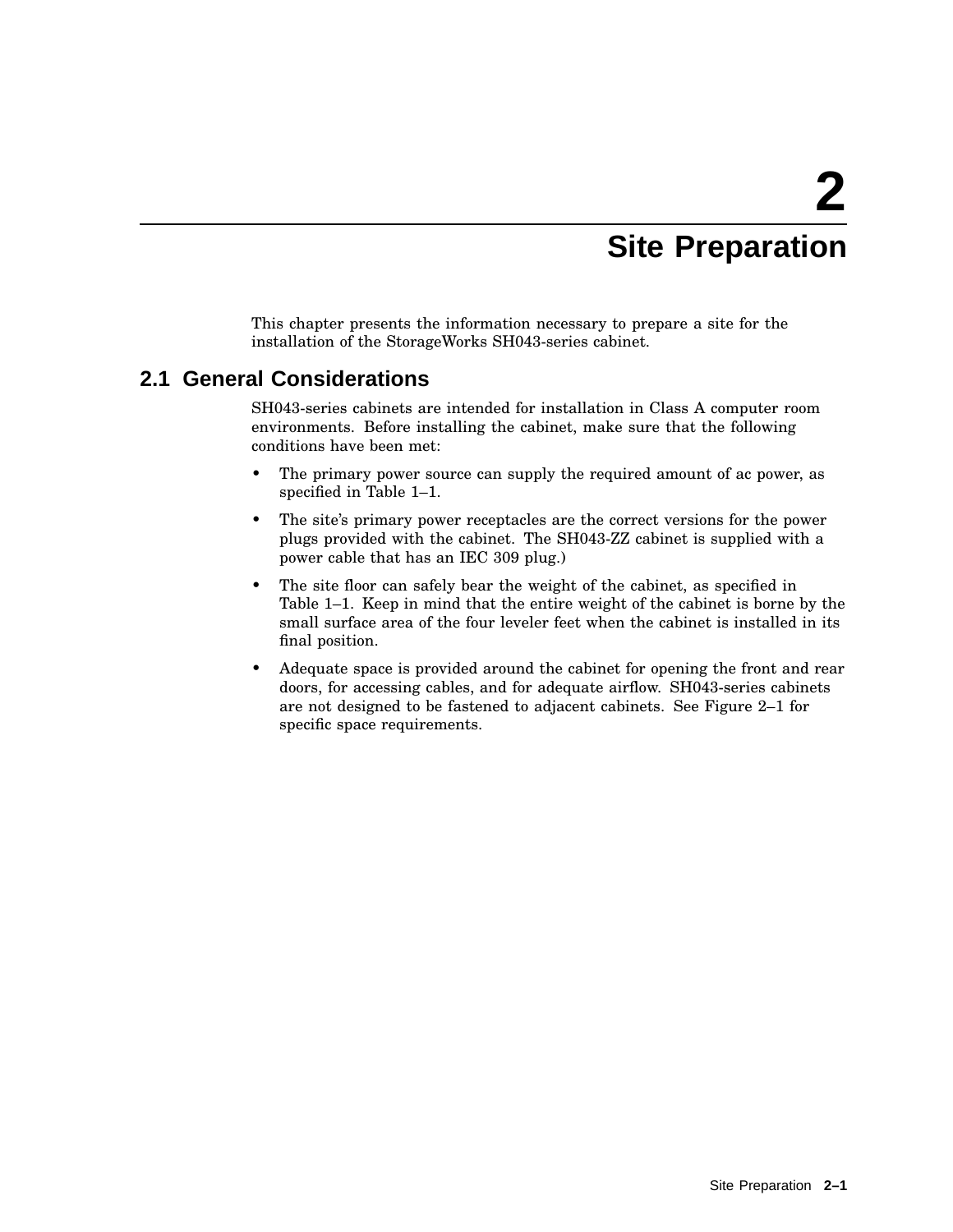# 2 Site Preparation

This chapter presents the information necessary to prepare a site for the installation of the StorageWorks SH043-series cabinet.

## 2.1 General Considerations

SH043-series cabinets are intended for installation in Class A computer room environments. Before installing the cabinet, make sure that the following conditions have been met:

- The primary power source can supply the required amount of ac power, as specified in Table 1–1.
- The site's primary power receptacles are the correct versions for the power plugs provided with the cabinet. The SH043-ZZ cabinet is supplied with a power cable that has an IEC 309 plug.)
- The site floor can safely bear the weight of the cabinet, as specified in Table 1–1. Keep in mind that the entire weight of the cabinet is borne by the small surface area of the four leveler feet when the cabinet is installed in its final position.
- Adequate space is provided around the cabinet for opening the front and rear doors, for accessing cables, and for adequate airflow. SH043-series cabinets are not designed to be fastened to adjacent cabinets. See Figure 2–1 for specific space requirements.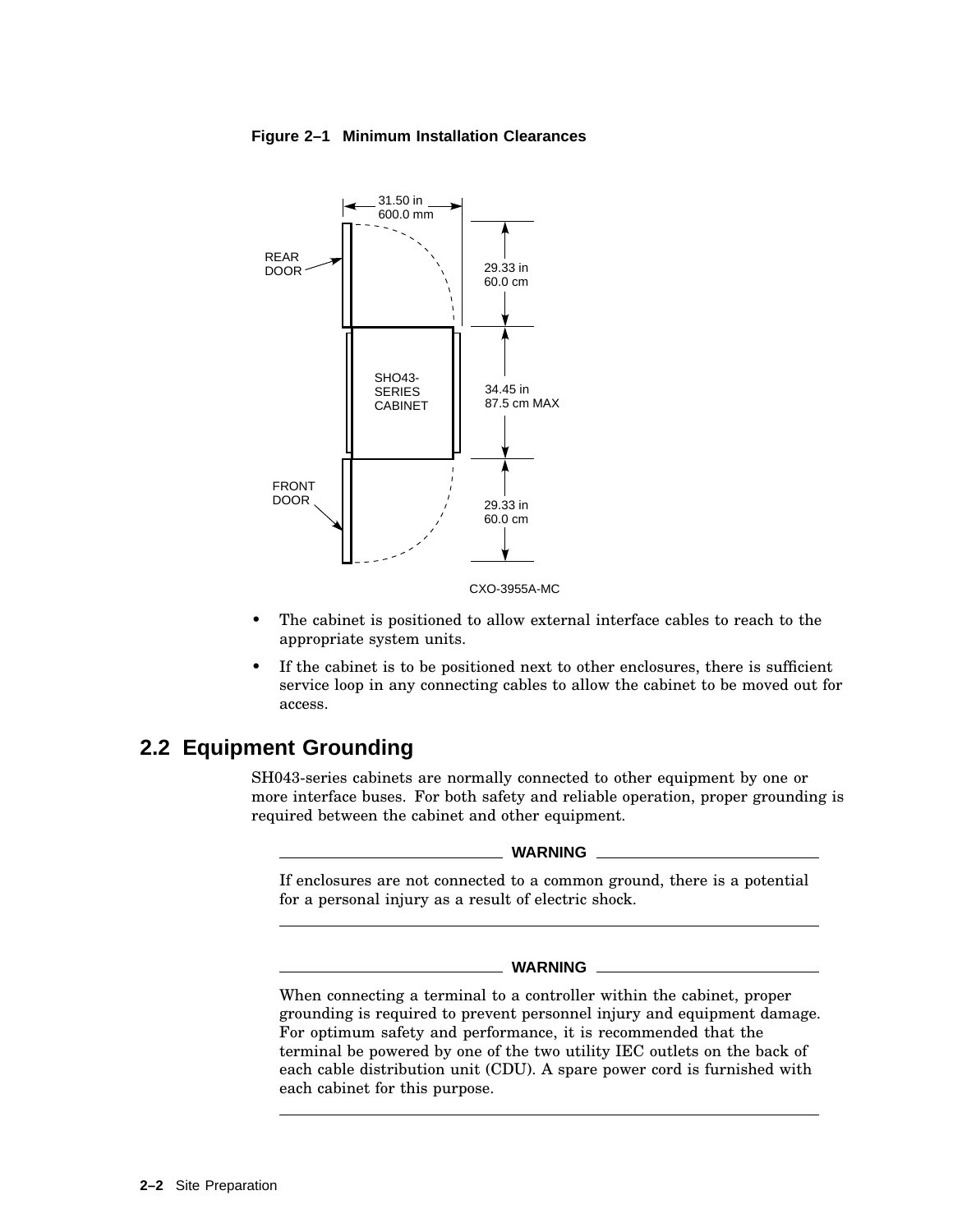**Figure 2–1 Minimum Installation Clearances**

REAR DOOR

31.50 in
600.0 mm

29.33 in
60.0 cm

SHO43-SERIES CABINET

34.45 in
87.5 cm MAX

FRONT DOOR

29.33 in
60.0 cm

CXO-3955A-MC

- The cabinet is positioned to allow external interface cables to reach to the appropriate system units.
- If the cabinet is to be positioned next to other enclosures, there is sufficient service loop in any connecting cables to allow the cabinet to be moved out for access.

## 2.2 Equipment Grounding

SH043-series cabinets are normally connected to other equipment by one or more interface buses. For both safety and reliable operation, proper grounding is required between the cabinet and other equipment.

---

**WARNING**

If enclosures are not connected to a common ground, there is a potential for a personal injury as a result of electric shock.

---

**WARNING**

When connecting a terminal to a controller within the cabinet, proper grounding is required to prevent personnel injury and equipment damage. For optimum safety and performance, it is recommended that the terminal be powered by one of the two utility IEC outlets on the back of each cable distribution unit (CDU). A spare power cord is furnished with each cabinet for this purpose.

---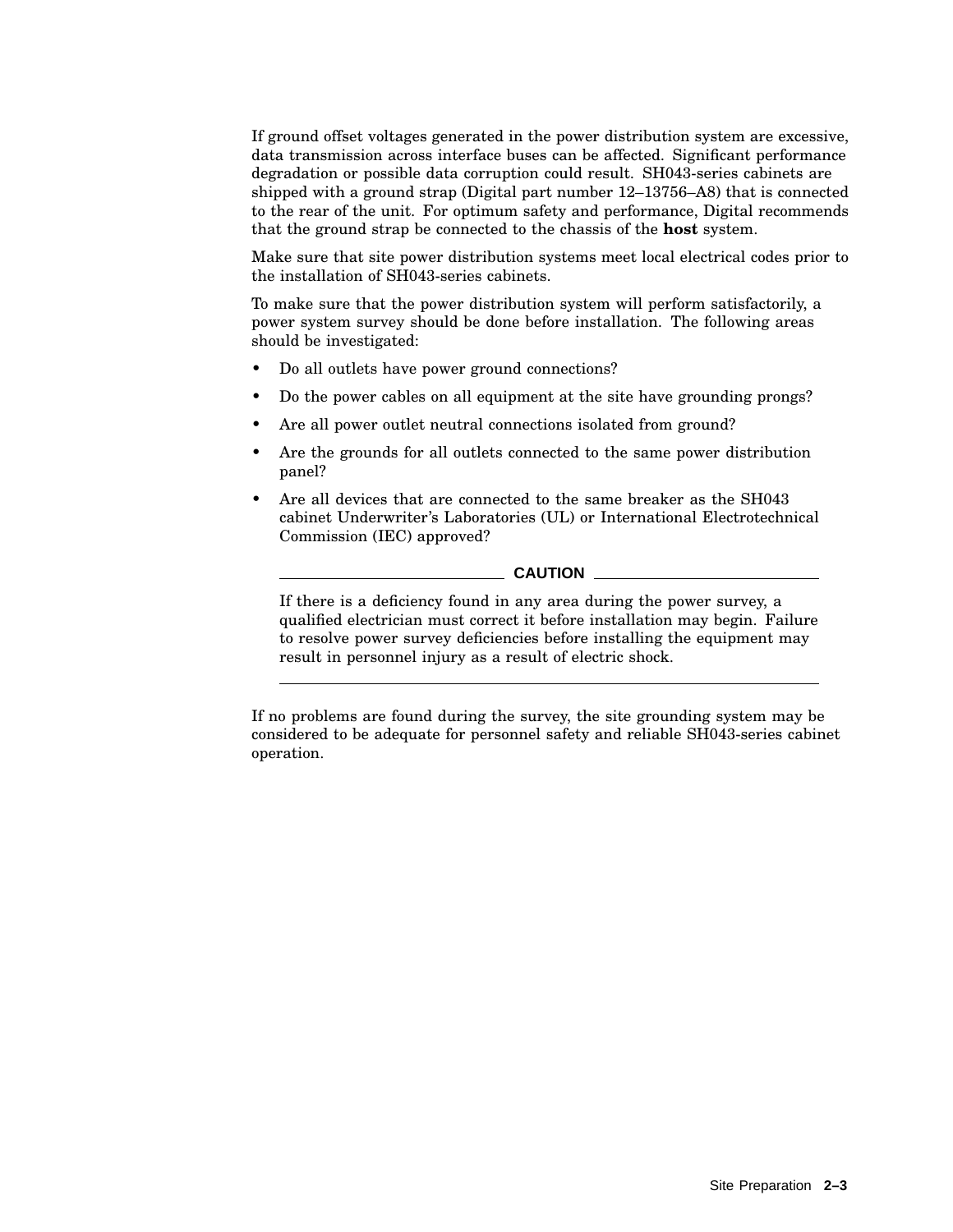If ground offset voltages generated in the power distribution system are excessive, data transmission across interface buses can be affected. Significant performance degradation or possible data corruption could result. SH043-series cabinets are shipped with a ground strap (Digital part number 12–13756–A8) that is connected to the rear of the unit. For optimum safety and performance, Digital recommends that the ground strap be connected to the chassis of the **host** system.

Make sure that site power distribution systems meet local electrical codes prior to the installation of SH043-series cabinets.

To make sure that the power distribution system will perform satisfactorily, a power system survey should be done before installation. The following areas should be investigated:

- Do all outlets have power ground connections?
- Do the power cables on all equipment at the site have grounding prongs?
- Are all power outlet neutral connections isolated from ground?
- Are the grounds for all outlets connected to the same power distribution panel?
- Are all devices that are connected to the same breaker as the SH043 cabinet Underwriter's Laboratories (UL) or International Electrotechnical Commission (IEC) approved?

---

**CAUTION**

If there is a deficiency found in any area during the power survey, a qualified electrician must correct it before installation may begin. Failure to resolve power survey deficiencies before installing the equipment may result in personnel injury as a result of electric shock.

---

If no problems are found during the survey, the site grounding system may be considered to be adequate for personnel safety and reliable SH043-series cabinet operation.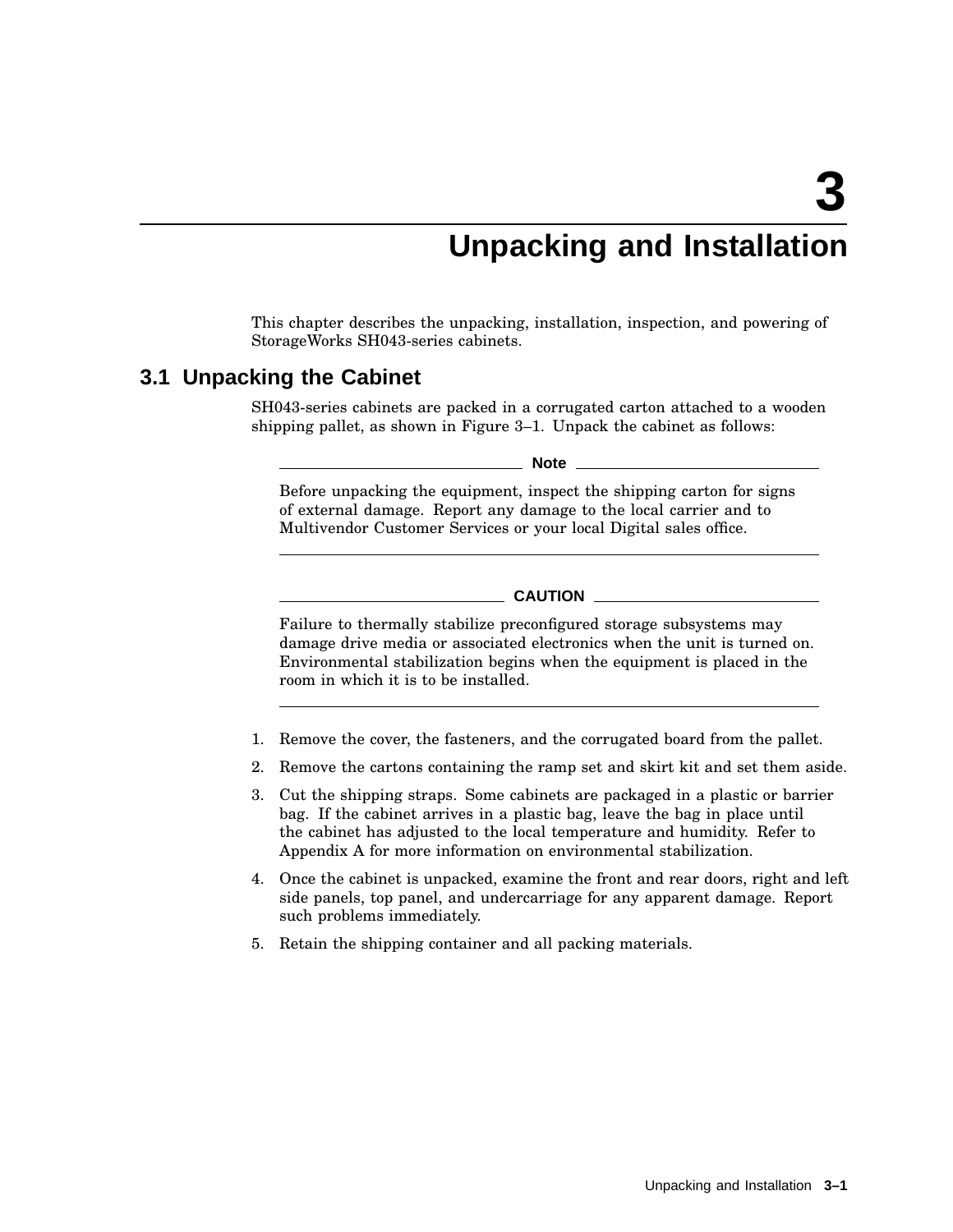# 3 Unpacking and Installation

This chapter describes the unpacking, installation, inspection, and powering of StorageWorks SH043-series cabinets.

## 3.1 Unpacking the Cabinet

SH043-series cabinets are packed in a corrugated carton attached to a wooden shipping pallet, as shown in Figure 3–1. Unpack the cabinet as follows:

**Note**

Before unpacking the equipment, inspect the shipping carton for signs of external damage. Report any damage to the local carrier and to Multivendor Customer Services or your local Digital sales office.

**CAUTION**

Failure to thermally stabilize preconfigured storage subsystems may damage drive media or associated electronics when the unit is turned on. Environmental stabilization begins when the equipment is placed in the room in which it is to be installed.

1. Remove the cover, the fasteners, and the corrugated board from the pallet.
2. Remove the cartons containing the ramp set and skirt kit and set them aside.
3. Cut the shipping straps. Some cabinets are packaged in a plastic or barrier bag. If the cabinet arrives in a plastic bag, leave the bag in place until the cabinet has adjusted to the local temperature and humidity. Refer to Appendix A for more information on environmental stabilization.
4. Once the cabinet is unpacked, examine the front and rear doors, right and left side panels, top panel, and undercarriage for any apparent damage. Report such problems immediately.
5. Retain the shipping container and all packing materials.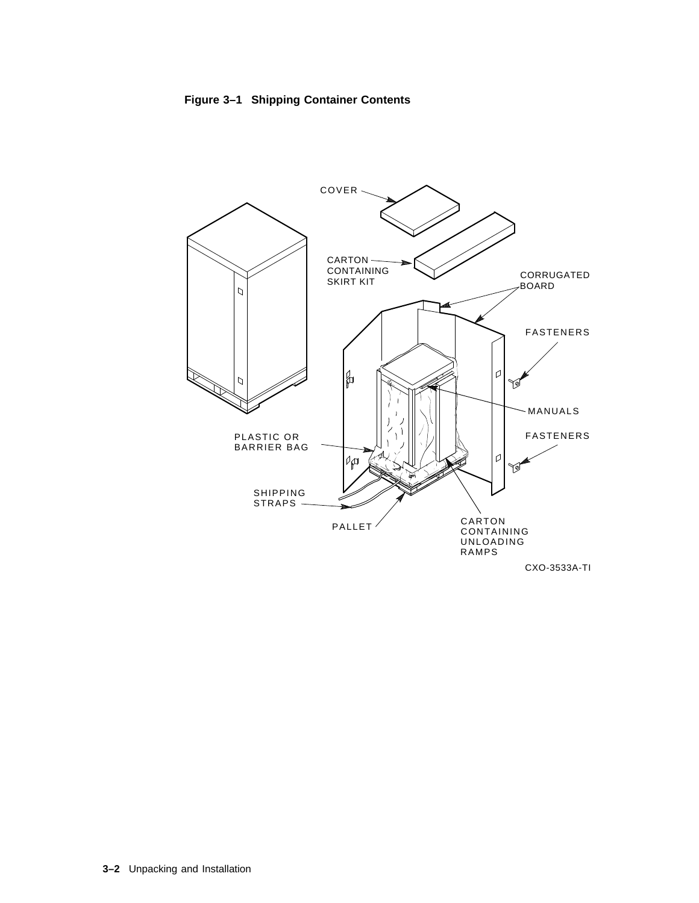**Figure 3–1 Shipping Container Contents**

COVER

CARTON CONTAINING SKIRT KIT

CORRUGATED BOARD

FASTENERS

MANUALS

FASTENERS

PLASTIC OR BARRIER BAG

SHIPPING STRAPS

PALLET

CARTON CONTAINING UNLOADING RAMPS

CXO-3533A-TI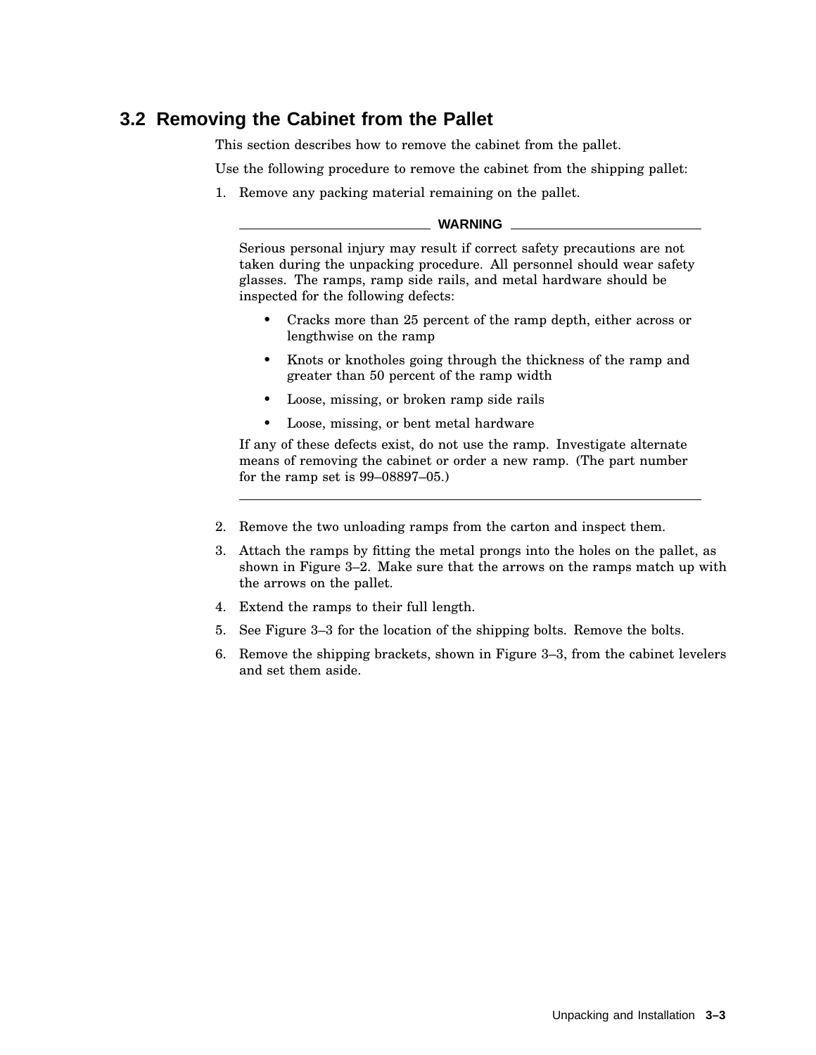## 3.2 Removing the Cabinet from the Pallet

This section describes how to remove the cabinet from the pallet.

Use the following procedure to remove the cabinet from the shipping pallet:

1. Remove any packing material remaining on the pallet.

---

**WARNING**

Serious personal injury may result if correct safety precautions are not taken during the unpacking procedure. All personnel should wear safety glasses. The ramps, ramp side rails, and metal hardware should be inspected for the following defects:

- Cracks more than 25 percent of the ramp depth, either across or lengthwise on the ramp
- Knots or knotholes going through the thickness of the ramp and greater than 50 percent of the ramp width
- Loose, missing, or broken ramp side rails
- Loose, missing, or bent metal hardware

If any of these defects exist, do not use the ramp. Investigate alternate means of removing the cabinet or order a new ramp. (The part number for the ramp set is 99–08897–05.)

---

2. Remove the two unloading ramps from the carton and inspect them.
3. Attach the ramps by fitting the metal prongs into the holes on the pallet, as shown in Figure 3–2. Make sure that the arrows on the ramps match up with the arrows on the pallet.
4. Extend the ramps to their full length.
5. See Figure 3–3 for the location of the shipping bolts. Remove the bolts.
6. Remove the shipping brackets, shown in Figure 3–3, from the cabinet levelers and set them aside.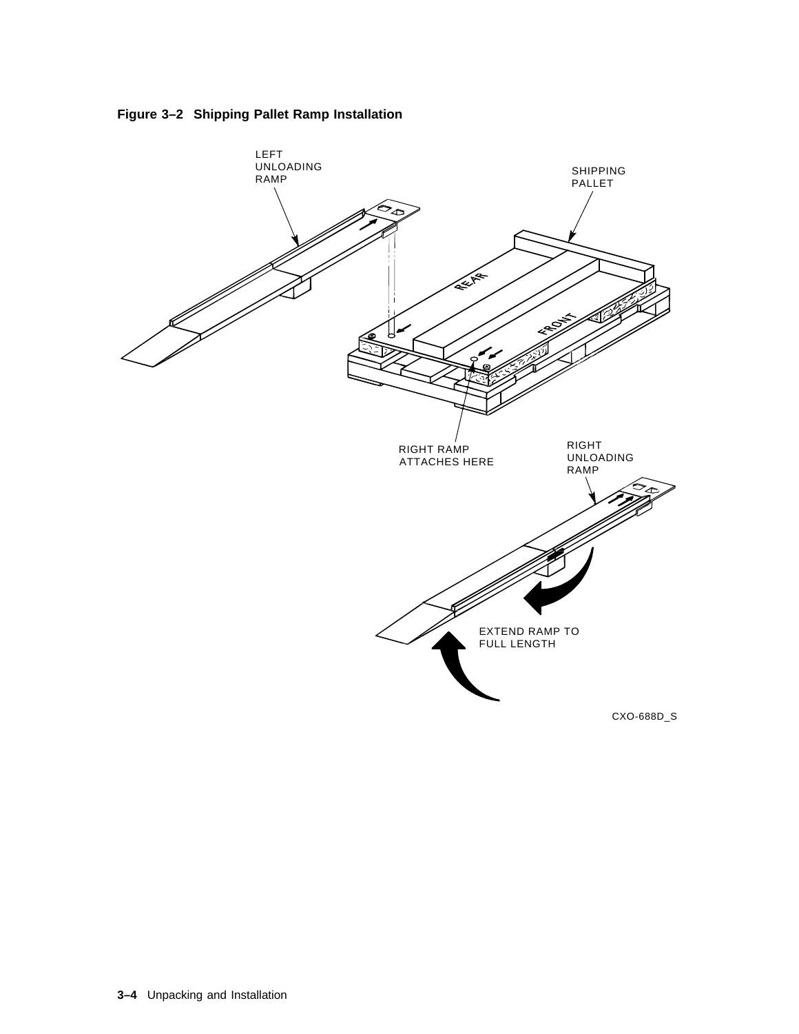**Figure 3–2 Shipping Pallet Ramp Installation**

LEFT UNLOADING RAMP

SHIPPING PALLET

REAR

FRONT

RIGHT RAMP ATTACHES HERE

RIGHT UNLOADING RAMP

EXTEND RAMP TO FULL LENGTH

CXO-688D_S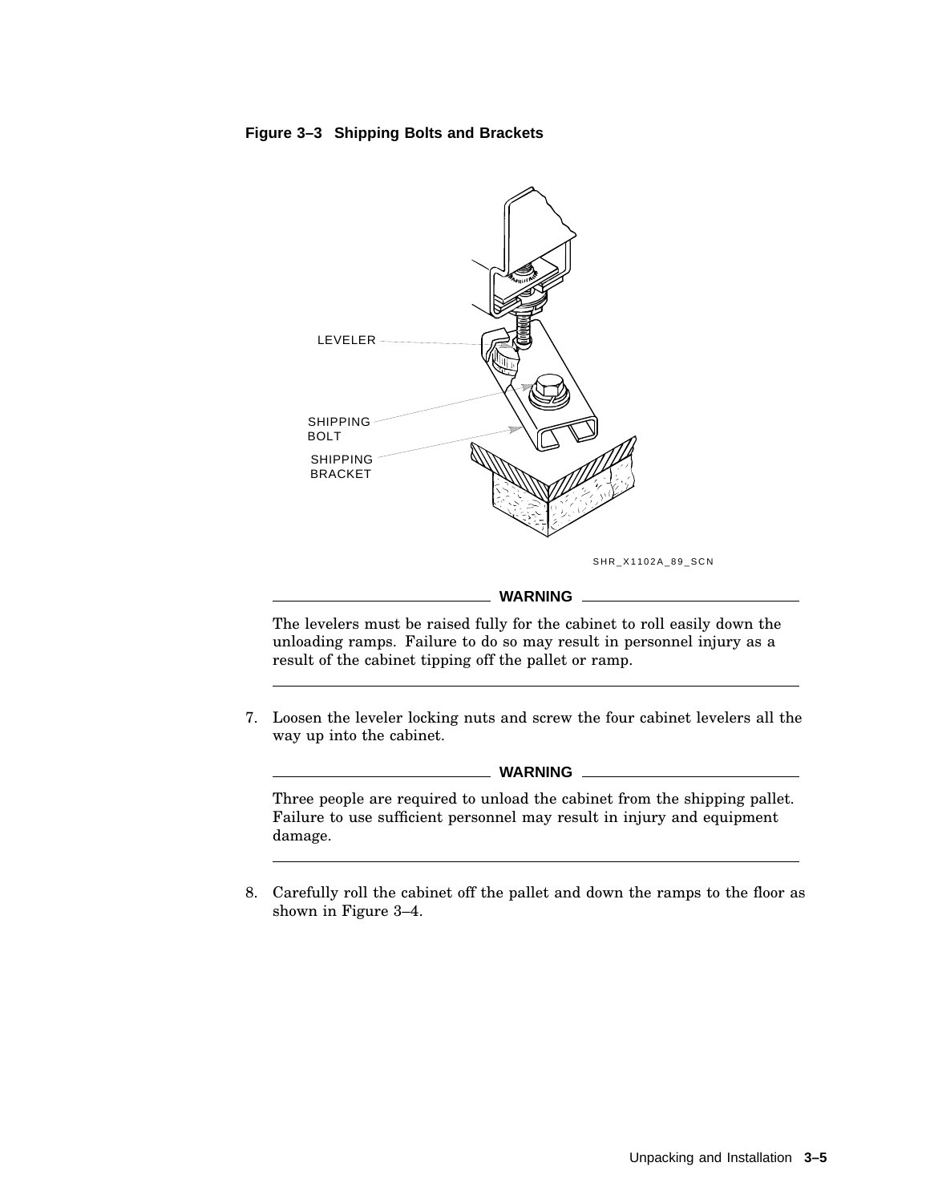**Figure 3–3 Shipping Bolts and Brackets**

LEVELER

SHIPPING BOLT

SHIPPING BRACKET

SHR_X1102A_89_SCN

**WARNING**

The levelers must be raised fully for the cabinet to roll easily down the unloading ramps. Failure to do so may result in personnel injury as a result of the cabinet tipping off the pallet or ramp.

7. Loosen the leveler locking nuts and screw the four cabinet levelers all the way up into the cabinet.

**WARNING**

Three people are required to unload the cabinet from the shipping pallet. Failure to use sufficient personnel may result in injury and equipment damage.

8. Carefully roll the cabinet off the pallet and down the ramps to the floor as shown in Figure 3–4.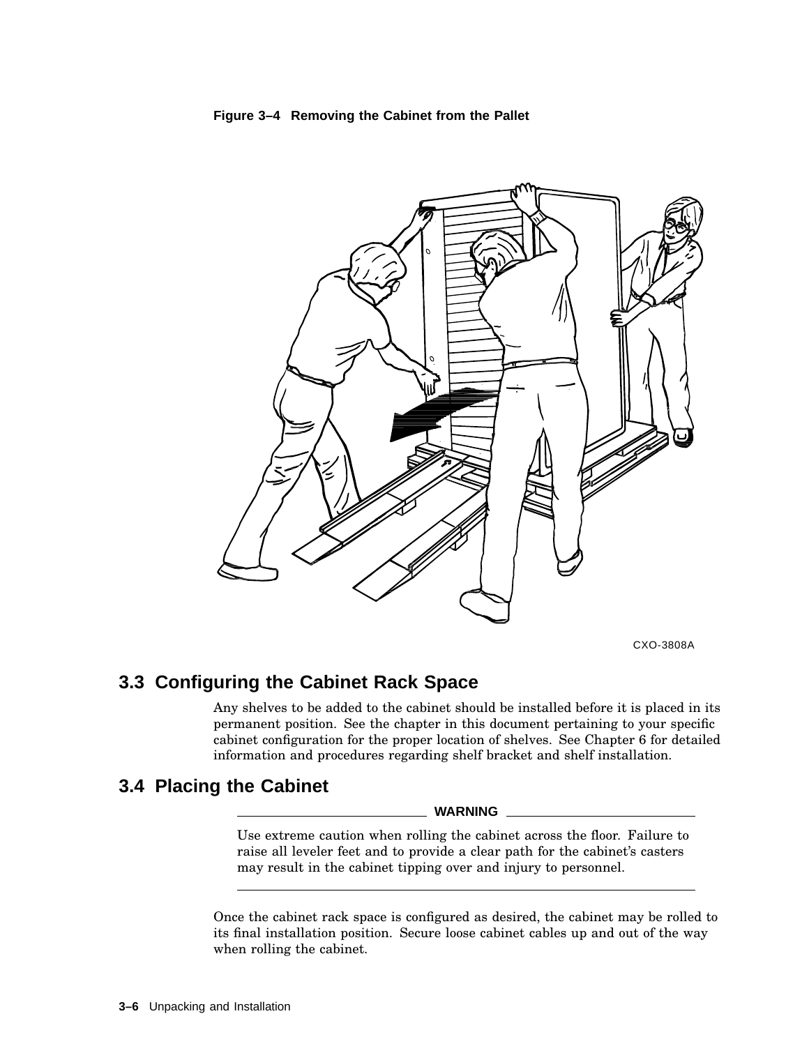**Figure 3–4 Removing the Cabinet from the Pallet**

CXO-3808A

## 3.3 Configuring the Cabinet Rack Space

Any shelves to be added to the cabinet should be installed before it is placed in its permanent position. See the chapter in this document pertaining to your specific cabinet configuration for the proper location of shelves. See Chapter 6 for detailed information and procedures regarding shelf bracket and shelf installation.

## 3.4 Placing the Cabinet

**WARNING**

Use extreme caution when rolling the cabinet across the floor. Failure to raise all leveler feet and to provide a clear path for the cabinet's casters may result in the cabinet tipping over and injury to personnel.

Once the cabinet rack space is configured as desired, the cabinet may be rolled to its final installation position. Secure loose cabinet cables up and out of the way when rolling the cabinet.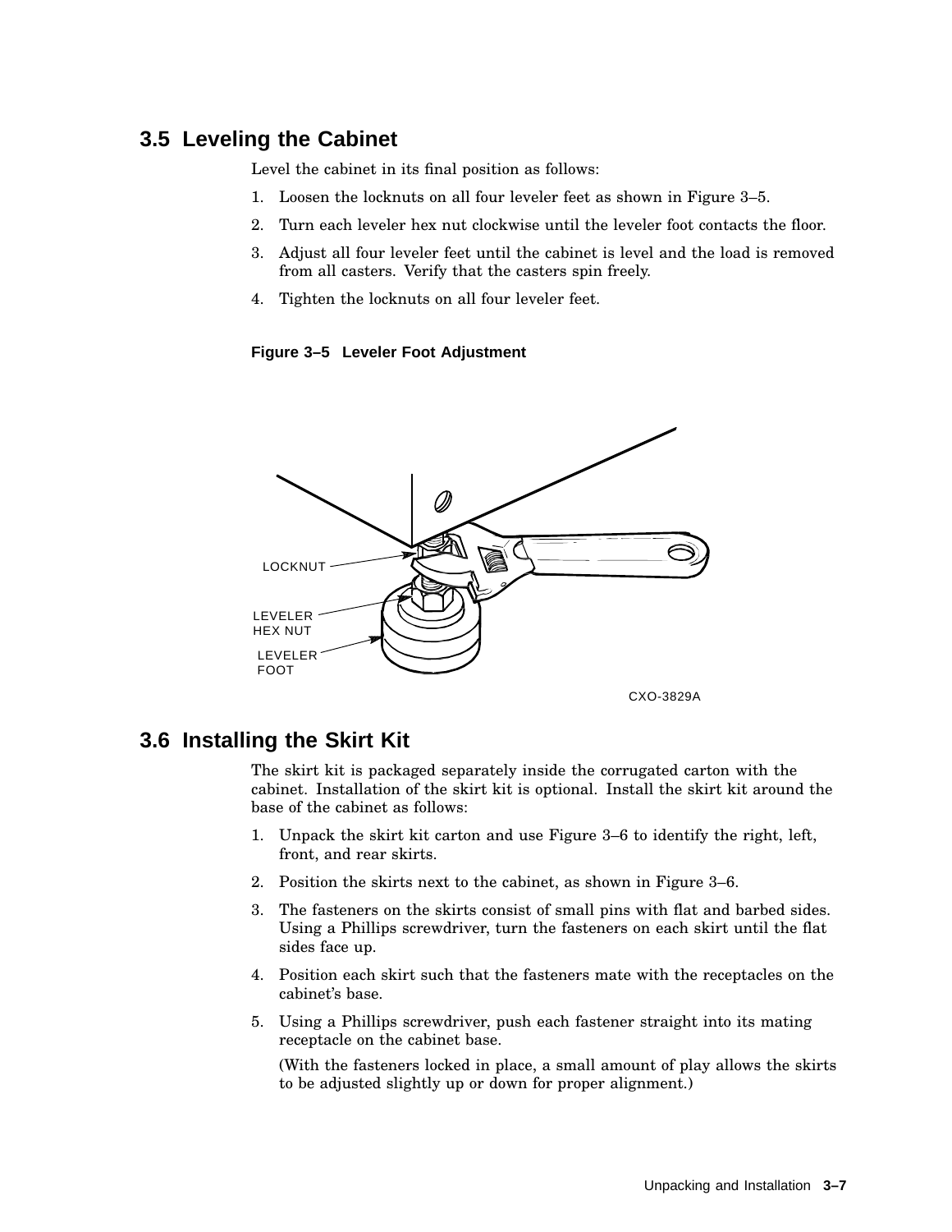## 3.5 Leveling the Cabinet

Level the cabinet in its final position as follows:

1. Loosen the locknuts on all four leveler feet as shown in Figure 3–5.
2. Turn each leveler hex nut clockwise until the leveler foot contacts the floor.
3. Adjust all four leveler feet until the cabinet is level and the load is removed from all casters. Verify that the casters spin freely.
4. Tighten the locknuts on all four leveler feet.

**Figure 3–5 Leveler Foot Adjustment**

## 3.6 Installing the Skirt Kit

The skirt kit is packaged separately inside the corrugated carton with the cabinet. Installation of the skirt kit is optional. Install the skirt kit around the base of the cabinet as follows:

1. Unpack the skirt kit carton and use Figure 3–6 to identify the right, left, front, and rear skirts.
2. Position the skirts next to the cabinet, as shown in Figure 3–6.
3. The fasteners on the skirts consist of small pins with flat and barbed sides. Using a Phillips screwdriver, turn the fasteners on each skirt until the flat sides face up.
4. Position each skirt such that the fasteners mate with the receptacles on the cabinet's base.
5. Using a Phillips screwdriver, push each fastener straight into its mating receptacle on the cabinet base.

   (With the fasteners locked in place, a small amount of play allows the skirts to be adjusted slightly up or down for proper alignment.)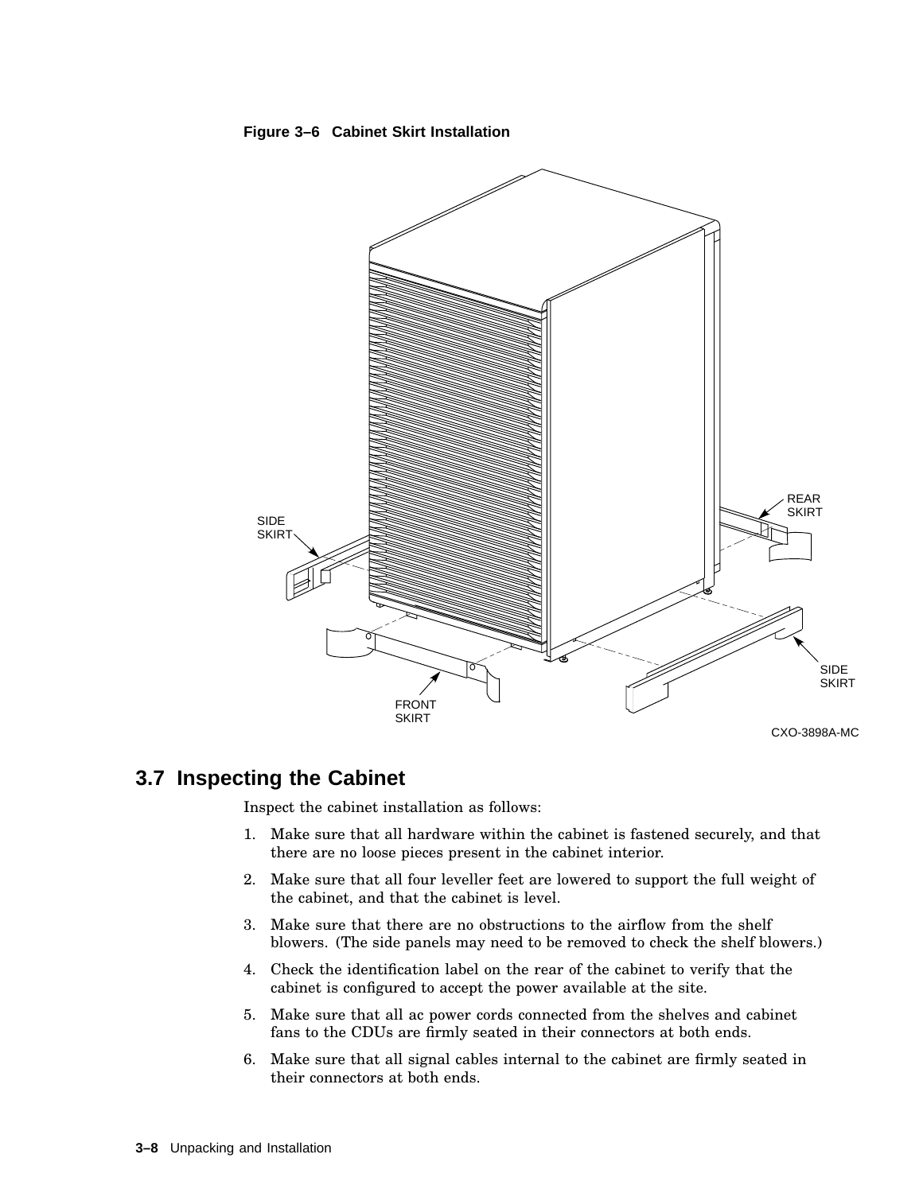**Figure 3–6 Cabinet Skirt Installation**

## 3.7 Inspecting the Cabinet

Inspect the cabinet installation as follows:

1. Make sure that all hardware within the cabinet is fastened securely, and that there are no loose pieces present in the cabinet interior.
2. Make sure that all four leveller feet are lowered to support the full weight of the cabinet, and that the cabinet is level.
3. Make sure that there are no obstructions to the airflow from the shelf blowers. (The side panels may need to be removed to check the shelf blowers.)
4. Check the identification label on the rear of the cabinet to verify that the cabinet is configured to accept the power available at the site.
5. Make sure that all ac power cords connected from the shelves and cabinet fans to the CDUs are firmly seated in their connectors at both ends.
6. Make sure that all signal cables internal to the cabinet are firmly seated in their connectors at both ends.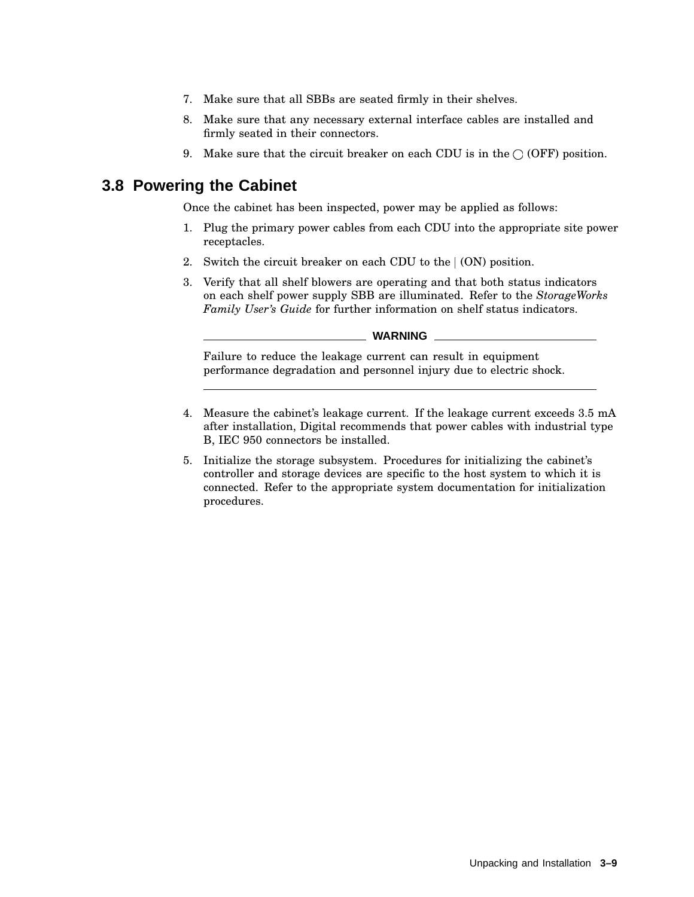7. Make sure that all SBBs are seated firmly in their shelves.
8. Make sure that any necessary external interface cables are installed and firmly seated in their connectors.
9. Make sure that the circuit breaker on each CDU is in the ◯ (OFF) position.

## 3.8 Powering the Cabinet

Once the cabinet has been inspected, power may be applied as follows:

1. Plug the primary power cables from each CDU into the appropriate site power receptacles.
2. Switch the circuit breaker on each CDU to the | (ON) position.
3. Verify that all shelf blowers are operating and that both status indicators on each shelf power supply SBB are illuminated. Refer to the *StorageWorks Family User's Guide* for further information on shelf status indicators.

**WARNING**

Failure to reduce the leakage current can result in equipment performance degradation and personnel injury due to electric shock.

4. Measure the cabinet's leakage current. If the leakage current exceeds 3.5 mA after installation, Digital recommends that power cables with industrial type B, IEC 950 connectors be installed.
5. Initialize the storage subsystem. Procedures for initializing the cabinet's controller and storage devices are specific to the host system to which it is connected. Refer to the appropriate system documentation for initialization procedures.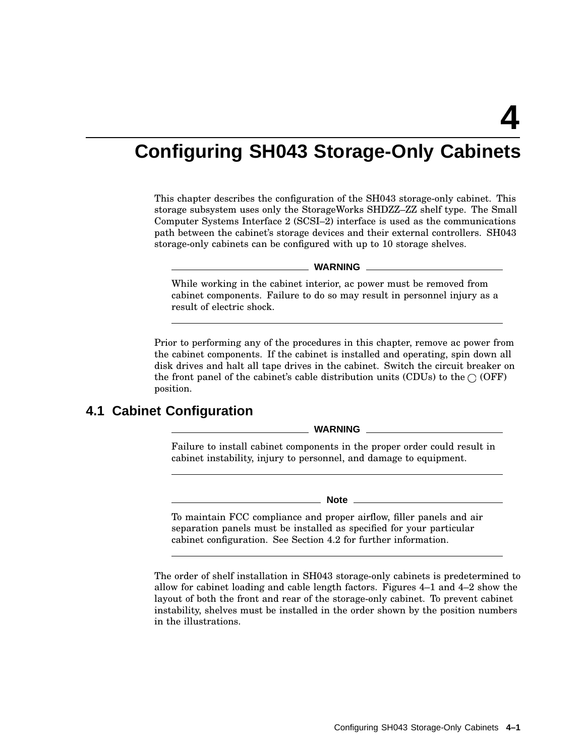# 4 Configuring SH043 Storage-Only Cabinets

This chapter describes the configuration of the SH043 storage-only cabinet. This storage subsystem uses only the StorageWorks SHDZZ–ZZ shelf type. The Small Computer Systems Interface 2 (SCSI–2) interface is used as the communications path between the cabinet's storage devices and their external controllers. SH043 storage-only cabinets can be configured with up to 10 storage shelves.

**WARNING**

While working in the cabinet interior, ac power must be removed from cabinet components. Failure to do so may result in personnel injury as a result of electric shock.

---

Prior to performing any of the procedures in this chapter, remove ac power from the cabinet components. If the cabinet is installed and operating, spin down all disk drives and halt all tape drives in the cabinet. Switch the circuit breaker on the front panel of the cabinet's cable distribution units (CDUs) to the ○ (OFF) position.

## 4.1 Cabinet Configuration

**WARNING**

Failure to install cabinet components in the proper order could result in cabinet instability, injury to personnel, and damage to equipment.

---

**Note**

To maintain FCC compliance and proper airflow, filler panels and air separation panels must be installed as specified for your particular cabinet configuration. See Section 4.2 for further information.

---

The order of shelf installation in SH043 storage-only cabinets is predetermined to allow for cabinet loading and cable length factors. Figures 4–1 and 4–2 show the layout of both the front and rear of the storage-only cabinet. To prevent cabinet instability, shelves must be installed in the order shown by the position numbers in the illustrations.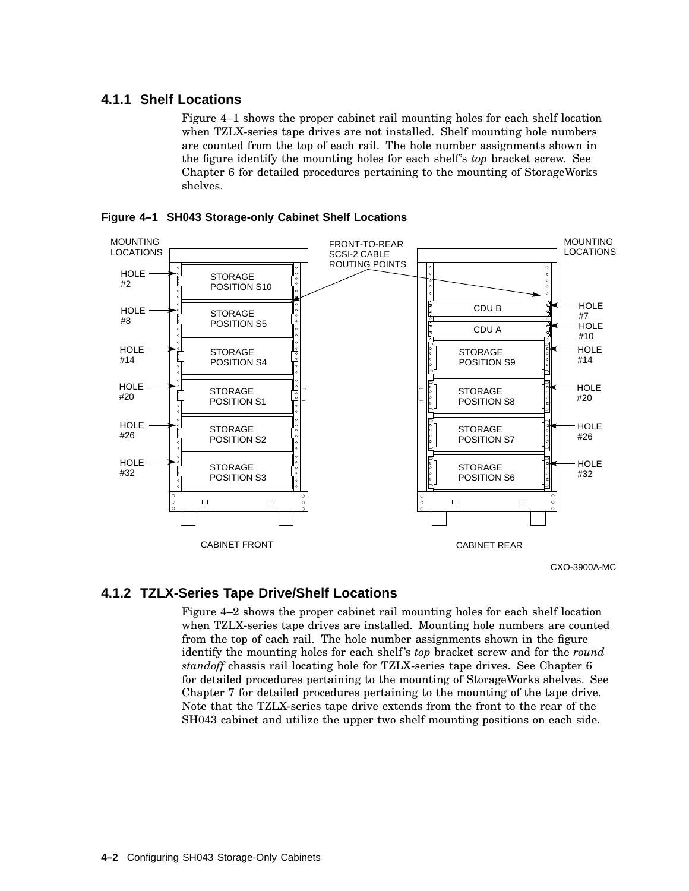### 4.1.1 Shelf Locations

Figure 4–1 shows the proper cabinet rail mounting holes for each shelf location when TZLX-series tape drives are not installed. Shelf mounting hole numbers are counted from the top of each rail. The hole number assignments shown in the figure identify the mounting holes for each shelf's *top* bracket screw. See Chapter 6 for detailed procedures pertaining to the mounting of StorageWorks shelves.

**Figure 4–1 SH043 Storage-only Cabinet Shelf Locations**

MOUNTING LOCATIONS | FRONT-TO-REAR SCSI-2 CABLE ROUTING POINTS | MOUNTING LOCATIONS

CABINET FRONT:
- HOLE #2 — STORAGE POSITION S10
- HOLE #8 — STORAGE POSITION S5
- HOLE #14 — STORAGE POSITION S4
- HOLE #20 — STORAGE POSITION S1
- HOLE #26 — STORAGE POSITION S2
- HOLE #32 — STORAGE POSITION S3

CABINET REAR:
- HOLE #7 — CDU B
- HOLE #10 — CDU A
- HOLE #14 — STORAGE POSITION S9
- HOLE #20 — STORAGE POSITION S8
- HOLE #26 — STORAGE POSITION S7
- HOLE #32 — STORAGE POSITION S6

CXO-3900A-MC

### 4.1.2 TZLX-Series Tape Drive/Shelf Locations

Figure 4–2 shows the proper cabinet rail mounting holes for each shelf location when TZLX-series tape drives are installed. Mounting hole numbers are counted from the top of each rail. The hole number assignments shown in the figure identify the mounting holes for each shelf's *top* bracket screw and for the *round standoff* chassis rail locating hole for TZLX-series tape drives. See Chapter 6 for detailed procedures pertaining to the mounting of StorageWorks shelves. See Chapter 7 for detailed procedures pertaining to the mounting of the tape drive. Note that the TZLX-series tape drive extends from the front to the rear of the SH043 cabinet and utilize the upper two shelf mounting positions on each side.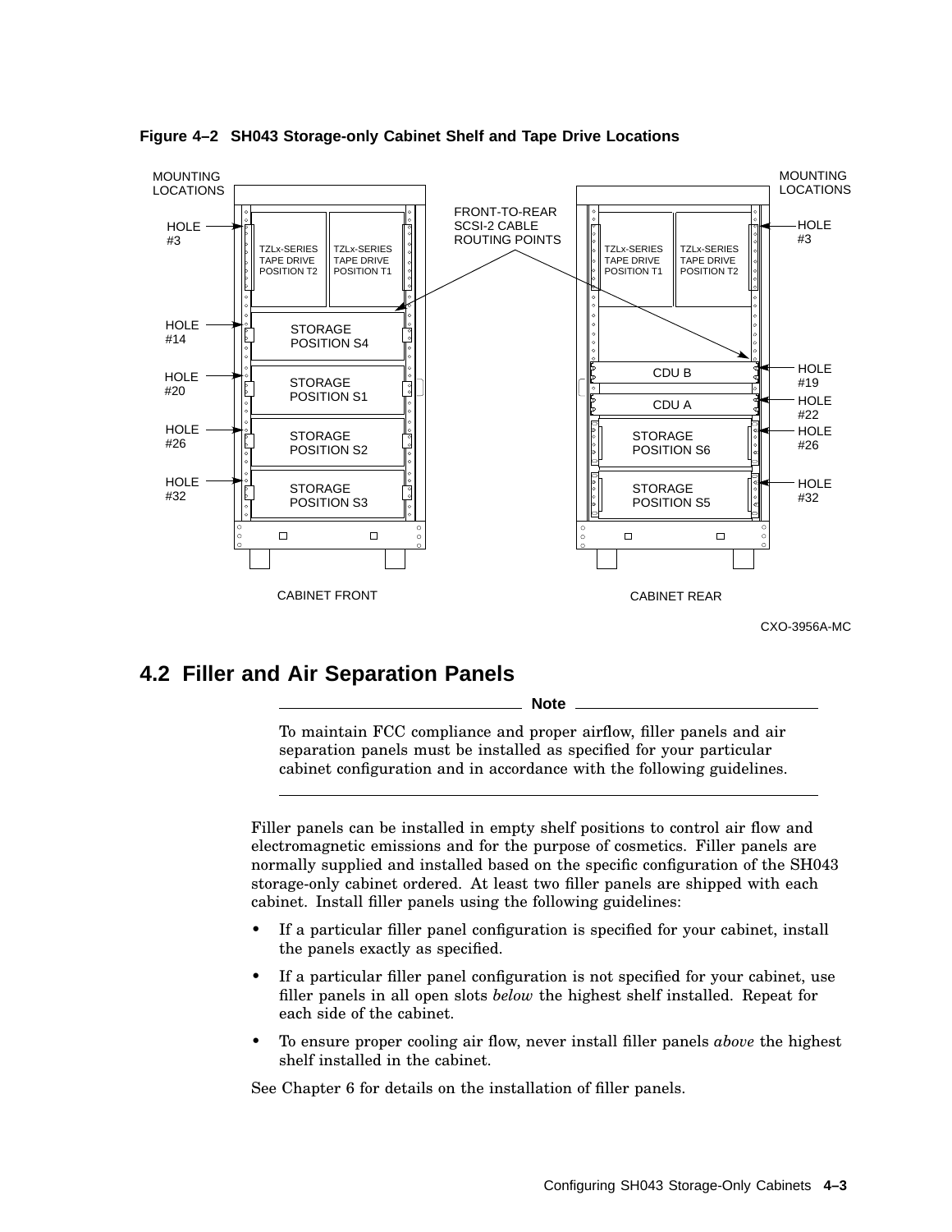**Figure 4–2 SH043 Storage-only Cabinet Shelf and Tape Drive Locations**

## 4.2 Filler and Air Separation Panels

---

**Note**

To maintain FCC compliance and proper airflow, filler panels and air separation panels must be installed as specified for your particular cabinet configuration and in accordance with the following guidelines.

---

Filler panels can be installed in empty shelf positions to control air flow and electromagnetic emissions and for the purpose of cosmetics. Filler panels are normally supplied and installed based on the specific configuration of the SH043 storage-only cabinet ordered. At least two filler panels are shipped with each cabinet. Install filler panels using the following guidelines:

- If a particular filler panel configuration is specified for your cabinet, install the panels exactly as specified.
- If a particular filler panel configuration is not specified for your cabinet, use filler panels in all open slots *below* the highest shelf installed. Repeat for each side of the cabinet.
- To ensure proper cooling air flow, never install filler panels *above* the highest shelf installed in the cabinet.

See Chapter 6 for details on the installation of filler panels.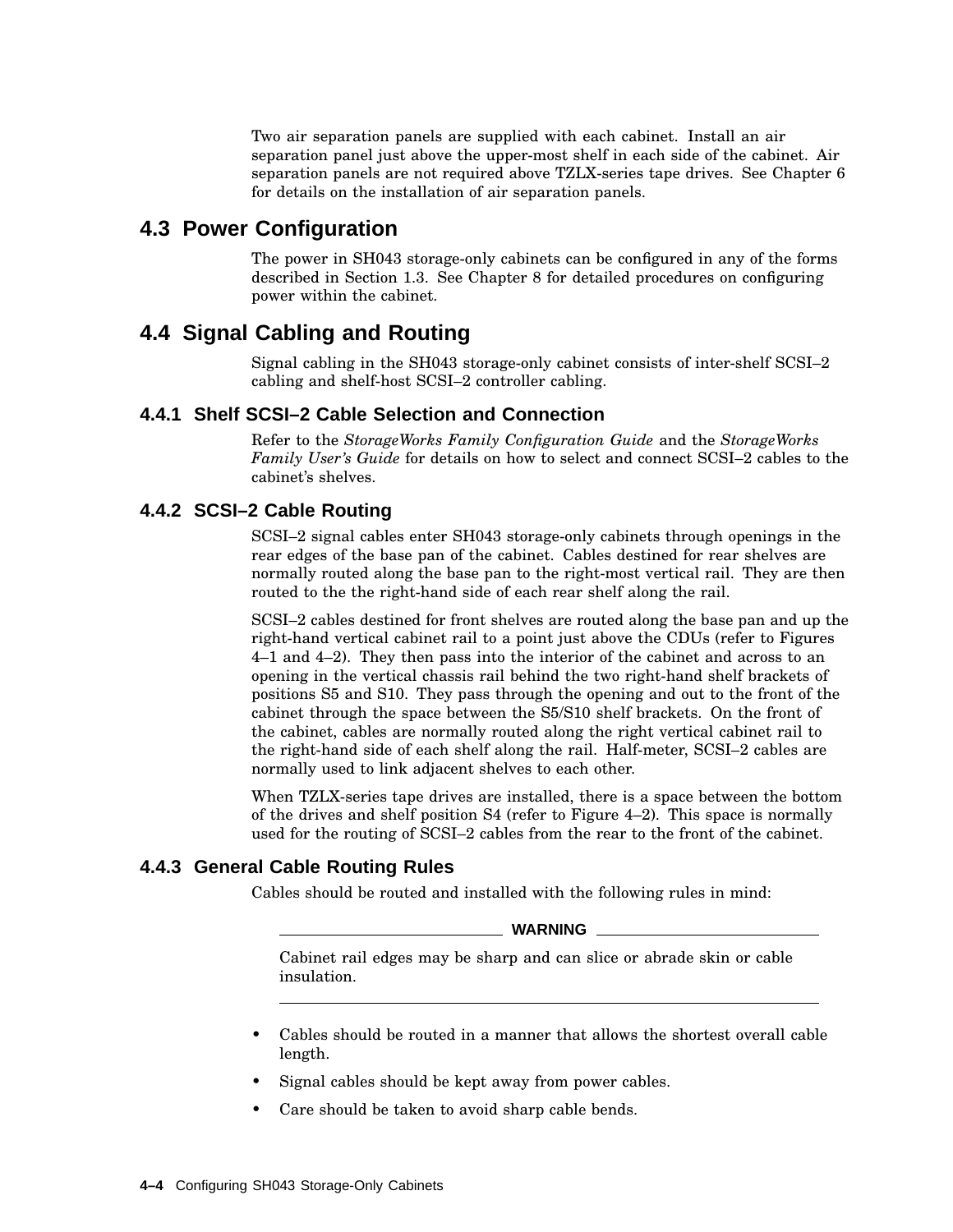Two air separation panels are supplied with each cabinet. Install an air separation panel just above the upper-most shelf in each side of the cabinet. Air separation panels are not required above TZLX-series tape drives. See Chapter 6 for details on the installation of air separation panels.

## 4.3 Power Configuration

The power in SH043 storage-only cabinets can be configured in any of the forms described in Section 1.3. See Chapter 8 for detailed procedures on configuring power within the cabinet.

## 4.4 Signal Cabling and Routing

Signal cabling in the SH043 storage-only cabinet consists of inter-shelf SCSI–2 cabling and shelf-host SCSI–2 controller cabling.

### 4.4.1 Shelf SCSI–2 Cable Selection and Connection

Refer to the *StorageWorks Family Configuration Guide* and the *StorageWorks Family User's Guide* for details on how to select and connect SCSI–2 cables to the cabinet's shelves.

### 4.4.2 SCSI–2 Cable Routing

SCSI–2 signal cables enter SH043 storage-only cabinets through openings in the rear edges of the base pan of the cabinet. Cables destined for rear shelves are normally routed along the base pan to the right-most vertical rail. They are then routed to the the right-hand side of each rear shelf along the rail.

SCSI–2 cables destined for front shelves are routed along the base pan and up the right-hand vertical cabinet rail to a point just above the CDUs (refer to Figures 4–1 and 4–2). They then pass into the interior of the cabinet and across to an opening in the vertical chassis rail behind the two right-hand shelf brackets of positions S5 and S10. They pass through the opening and out to the front of the cabinet through the space between the S5/S10 shelf brackets. On the front of the cabinet, cables are normally routed along the right vertical cabinet rail to the right-hand side of each shelf along the rail. Half-meter, SCSI–2 cables are normally used to link adjacent shelves to each other.

When TZLX-series tape drives are installed, there is a space between the bottom of the drives and shelf position S4 (refer to Figure 4–2). This space is normally used for the routing of SCSI–2 cables from the rear to the front of the cabinet.

### 4.4.3 General Cable Routing Rules

Cables should be routed and installed with the following rules in mind:

**WARNING**

Cabinet rail edges may be sharp and can slice or abrade skin or cable insulation.

- Cables should be routed in a manner that allows the shortest overall cable length.
- Signal cables should be kept away from power cables.
- Care should be taken to avoid sharp cable bends.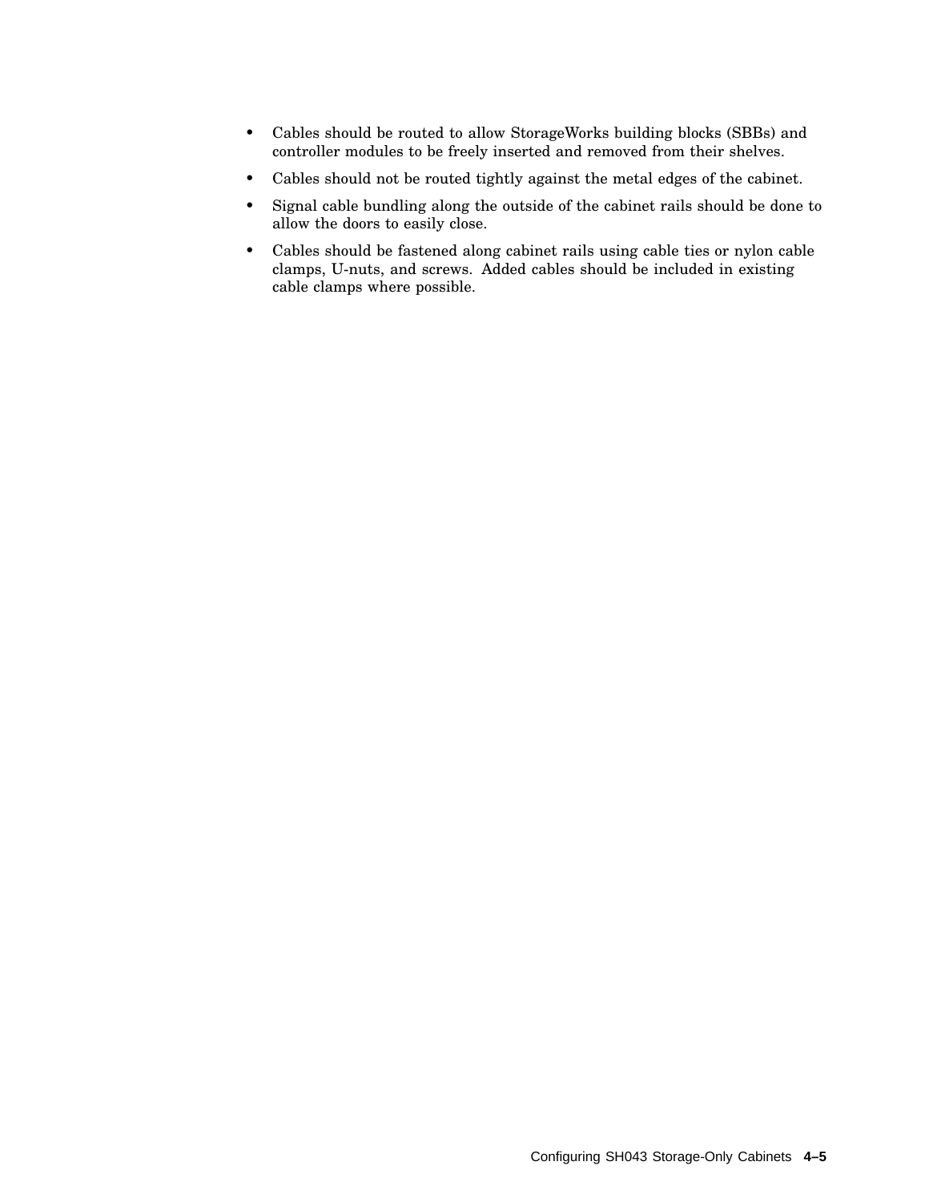- Cables should be routed to allow StorageWorks building blocks (SBBs) and controller modules to be freely inserted and removed from their shelves.
- Cables should not be routed tightly against the metal edges of the cabinet.
- Signal cable bundling along the outside of the cabinet rails should be done to allow the doors to easily close.
- Cables should be fastened along cabinet rails using cable ties or nylon cable clamps, U-nuts, and screws. Added cables should be included in existing cable clamps where possible.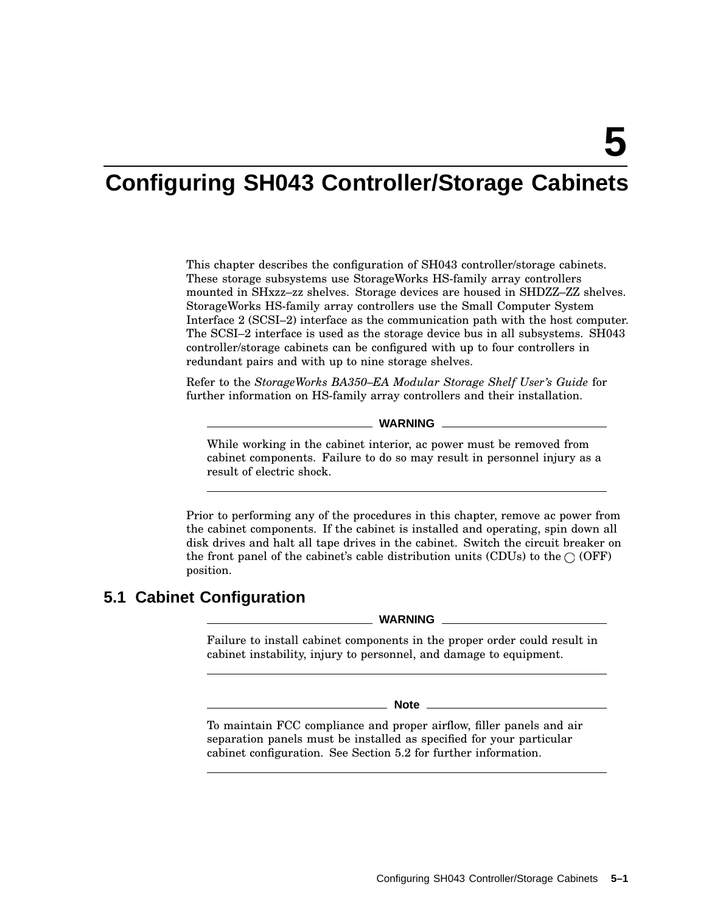# 5 Configuring SH043 Controller/Storage Cabinets

This chapter describes the configuration of SH043 controller/storage cabinets. These storage subsystems use StorageWorks HS-family array controllers mounted in SHxzz–zz shelves. Storage devices are housed in SHDZZ–ZZ shelves. StorageWorks HS-family array controllers use the Small Computer System Interface 2 (SCSI–2) interface as the communication path with the host computer. The SCSI–2 interface is used as the storage device bus in all subsystems. SH043 controller/storage cabinets can be configured with up to four controllers in redundant pairs and with up to nine storage shelves.

Refer to the *StorageWorks BA350–EA Modular Storage Shelf User's Guide* for further information on HS-family array controllers and their installation.

**WARNING**

While working in the cabinet interior, ac power must be removed from cabinet components. Failure to do so may result in personnel injury as a result of electric shock.

Prior to performing any of the procedures in this chapter, remove ac power from the cabinet components. If the cabinet is installed and operating, spin down all disk drives and halt all tape drives in the cabinet. Switch the circuit breaker on the front panel of the cabinet's cable distribution units (CDUs) to the ◯ (OFF) position.

## 5.1 Cabinet Configuration

**WARNING**

Failure to install cabinet components in the proper order could result in cabinet instability, injury to personnel, and damage to equipment.

**Note**

To maintain FCC compliance and proper airflow, filler panels and air separation panels must be installed as specified for your particular cabinet configuration. See Section 5.2 for further information.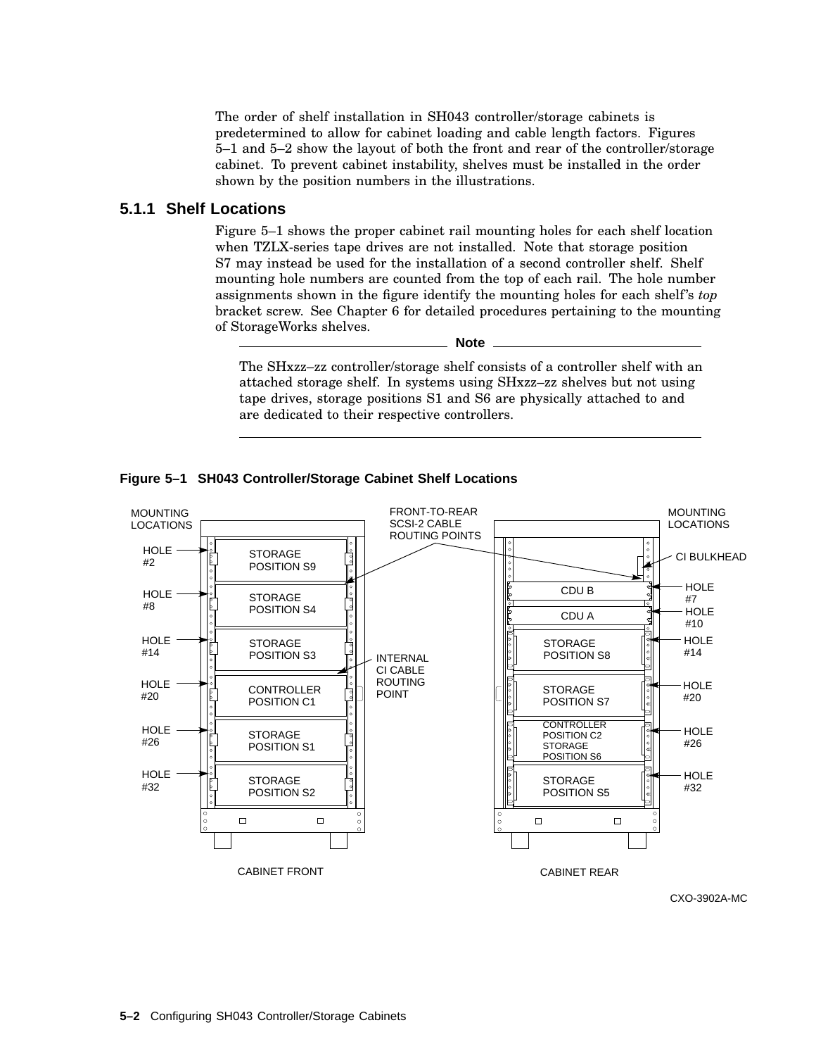The order of shelf installation in SH043 controller/storage cabinets is predetermined to allow for cabinet loading and cable length factors. Figures 5–1 and 5–2 show the layout of both the front and rear of the controller/storage cabinet. To prevent cabinet instability, shelves must be installed in the order shown by the position numbers in the illustrations.

### 5.1.1 Shelf Locations

Figure 5–1 shows the proper cabinet rail mounting holes for each shelf location when TZLX-series tape drives are not installed. Note that storage position S7 may instead be used for the installation of a second controller shelf. Shelf mounting hole numbers are counted from the top of each rail. The hole number assignments shown in the figure identify the mounting holes for each shelf's *top* bracket screw. See Chapter 6 for detailed procedures pertaining to the mounting of StorageWorks shelves.

**Note**

The SHxzz–zz controller/storage shelf consists of a controller shelf with an attached storage shelf. In systems using SHxzz–zz shelves but not using tape drives, storage positions S1 and S6 are physically attached to and are dedicated to their respective controllers.

**Figure 5–1 SH043 Controller/Storage Cabinet Shelf Locations**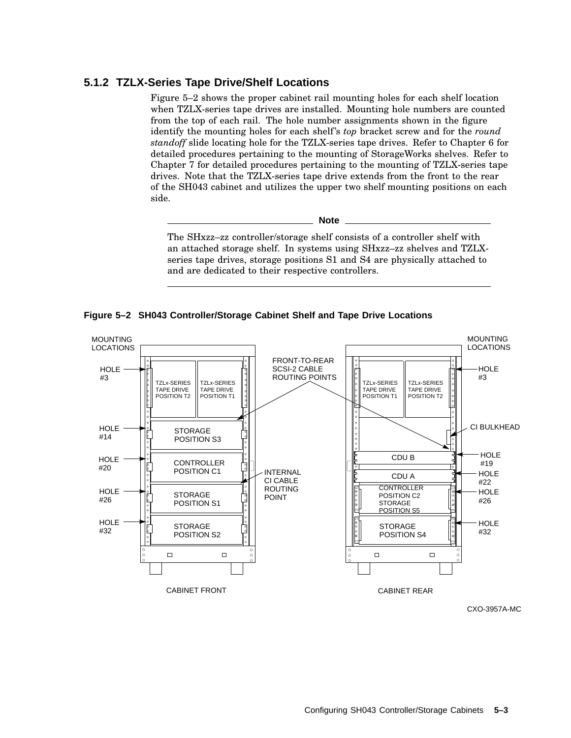### 5.1.2 TZLX-Series Tape Drive/Shelf Locations

Figure 5–2 shows the proper cabinet rail mounting holes for each shelf location when TZLX-series tape drives are installed. Mounting hole numbers are counted from the top of each rail. The hole number assignments shown in the figure identify the mounting holes for each shelf's *top* bracket screw and for the *round standoff* slide locating hole for the TZLX-series tape drives. Refer to Chapter 6 for detailed procedures pertaining to the mounting of StorageWorks shelves. Refer to Chapter 7 for detailed procedures pertaining to the mounting of TZLX-series tape drives. Note that the TZLX-series tape drive extends from the front to the rear of the SH043 cabinet and utilizes the upper two shelf mounting positions on each side.

---

**Note**

The SHxzz–zz controller/storage shelf consists of a controller shelf with an attached storage shelf. In systems using SHxzz–zz shelves and TZLX-series tape drives, storage positions S1 and S4 are physically attached to and are dedicated to their respective controllers.

---

**Figure 5–2 SH043 Controller/Storage Cabinet Shelf and Tape Drive Locations**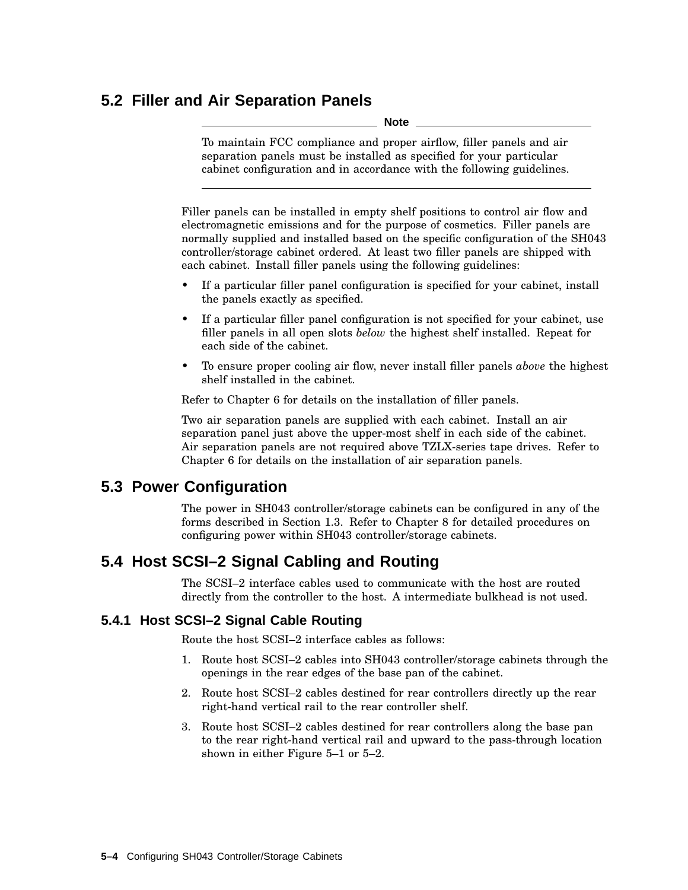## 5.2 Filler and Air Separation Panels

---

**Note**

To maintain FCC compliance and proper airflow, filler panels and air separation panels must be installed as specified for your particular cabinet configuration and in accordance with the following guidelines.

---

Filler panels can be installed in empty shelf positions to control air flow and electromagnetic emissions and for the purpose of cosmetics. Filler panels are normally supplied and installed based on the specific configuration of the SH043 controller/storage cabinet ordered. At least two filler panels are shipped with each cabinet. Install filler panels using the following guidelines:

- If a particular filler panel configuration is specified for your cabinet, install the panels exactly as specified.
- If a particular filler panel configuration is not specified for your cabinet, use filler panels in all open slots *below* the highest shelf installed. Repeat for each side of the cabinet.
- To ensure proper cooling air flow, never install filler panels *above* the highest shelf installed in the cabinet.

Refer to Chapter 6 for details on the installation of filler panels.

Two air separation panels are supplied with each cabinet. Install an air separation panel just above the upper-most shelf in each side of the cabinet. Air separation panels are not required above TZLX-series tape drives. Refer to Chapter 6 for details on the installation of air separation panels.

## 5.3 Power Configuration

The power in SH043 controller/storage cabinets can be configured in any of the forms described in Section 1.3. Refer to Chapter 8 for detailed procedures on configuring power within SH043 controller/storage cabinets.

## 5.4 Host SCSI–2 Signal Cabling and Routing

The SCSI–2 interface cables used to communicate with the host are routed directly from the controller to the host. A intermediate bulkhead is not used.

### 5.4.1 Host SCSI–2 Signal Cable Routing

Route the host SCSI–2 interface cables as follows:

1. Route host SCSI–2 cables into SH043 controller/storage cabinets through the openings in the rear edges of the base pan of the cabinet.
2. Route host SCSI–2 cables destined for rear controllers directly up the rear right-hand vertical rail to the rear controller shelf.
3. Route host SCSI–2 cables destined for rear controllers along the base pan to the rear right-hand vertical rail and upward to the pass-through location shown in either Figure 5–1 or 5–2.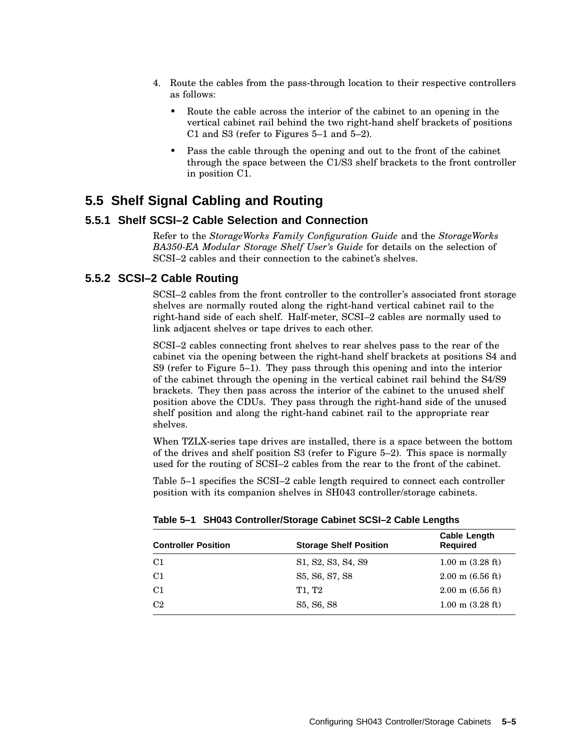4. Route the cables from the pass-through location to their respective controllers as follows:
   - Route the cable across the interior of the cabinet to an opening in the vertical cabinet rail behind the two right-hand shelf brackets of positions C1 and S3 (refer to Figures 5–1 and 5–2).
   - Pass the cable through the opening and out to the front of the cabinet through the space between the C1/S3 shelf brackets to the front controller in position C1.

## 5.5 Shelf Signal Cabling and Routing

### 5.5.1 Shelf SCSI–2 Cable Selection and Connection

Refer to the *StorageWorks Family Configuration Guide* and the *StorageWorks BA350-EA Modular Storage Shelf User's Guide* for details on the selection of SCSI–2 cables and their connection to the cabinet's shelves.

### 5.5.2 SCSI–2 Cable Routing

SCSI–2 cables from the front controller to the controller's associated front storage shelves are normally routed along the right-hand vertical cabinet rail to the right-hand side of each shelf. Half-meter, SCSI–2 cables are normally used to link adjacent shelves or tape drives to each other.

SCSI–2 cables connecting front shelves to rear shelves pass to the rear of the cabinet via the opening between the right-hand shelf brackets at positions S4 and S9 (refer to Figure 5–1). They pass through this opening and into the interior of the cabinet through the opening in the vertical cabinet rail behind the S4/S9 brackets. They then pass across the interior of the cabinet to the unused shelf position above the CDUs. They pass through the right-hand side of the unused shelf position and along the right-hand cabinet rail to the appropriate rear shelves.

When TZLX-series tape drives are installed, there is a space between the bottom of the drives and shelf position S3 (refer to Figure 5–2). This space is normally used for the routing of SCSI–2 cables from the rear to the front of the cabinet.

Table 5–1 specifies the SCSI–2 cable length required to connect each controller position with its companion shelves in SH043 controller/storage cabinets.

**Table 5–1 SH043 Controller/Storage Cabinet SCSI–2 Cable Lengths**

| Controller Position | Storage Shelf Position | Cable Length Required |
|---|---|---|
| C1 | S1, S2, S3, S4, S9 | 1.00 m (3.28 ft) |
| C1 | S5, S6, S7, S8 | 2.00 m (6.56 ft) |
| C1 | T1, T2 | 2.00 m (6.56 ft) |
| C2 | S5, S6, S8 | 1.00 m (3.28 ft) |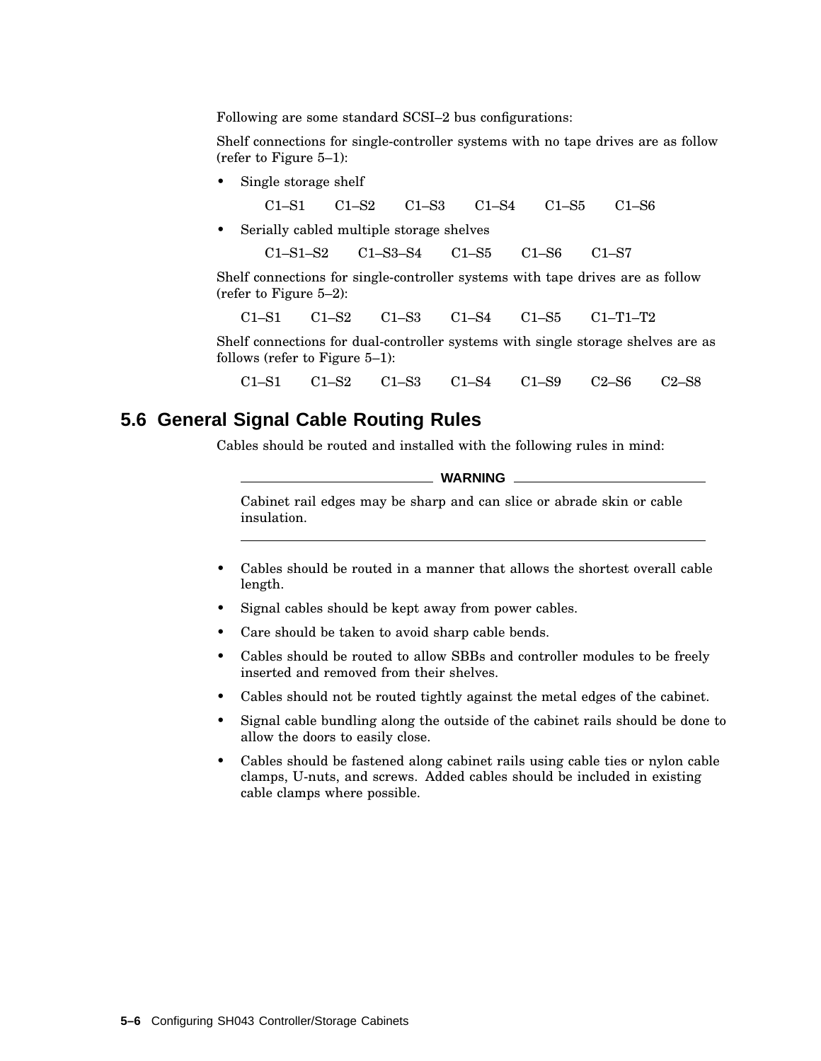Following are some standard SCSI–2 bus configurations:

Shelf connections for single-controller systems with no tape drives are as follow (refer to Figure 5–1):

- Single storage shelf

  C1–S1 C1–S2 C1–S3 C1–S4 C1–S5 C1–S6

- Serially cabled multiple storage shelves

  C1–S1–S2 C1–S3–S4 C1–S5 C1–S6 C1–S7

Shelf connections for single-controller systems with tape drives are as follow (refer to Figure 5–2):

C1–S1 C1–S2 C1–S3 C1–S4 C1–S5 C1–T1–T2

Shelf connections for dual-controller systems with single storage shelves are as follows (refer to Figure 5–1):

C1–S1 C1–S2 C1–S3 C1–S4 C1–S9 C2–S6 C2–S8

## 5.6 General Signal Cable Routing Rules

Cables should be routed and installed with the following rules in mind:

**WARNING**

Cabinet rail edges may be sharp and can slice or abrade skin or cable insulation.

- Cables should be routed in a manner that allows the shortest overall cable length.
- Signal cables should be kept away from power cables.
- Care should be taken to avoid sharp cable bends.
- Cables should be routed to allow SBBs and controller modules to be freely inserted and removed from their shelves.
- Cables should not be routed tightly against the metal edges of the cabinet.
- Signal cable bundling along the outside of the cabinet rails should be done to allow the doors to easily close.
- Cables should be fastened along cabinet rails using cable ties or nylon cable clamps, U-nuts, and screws. Added cables should be included in existing cable clamps where possible.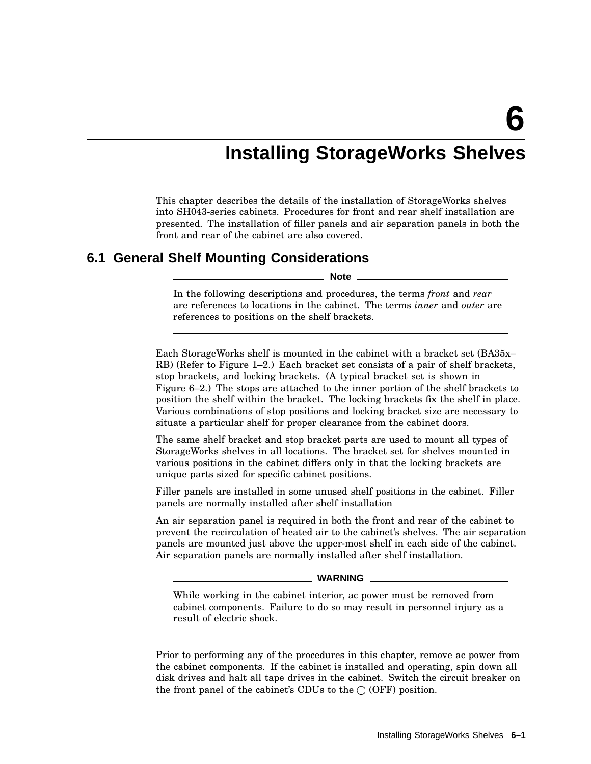# 6 Installing StorageWorks Shelves

This chapter describes the details of the installation of StorageWorks shelves into SH043-series cabinets. Procedures for front and rear shelf installation are presented. The installation of filler panels and air separation panels in both the front and rear of the cabinet are also covered.

## 6.1 General Shelf Mounting Considerations

---

**Note**

In the following descriptions and procedures, the terms *front* and *rear* are references to locations in the cabinet. The terms *inner* and *outer* are references to positions on the shelf brackets.

---

Each StorageWorks shelf is mounted in the cabinet with a bracket set (BA35x–RB) (Refer to Figure 1–2.) Each bracket set consists of a pair of shelf brackets, stop brackets, and locking brackets. (A typical bracket set is shown in Figure 6–2.) The stops are attached to the inner portion of the shelf brackets to position the shelf within the bracket. The locking brackets fix the shelf in place. Various combinations of stop positions and locking bracket size are necessary to situate a particular shelf for proper clearance from the cabinet doors.

The same shelf bracket and stop bracket parts are used to mount all types of StorageWorks shelves in all locations. The bracket set for shelves mounted in various positions in the cabinet differs only in that the locking brackets are unique parts sized for specific cabinet positions.

Filler panels are installed in some unused shelf positions in the cabinet. Filler panels are normally installed after shelf installation

An air separation panel is required in both the front and rear of the cabinet to prevent the recirculation of heated air to the cabinet's shelves. The air separation panels are mounted just above the upper-most shelf in each side of the cabinet. Air separation panels are normally installed after shelf installation.

---

**WARNING**

While working in the cabinet interior, ac power must be removed from cabinet components. Failure to do so may result in personnel injury as a result of electric shock.

---

Prior to performing any of the procedures in this chapter, remove ac power from the cabinet components. If the cabinet is installed and operating, spin down all disk drives and halt all tape drives in the cabinet. Switch the circuit breaker on the front panel of the cabinet's CDUs to the ◯ (OFF) position.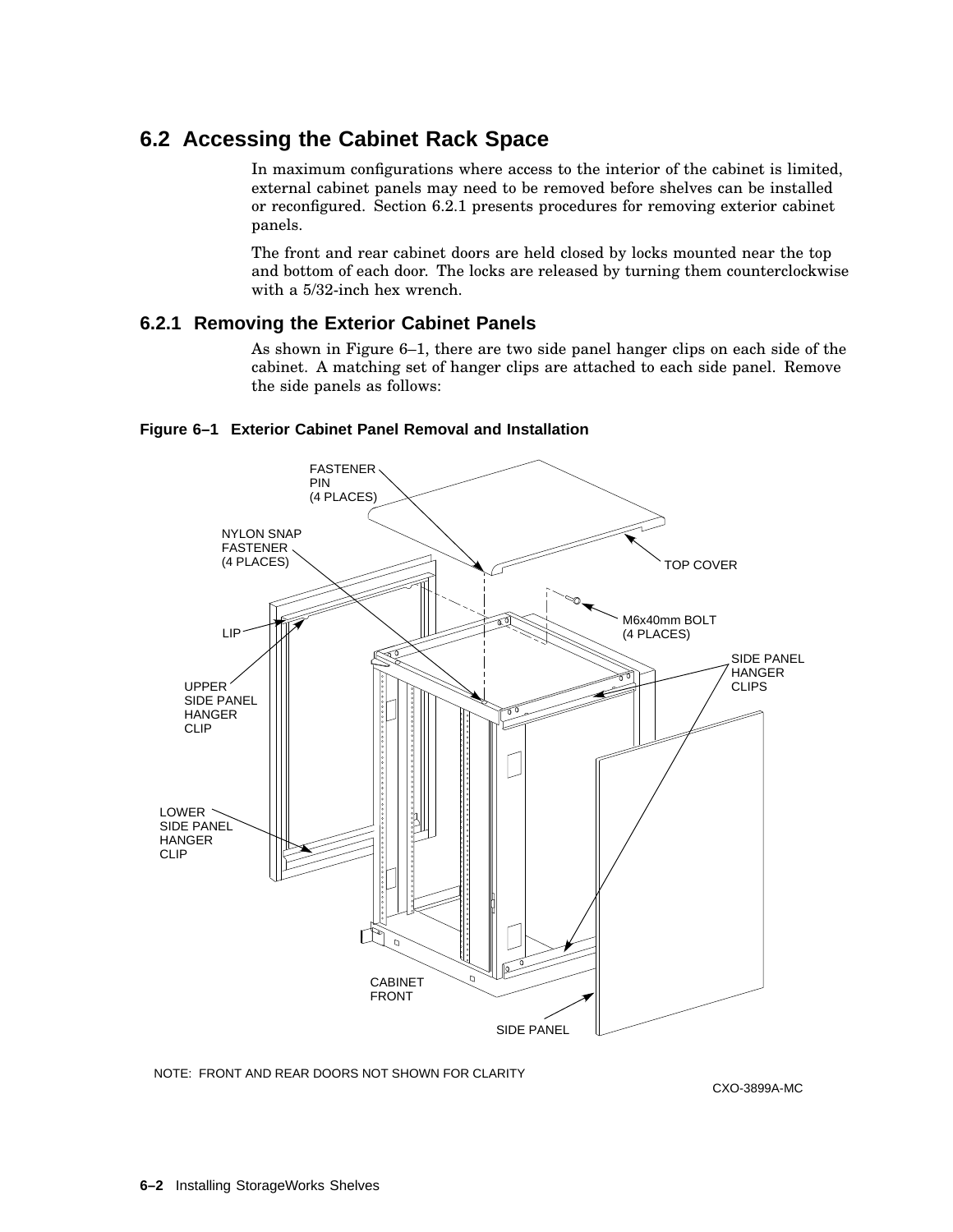## 6.2 Accessing the Cabinet Rack Space

In maximum configurations where access to the interior of the cabinet is limited, external cabinet panels may need to be removed before shelves can be installed or reconfigured. Section 6.2.1 presents procedures for removing exterior cabinet panels.

The front and rear cabinet doors are held closed by locks mounted near the top and bottom of each door. The locks are released by turning them counterclockwise with a 5/32-inch hex wrench.

### 6.2.1 Removing the Exterior Cabinet Panels

As shown in Figure 6–1, there are two side panel hanger clips on each side of the cabinet. A matching set of hanger clips are attached to each side panel. Remove the side panels as follows:

**Figure 6–1 Exterior Cabinet Panel Removal and Installation**

FASTENER PIN (4 PLACES)

NYLON SNAP FASTENER (4 PLACES)

TOP COVER

M6x40mm BOLT (4 PLACES)

LIP

UPPER SIDE PANEL HANGER CLIP

SIDE PANEL HANGER CLIPS

LOWER SIDE PANEL HANGER CLIP

CABINET FRONT

SIDE PANEL

NOTE: FRONT AND REAR DOORS NOT SHOWN FOR CLARITY

CXO-3899A-MC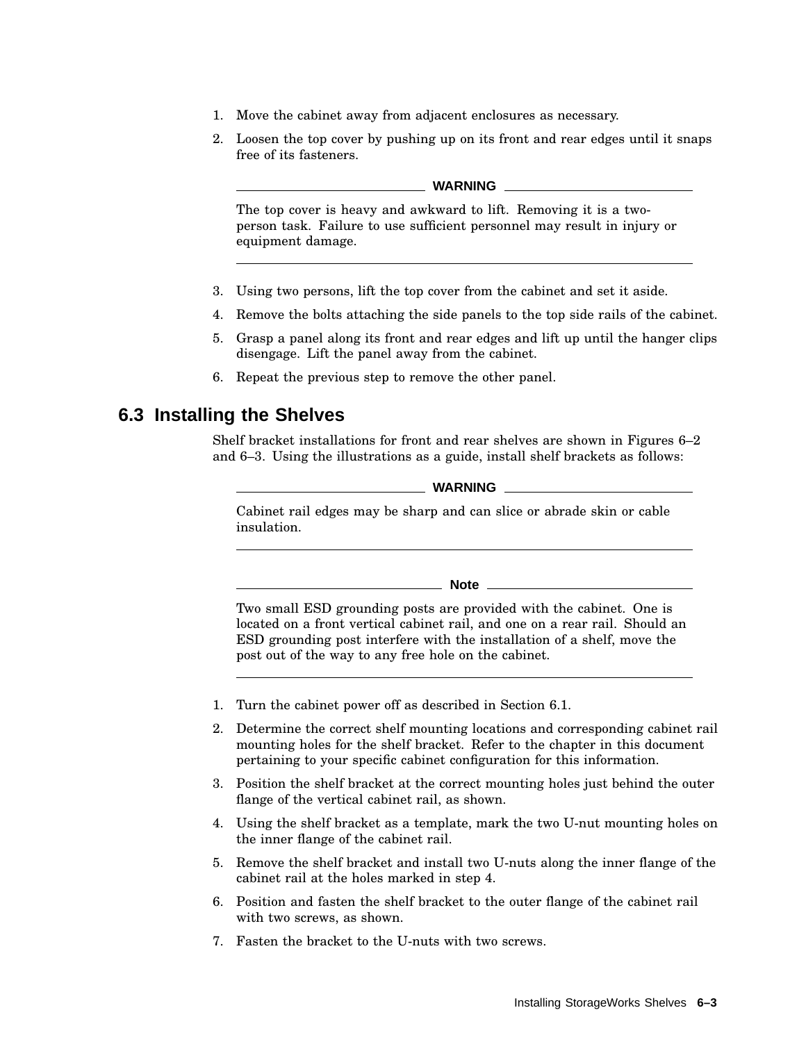1. Move the cabinet away from adjacent enclosures as necessary.
2. Loosen the top cover by pushing up on its front and rear edges until it snaps free of its fasteners.

**WARNING**

The top cover is heavy and awkward to lift. Removing it is a two-person task. Failure to use sufficient personnel may result in injury or equipment damage.

3. Using two persons, lift the top cover from the cabinet and set it aside.
4. Remove the bolts attaching the side panels to the top side rails of the cabinet.
5. Grasp a panel along its front and rear edges and lift up until the hanger clips disengage. Lift the panel away from the cabinet.
6. Repeat the previous step to remove the other panel.

## 6.3 Installing the Shelves

Shelf bracket installations for front and rear shelves are shown in Figures 6–2 and 6–3. Using the illustrations as a guide, install shelf brackets as follows:

**WARNING**

Cabinet rail edges may be sharp and can slice or abrade skin or cable insulation.

**Note**

Two small ESD grounding posts are provided with the cabinet. One is located on a front vertical cabinet rail, and one on a rear rail. Should an ESD grounding post interfere with the installation of a shelf, move the post out of the way to any free hole on the cabinet.

1. Turn the cabinet power off as described in Section 6.1.
2. Determine the correct shelf mounting locations and corresponding cabinet rail mounting holes for the shelf bracket. Refer to the chapter in this document pertaining to your specific cabinet configuration for this information.
3. Position the shelf bracket at the correct mounting holes just behind the outer flange of the vertical cabinet rail, as shown.
4. Using the shelf bracket as a template, mark the two U-nut mounting holes on the inner flange of the cabinet rail.
5. Remove the shelf bracket and install two U-nuts along the inner flange of the cabinet rail at the holes marked in step 4.
6. Position and fasten the shelf bracket to the outer flange of the cabinet rail with two screws, as shown.
7. Fasten the bracket to the U-nuts with two screws.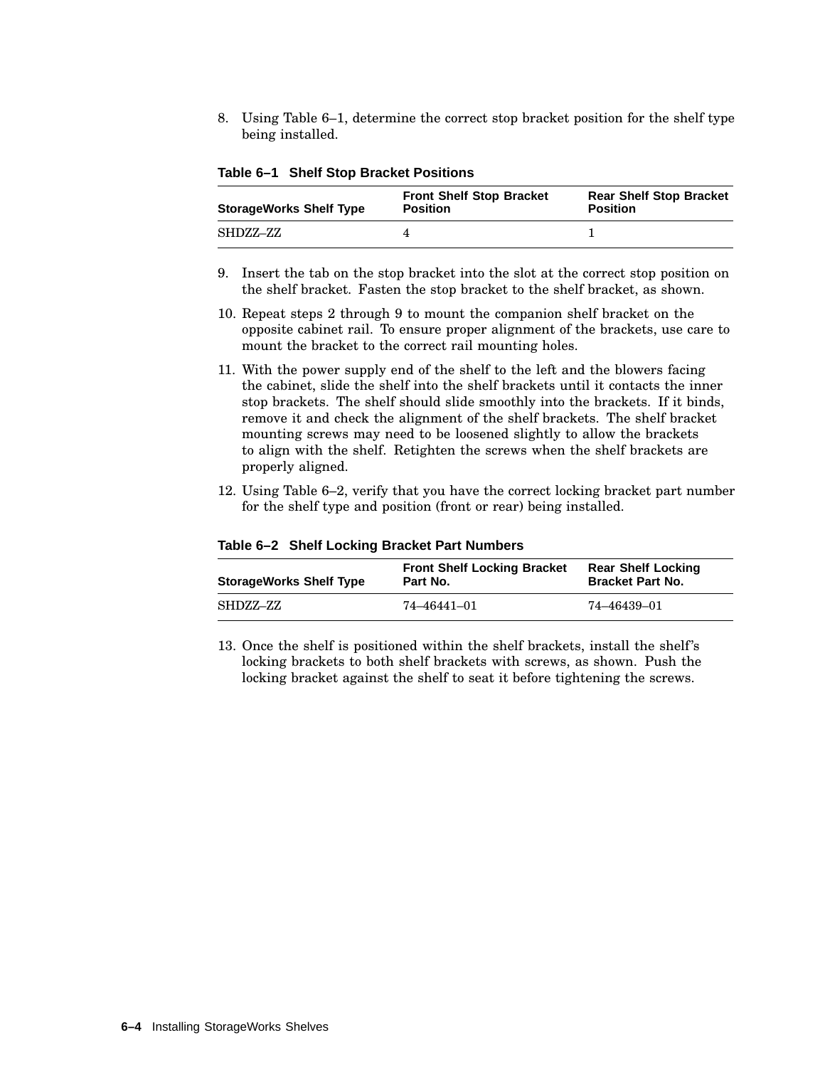8. Using Table 6–1, determine the correct stop bracket position for the shelf type being installed.

**Table 6–1 Shelf Stop Bracket Positions**

| StorageWorks Shelf Type | Front Shelf Stop Bracket Position | Rear Shelf Stop Bracket Position |
|---|---|---|
| SHDZZ–ZZ | 4 | 1 |

9. Insert the tab on the stop bracket into the slot at the correct stop position on the shelf bracket. Fasten the stop bracket to the shelf bracket, as shown.

10. Repeat steps 2 through 9 to mount the companion shelf bracket on the opposite cabinet rail. To ensure proper alignment of the brackets, use care to mount the bracket to the correct rail mounting holes.

11. With the power supply end of the shelf to the left and the blowers facing the cabinet, slide the shelf into the shelf brackets until it contacts the inner stop brackets. The shelf should slide smoothly into the brackets. If it binds, remove it and check the alignment of the shelf brackets. The shelf bracket mounting screws may need to be loosened slightly to allow the brackets to align with the shelf. Retighten the screws when the shelf brackets are properly aligned.

12. Using Table 6–2, verify that you have the correct locking bracket part number for the shelf type and position (front or rear) being installed.

**Table 6–2 Shelf Locking Bracket Part Numbers**

| StorageWorks Shelf Type | Front Shelf Locking Bracket Part No. | Rear Shelf Locking Bracket Part No. |
|---|---|---|
| SHDZZ–ZZ | 74–46441–01 | 74–46439–01 |

13. Once the shelf is positioned within the shelf brackets, install the shelf's locking brackets to both shelf brackets with screws, as shown. Push the locking bracket against the shelf to seat it before tightening the screws.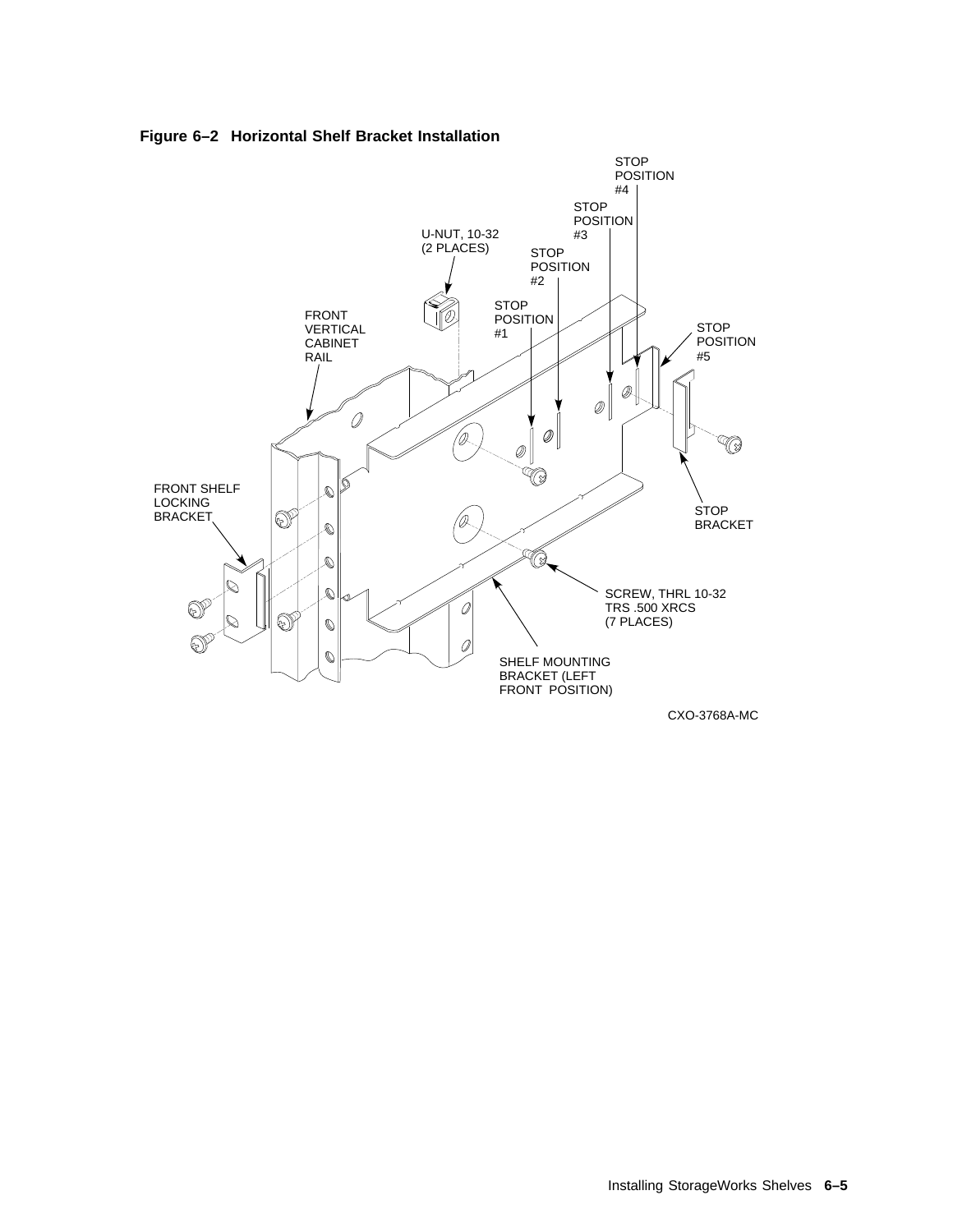**Figure 6–2 Horizontal Shelf Bracket Installation**

STOP POSITION #4

STOP POSITION #3

U-NUT, 10-32 (2 PLACES)

STOP POSITION #2

STOP POSITION #1

FRONT VERTICAL CABINET RAIL

STOP POSITION #5

FRONT SHELF LOCKING BRACKET

STOP BRACKET

SCREW, THRL 10-32 TRS .500 XRCS (7 PLACES)

SHELF MOUNTING BRACKET (LEFT FRONT POSITION)

CXO-3768A-MC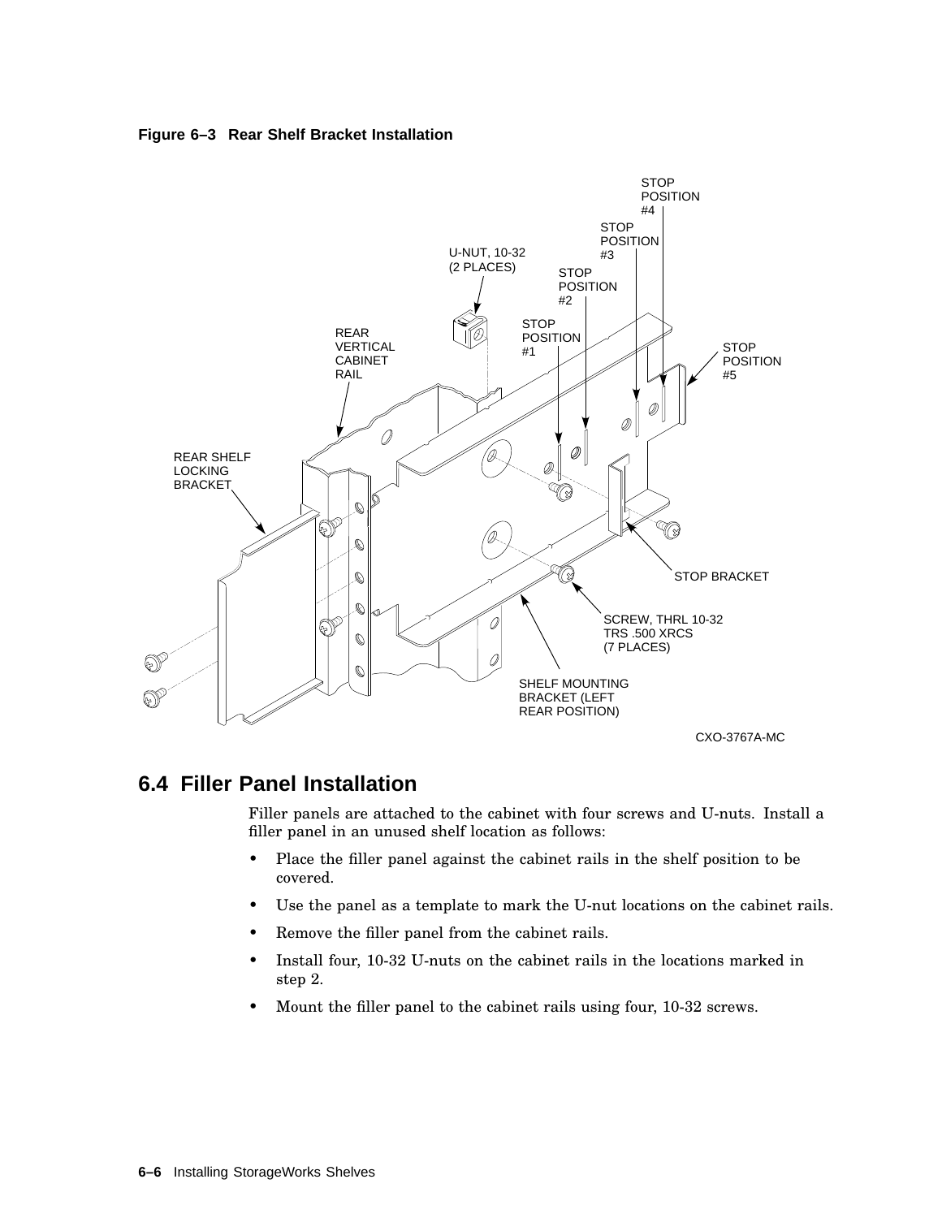**Figure 6–3 Rear Shelf Bracket Installation**

## 6.4 Filler Panel Installation

Filler panels are attached to the cabinet with four screws and U-nuts. Install a filler panel in an unused shelf location as follows:

- Place the filler panel against the cabinet rails in the shelf position to be covered.
- Use the panel as a template to mark the U-nut locations on the cabinet rails.
- Remove the filler panel from the cabinet rails.
- Install four, 10-32 U-nuts on the cabinet rails in the locations marked in step 2.
- Mount the filler panel to the cabinet rails using four, 10-32 screws.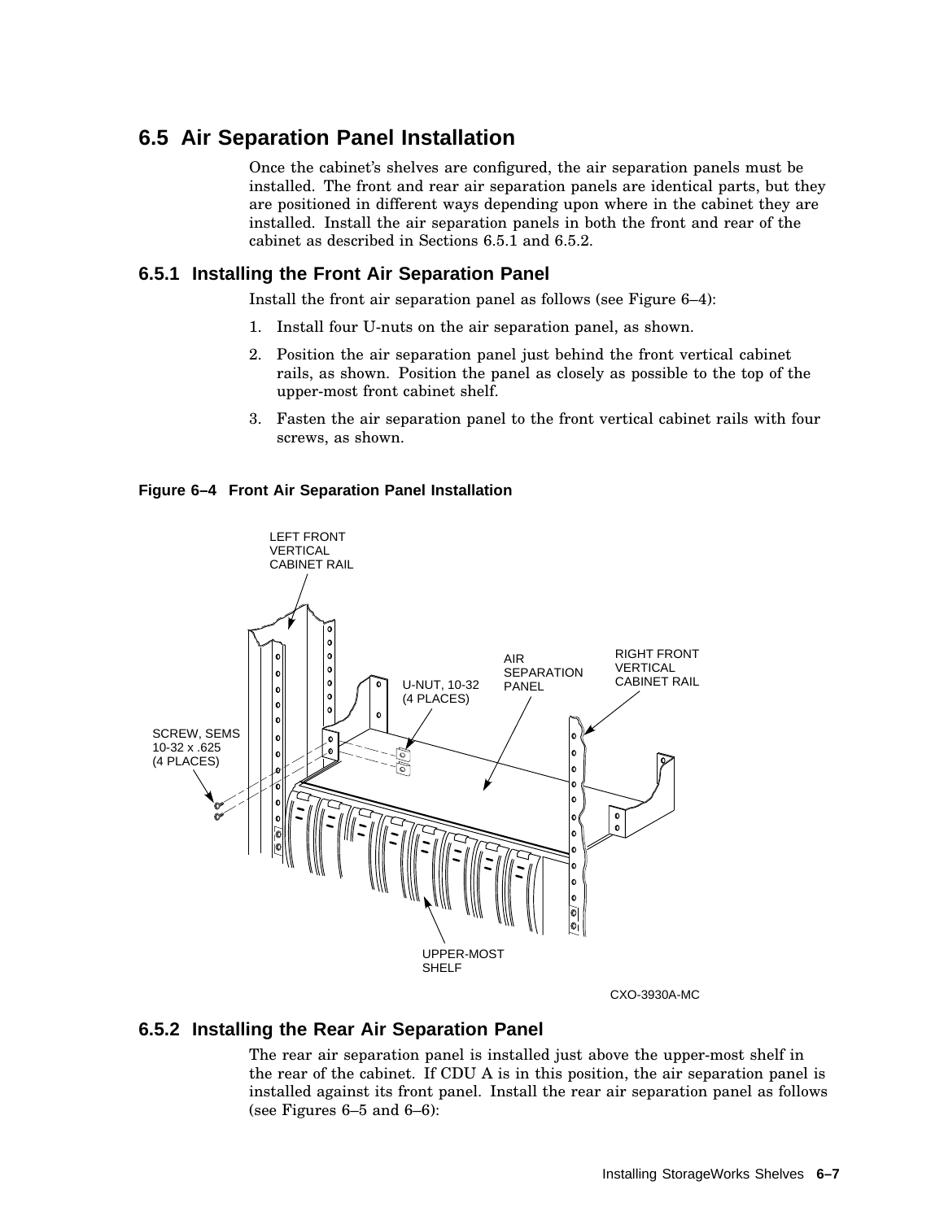## 6.5 Air Separation Panel Installation

Once the cabinet's shelves are configured, the air separation panels must be installed. The front and rear air separation panels are identical parts, but they are positioned in different ways depending upon where in the cabinet they are installed. Install the air separation panels in both the front and rear of the cabinet as described in Sections 6.5.1 and 6.5.2.

### 6.5.1 Installing the Front Air Separation Panel

Install the front air separation panel as follows (see Figure 6–4):

1. Install four U-nuts on the air separation panel, as shown.
2. Position the air separation panel just behind the front vertical cabinet rails, as shown. Position the panel as closely as possible to the top of the upper-most front cabinet shelf.
3. Fasten the air separation panel to the front vertical cabinet rails with four screws, as shown.

**Figure 6–4 Front Air Separation Panel Installation**

LEFT FRONT VERTICAL CABINET RAIL

SCREW, SEMS 10-32 x .625 (4 PLACES)

U-NUT, 10-32 (4 PLACES)

AIR SEPARATION PANEL

RIGHT FRONT VERTICAL CABINET RAIL

UPPER-MOST SHELF

CXO-3930A-MC

### 6.5.2 Installing the Rear Air Separation Panel

The rear air separation panel is installed just above the upper-most shelf in the rear of the cabinet. If CDU A is in this position, the air separation panel is installed against its front panel. Install the rear air separation panel as follows (see Figures 6–5 and 6–6):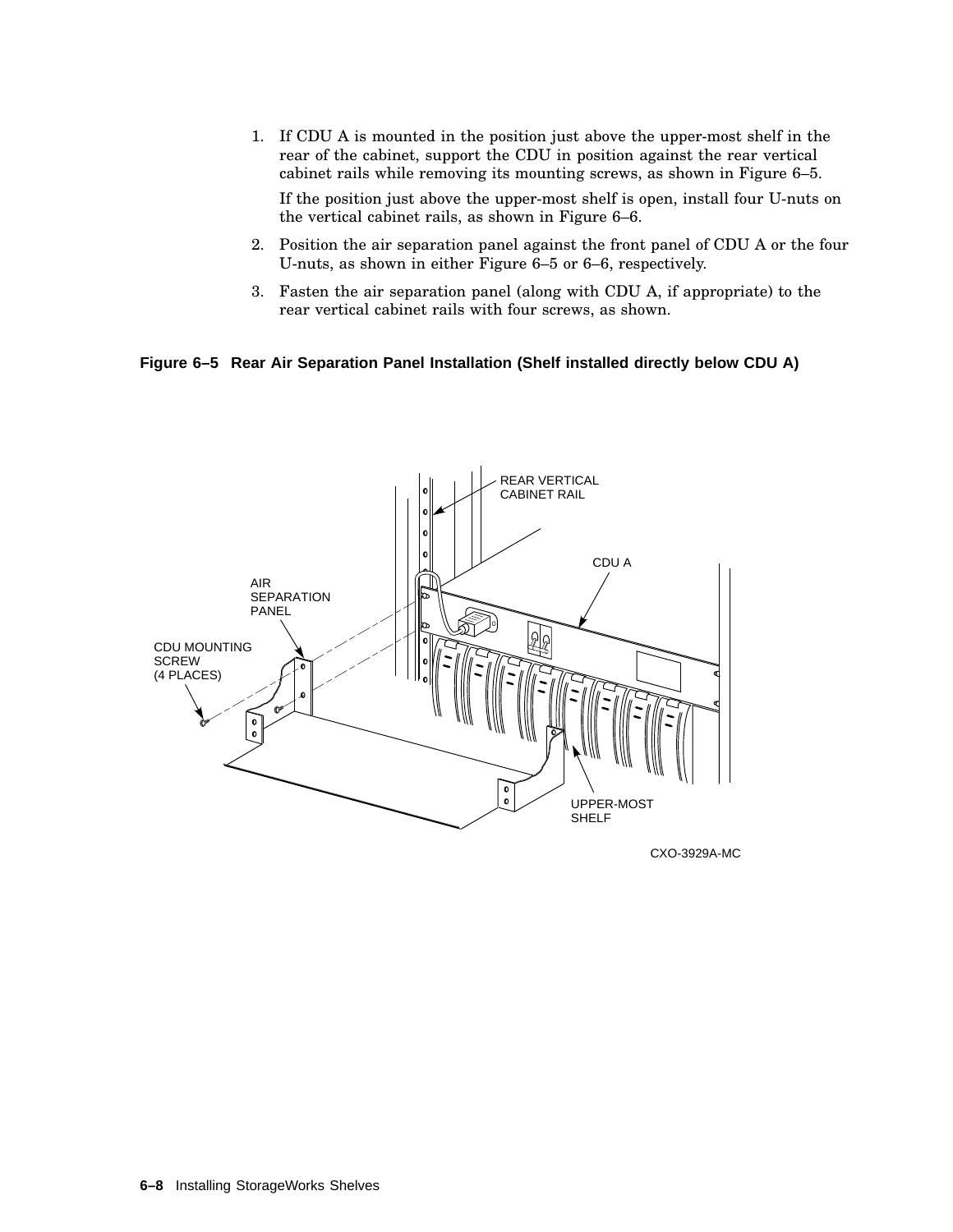1. If CDU A is mounted in the position just above the upper-most shelf in the rear of the cabinet, support the CDU in position against the rear vertical cabinet rails while removing its mounting screws, as shown in Figure 6–5.

   If the position just above the upper-most shelf is open, install four U-nuts on the vertical cabinet rails, as shown in Figure 6–6.

2. Position the air separation panel against the front panel of CDU A or the four U-nuts, as shown in either Figure 6–5 or 6–6, respectively.

3. Fasten the air separation panel (along with CDU A, if appropriate) to the rear vertical cabinet rails with four screws, as shown.

**Figure 6–5 Rear Air Separation Panel Installation (Shelf installed directly below CDU A)**

REAR VERTICAL CABINET RAIL

CDU A

AIR SEPARATION PANEL

CDU MOUNTING SCREW (4 PLACES)

UPPER-MOST SHELF

CXO-3929A-MC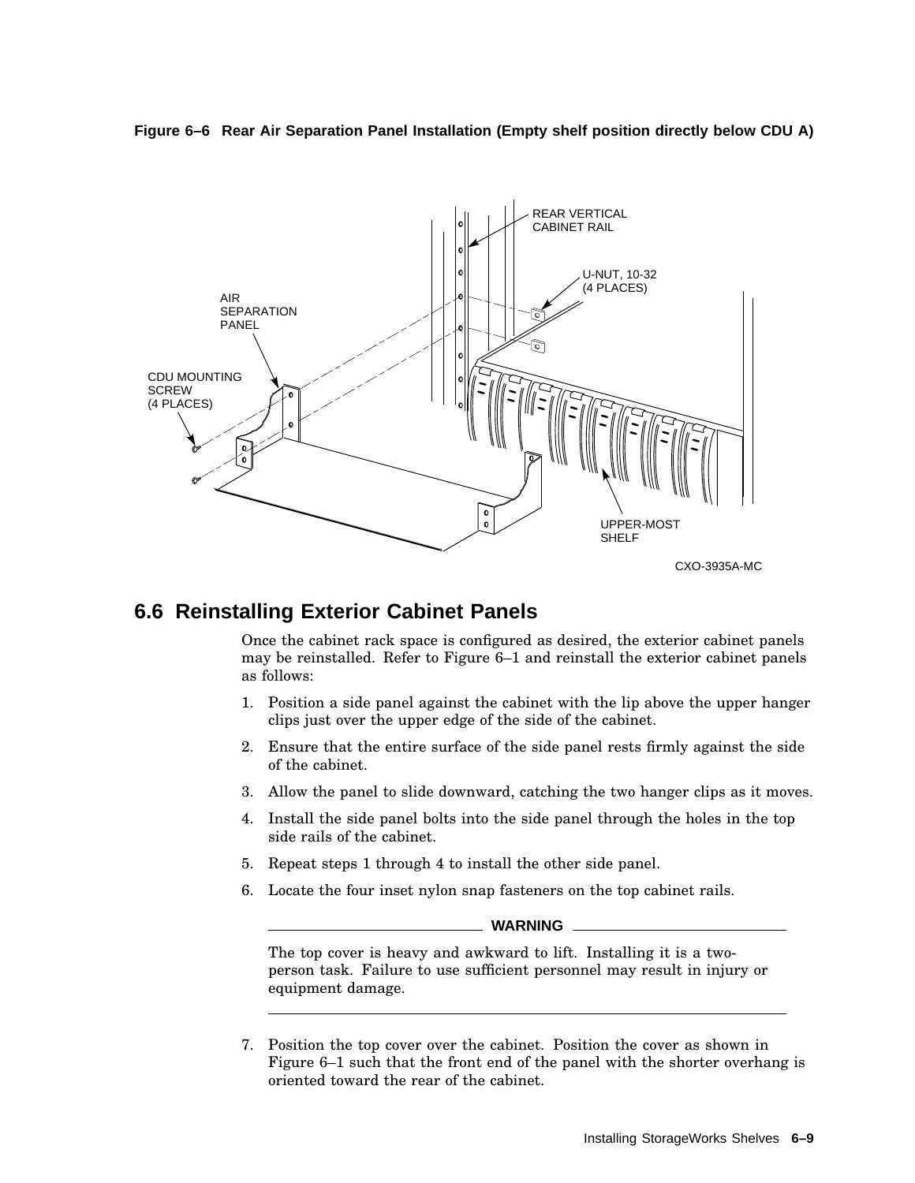**Figure 6–6 Rear Air Separation Panel Installation (Empty shelf position directly below CDU A)**

## 6.6 Reinstalling Exterior Cabinet Panels

Once the cabinet rack space is configured as desired, the exterior cabinet panels may be reinstalled. Refer to Figure 6–1 and reinstall the exterior cabinet panels as follows:

1. Position a side panel against the cabinet with the lip above the upper hanger clips just over the upper edge of the side of the cabinet.
2. Ensure that the entire surface of the side panel rests firmly against the side of the cabinet.
3. Allow the panel to slide downward, catching the two hanger clips as it moves.
4. Install the side panel bolts into the side panel through the holes in the top side rails of the cabinet.
5. Repeat steps 1 through 4 to install the other side panel.
6. Locate the four inset nylon snap fasteners on the top cabinet rails.

**WARNING**

The top cover is heavy and awkward to lift. Installing it is a two-person task. Failure to use sufficient personnel may result in injury or equipment damage.

7. Position the top cover over the cabinet. Position the cover as shown in Figure 6–1 such that the front end of the panel with the shorter overhang is oriented toward the rear of the cabinet.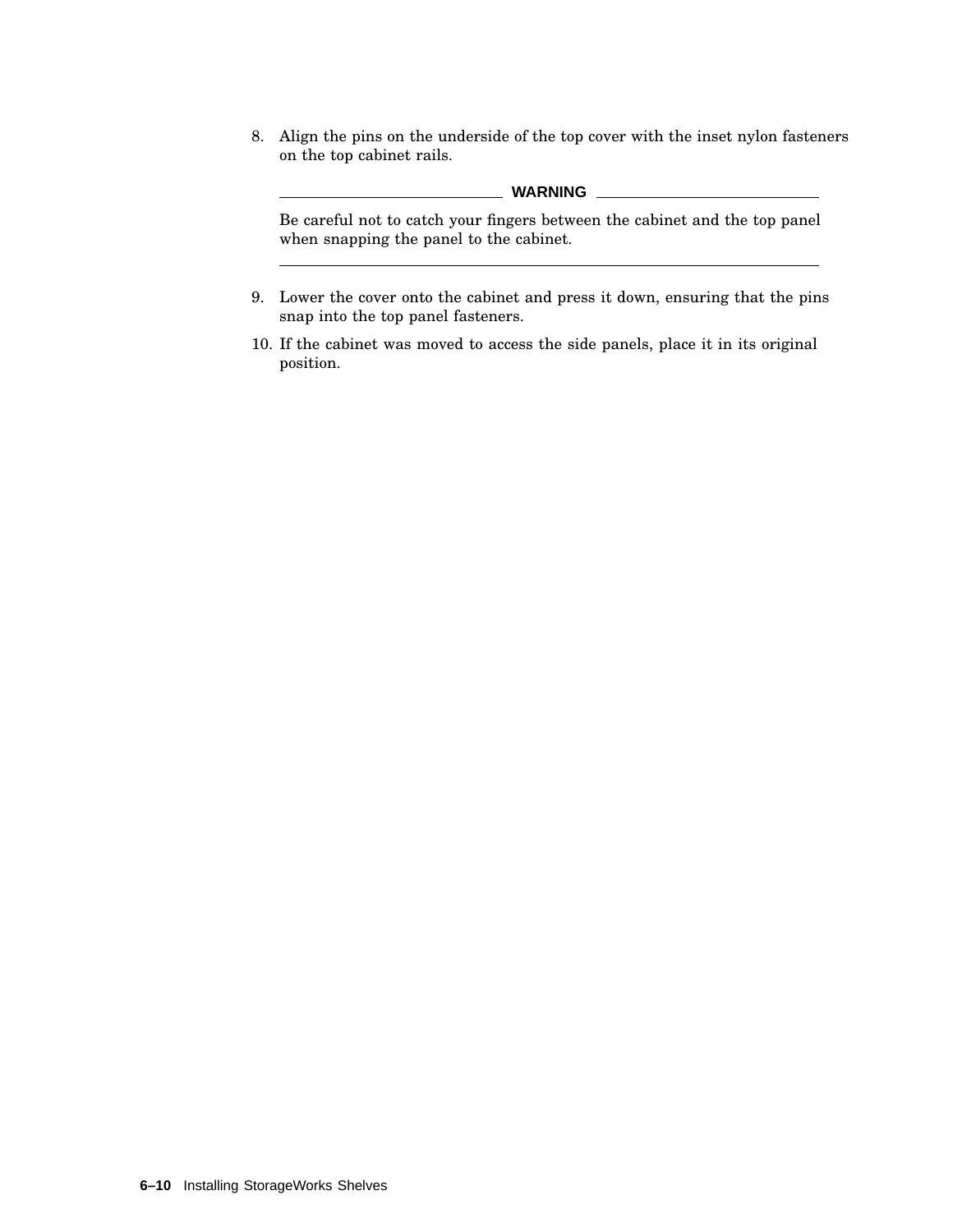8. Align the pins on the underside of the top cover with the inset nylon fasteners on the top cabinet rails.

**WARNING**

Be careful not to catch your fingers between the cabinet and the top panel when snapping the panel to the cabinet.

---

9. Lower the cover onto the cabinet and press it down, ensuring that the pins snap into the top panel fasteners.
10. If the cabinet was moved to access the side panels, place it in its original position.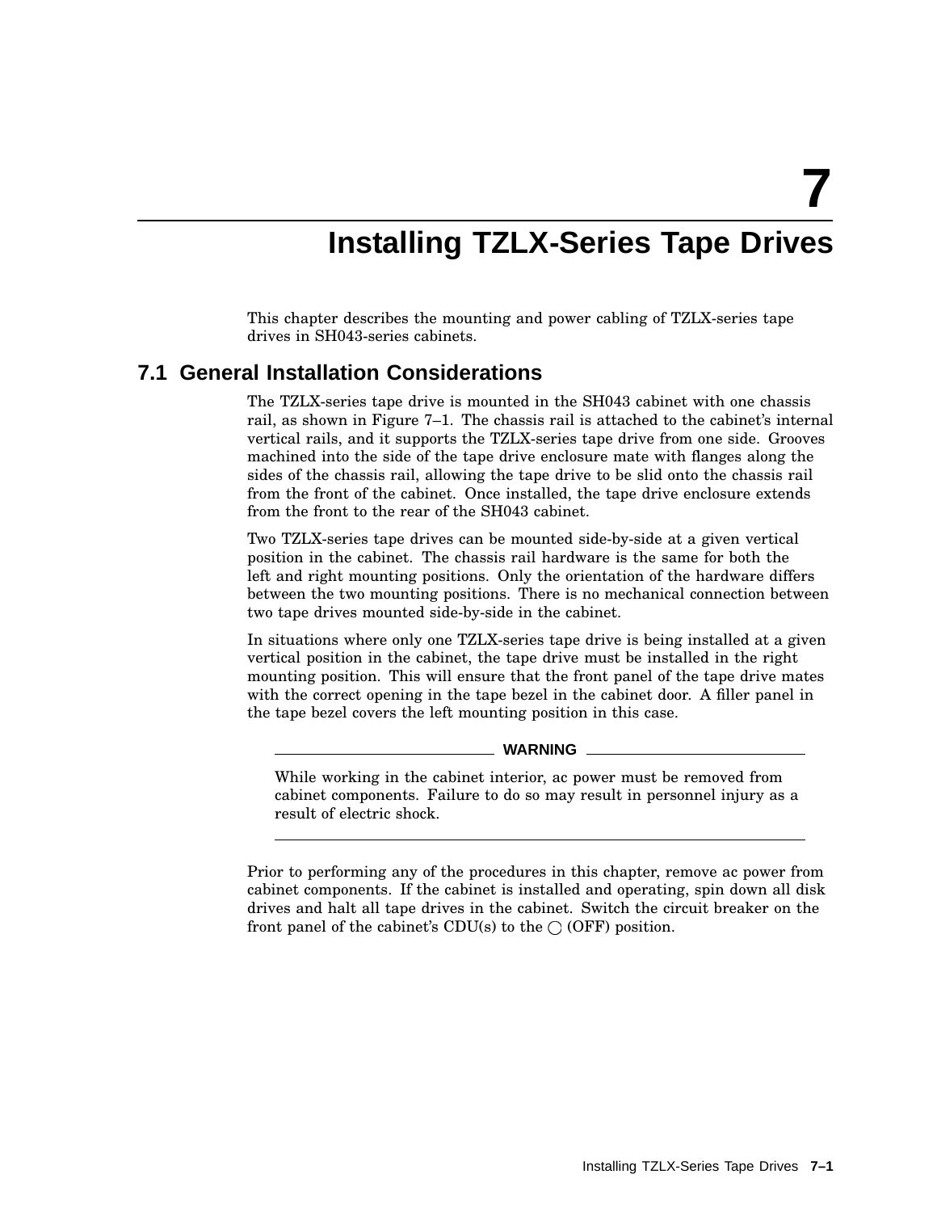# 7 Installing TZLX-Series Tape Drives

This chapter describes the mounting and power cabling of TZLX-series tape drives in SH043-series cabinets.

## 7.1 General Installation Considerations

The TZLX-series tape drive is mounted in the SH043 cabinet with one chassis rail, as shown in Figure 7–1. The chassis rail is attached to the cabinet's internal vertical rails, and it supports the TZLX-series tape drive from one side. Grooves machined into the side of the tape drive enclosure mate with flanges along the sides of the chassis rail, allowing the tape drive to be slid onto the chassis rail from the front of the cabinet. Once installed, the tape drive enclosure extends from the front to the rear of the SH043 cabinet.

Two TZLX-series tape drives can be mounted side-by-side at a given vertical position in the cabinet. The chassis rail hardware is the same for both the left and right mounting positions. Only the orientation of the hardware differs between the two mounting positions. There is no mechanical connection between two tape drives mounted side-by-side in the cabinet.

In situations where only one TZLX-series tape drive is being installed at a given vertical position in the cabinet, the tape drive must be installed in the right mounting position. This will ensure that the front panel of the tape drive mates with the correct opening in the tape bezel in the cabinet door. A filler panel in the tape bezel covers the left mounting position in this case.

**WARNING**

While working in the cabinet interior, ac power must be removed from cabinet components. Failure to do so may result in personnel injury as a result of electric shock.

---

Prior to performing any of the procedures in this chapter, remove ac power from cabinet components. If the cabinet is installed and operating, spin down all disk drives and halt all tape drives in the cabinet. Switch the circuit breaker on the front panel of the cabinet's CDU(s) to the ◯ (OFF) position.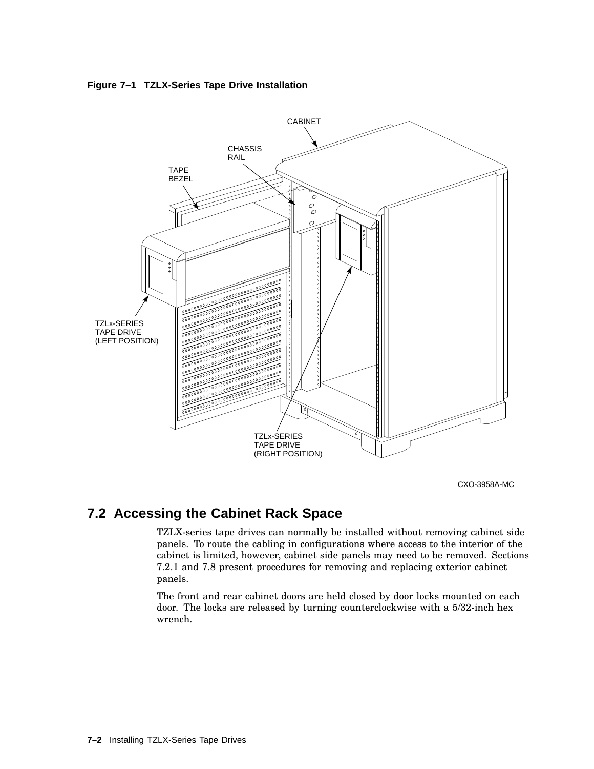**Figure 7–1 TZLX-Series Tape Drive Installation**

## 7.2 Accessing the Cabinet Rack Space

TZLX-series tape drives can normally be installed without removing cabinet side panels. To route the cabling in configurations where access to the interior of the cabinet is limited, however, cabinet side panels may need to be removed. Sections 7.2.1 and 7.8 present procedures for removing and replacing exterior cabinet panels.

The front and rear cabinet doors are held closed by door locks mounted on each door. The locks are released by turning counterclockwise with a 5/32-inch hex wrench.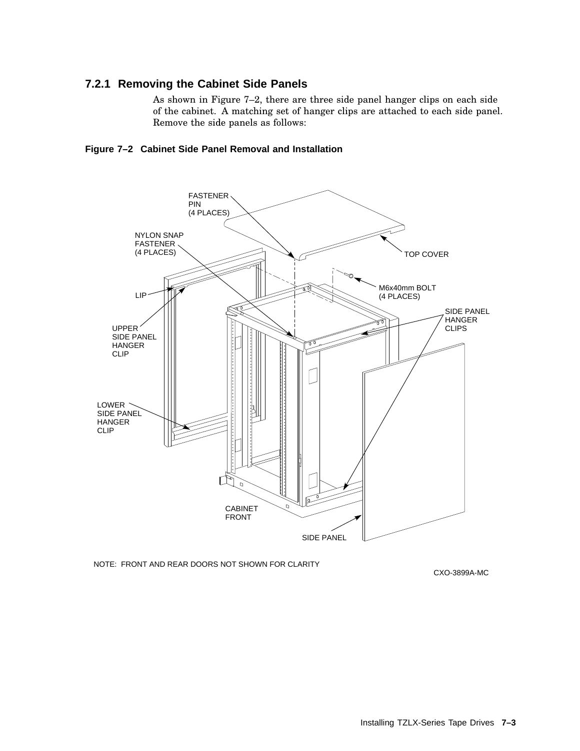### 7.2.1 Removing the Cabinet Side Panels

As shown in Figure 7–2, there are three side panel hanger clips on each side of the cabinet. A matching set of hanger clips are attached to each side panel. Remove the side panels as follows:

**Figure 7–2 Cabinet Side Panel Removal and Installation**

FASTENER PIN (4 PLACES)

NYLON SNAP FASTENER (4 PLACES)

TOP COVER

M6x40mm BOLT (4 PLACES)

LIP

UPPER SIDE PANEL HANGER CLIP

SIDE PANEL HANGER CLIPS

LOWER SIDE PANEL HANGER CLIP

CABINET FRONT

SIDE PANEL

NOTE: FRONT AND REAR DOORS NOT SHOWN FOR CLARITY

CXO-3899A-MC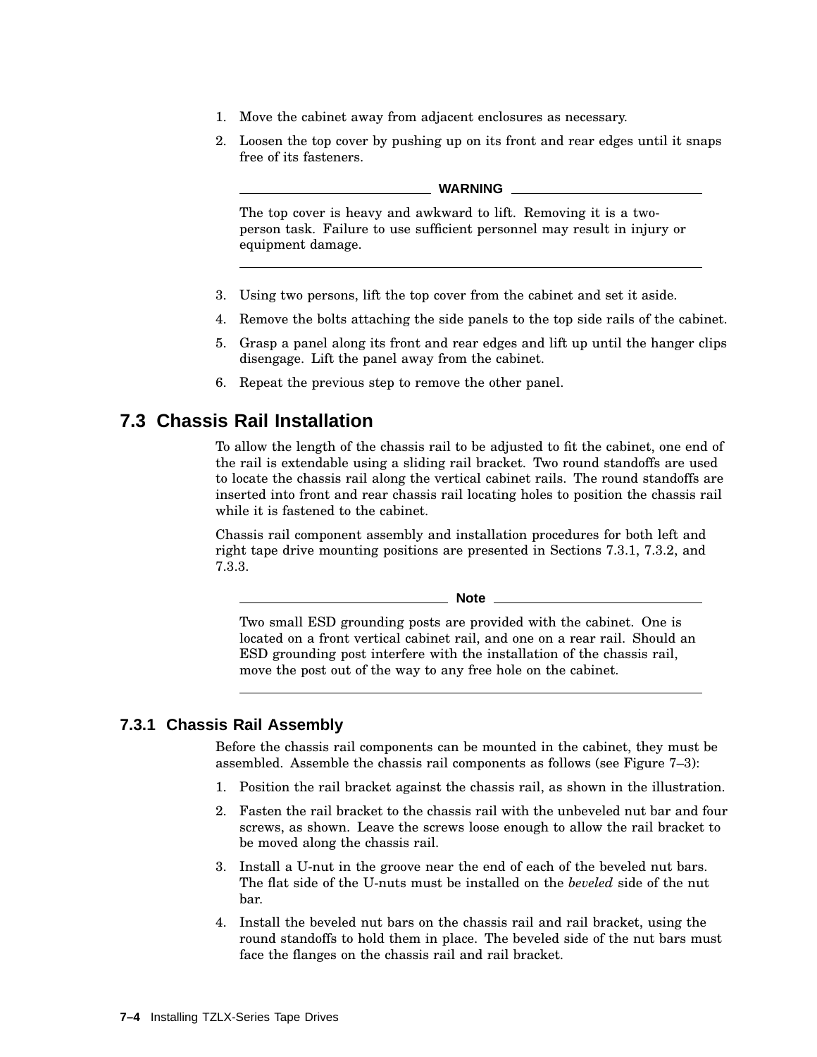1. Move the cabinet away from adjacent enclosures as necessary.
2. Loosen the top cover by pushing up on its front and rear edges until it snaps free of its fasteners.

**WARNING**

The top cover is heavy and awkward to lift. Removing it is a two-person task. Failure to use sufficient personnel may result in injury or equipment damage.

3. Using two persons, lift the top cover from the cabinet and set it aside.
4. Remove the bolts attaching the side panels to the top side rails of the cabinet.
5. Grasp a panel along its front and rear edges and lift up until the hanger clips disengage. Lift the panel away from the cabinet.
6. Repeat the previous step to remove the other panel.

## 7.3 Chassis Rail Installation

To allow the length of the chassis rail to be adjusted to fit the cabinet, one end of the rail is extendable using a sliding rail bracket. Two round standoffs are used to locate the chassis rail along the vertical cabinet rails. The round standoffs are inserted into front and rear chassis rail locating holes to position the chassis rail while it is fastened to the cabinet.

Chassis rail component assembly and installation procedures for both left and right tape drive mounting positions are presented in Sections 7.3.1, 7.3.2, and 7.3.3.

**Note**

Two small ESD grounding posts are provided with the cabinet. One is located on a front vertical cabinet rail, and one on a rear rail. Should an ESD grounding post interfere with the installation of the chassis rail, move the post out of the way to any free hole on the cabinet.

### 7.3.1 Chassis Rail Assembly

Before the chassis rail components can be mounted in the cabinet, they must be assembled. Assemble the chassis rail components as follows (see Figure 7–3):

1. Position the rail bracket against the chassis rail, as shown in the illustration.
2. Fasten the rail bracket to the chassis rail with the unbeveled nut bar and four screws, as shown. Leave the screws loose enough to allow the rail bracket to be moved along the chassis rail.
3. Install a U-nut in the groove near the end of each of the beveled nut bars. The flat side of the U-nuts must be installed on the *beveled* side of the nut bar.
4. Install the beveled nut bars on the chassis rail and rail bracket, using the round standoffs to hold them in place. The beveled side of the nut bars must face the flanges on the chassis rail and rail bracket.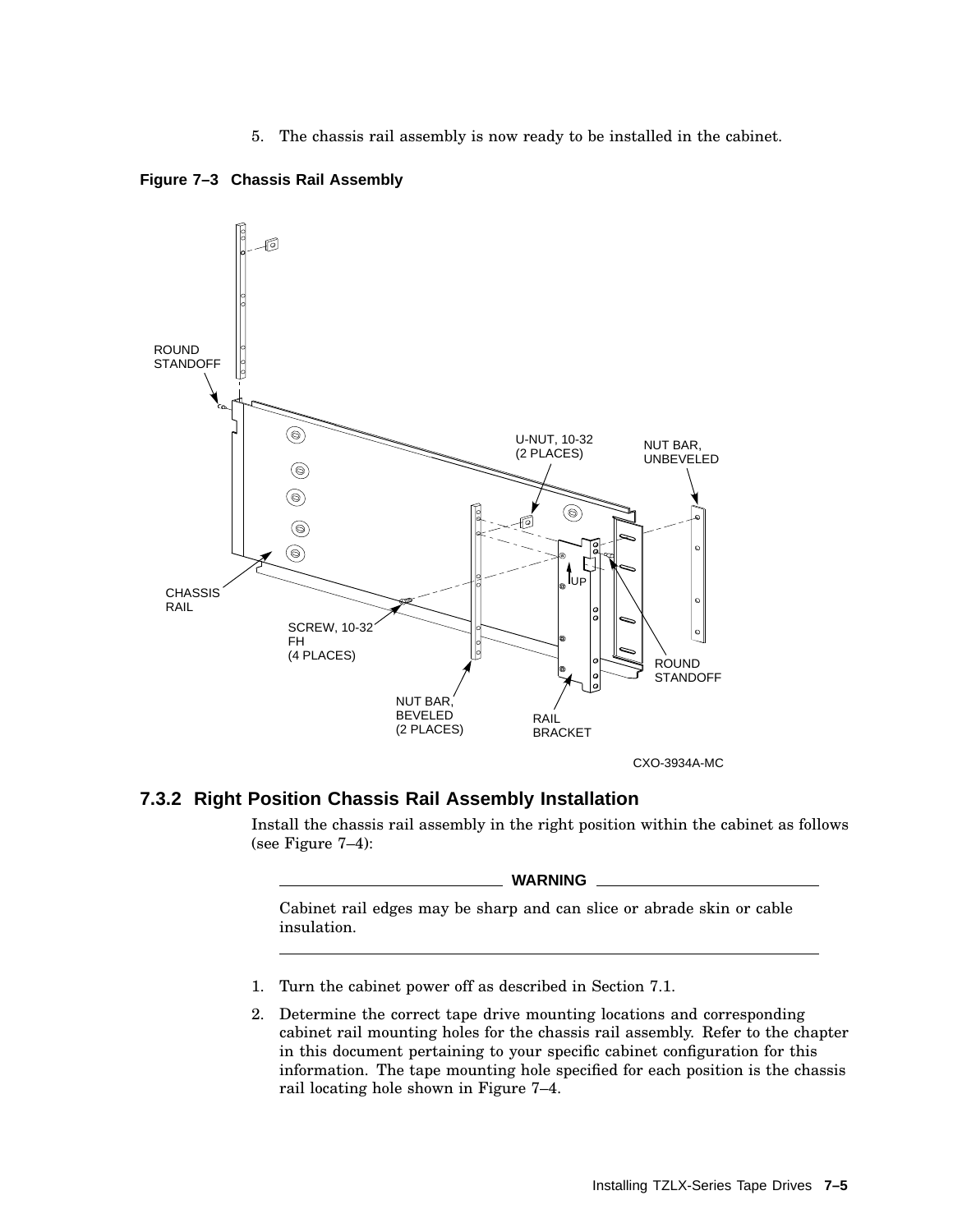5. The chassis rail assembly is now ready to be installed in the cabinet.

**Figure 7–3 Chassis Rail Assembly**

### 7.3.2 Right Position Chassis Rail Assembly Installation

Install the chassis rail assembly in the right position within the cabinet as follows (see Figure 7–4):

**WARNING**

Cabinet rail edges may be sharp and can slice or abrade skin or cable insulation.

1. Turn the cabinet power off as described in Section 7.1.
2. Determine the correct tape drive mounting locations and corresponding cabinet rail mounting holes for the chassis rail assembly. Refer to the chapter in this document pertaining to your specific cabinet configuration for this information. The tape mounting hole specified for each position is the chassis rail locating hole shown in Figure 7–4.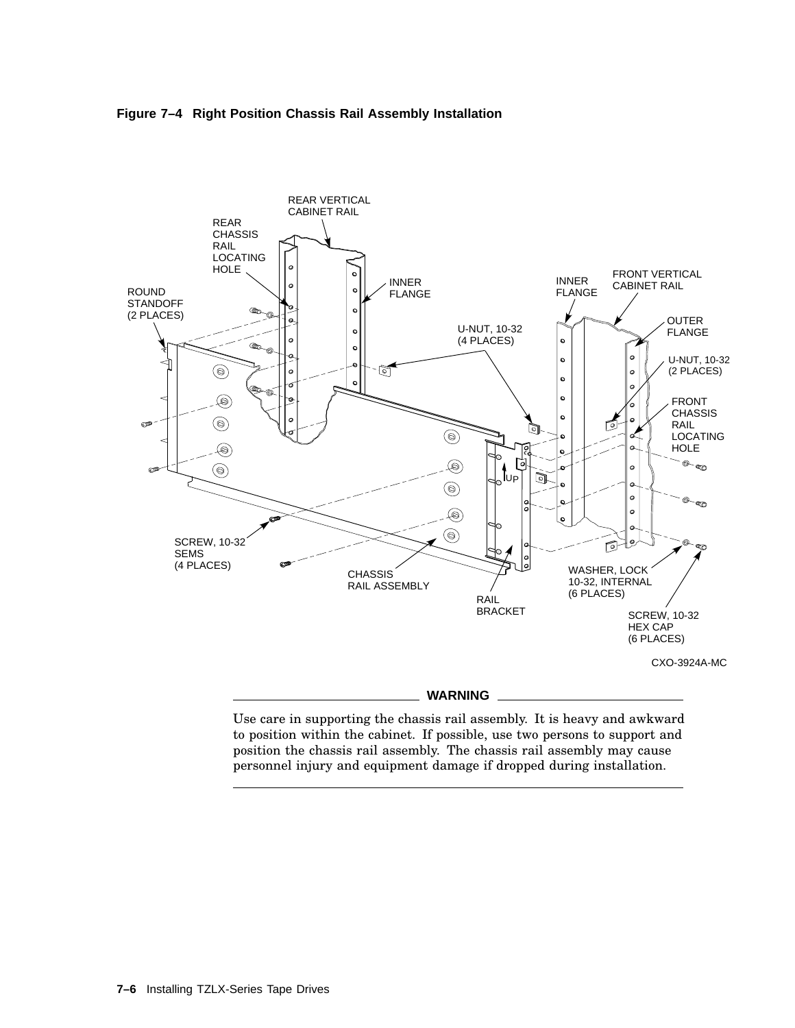**Figure 7–4 Right Position Chassis Rail Assembly Installation**

REAR VERTICAL CABINET RAIL

REAR CHASSIS RAIL LOCATING HOLE

ROUND STANDOFF (2 PLACES)

INNER FLANGE

INNER FLANGE

FRONT VERTICAL CABINET RAIL

OUTER FLANGE

U-NUT, 10-32 (4 PLACES)

U-NUT, 10-32 (2 PLACES)

FRONT CHASSIS RAIL LOCATING HOLE

UP

SCREW, 10-32 SEMS (4 PLACES)

CHASSIS RAIL ASSEMBLY

RAIL BRACKET

WASHER, LOCK 10-32, INTERNAL (6 PLACES)

SCREW, 10-32 HEX CAP (6 PLACES)

CXO-3924A-MC

---

**WARNING**

Use care in supporting the chassis rail assembly. It is heavy and awkward to position within the cabinet. If possible, use two persons to support and position the chassis rail assembly. The chassis rail assembly may cause personnel injury and equipment damage if dropped during installation.

---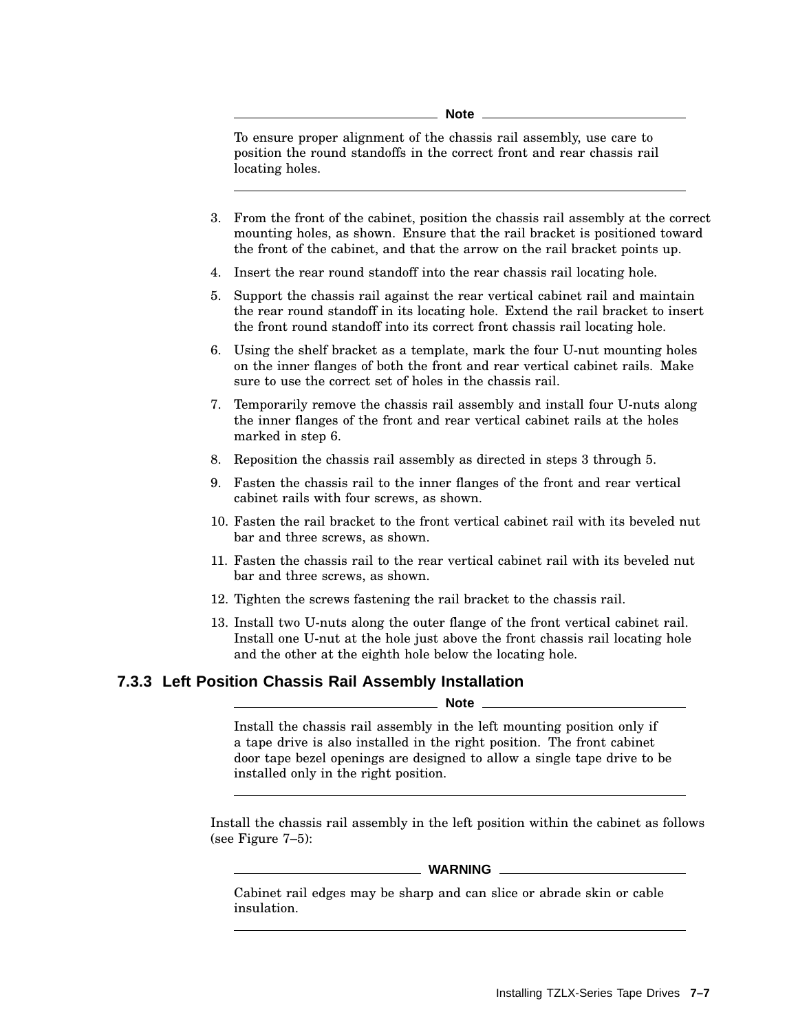**Note**

To ensure proper alignment of the chassis rail assembly, use care to position the round standoffs in the correct front and rear chassis rail locating holes.

---

3. From the front of the cabinet, position the chassis rail assembly at the correct mounting holes, as shown. Ensure that the rail bracket is positioned toward the front of the cabinet, and that the arrow on the rail bracket points up.
4. Insert the rear round standoff into the rear chassis rail locating hole.
5. Support the chassis rail against the rear vertical cabinet rail and maintain the rear round standoff in its locating hole. Extend the rail bracket to insert the front round standoff into its correct front chassis rail locating hole.
6. Using the shelf bracket as a template, mark the four U-nut mounting holes on the inner flanges of both the front and rear vertical cabinet rails. Make sure to use the correct set of holes in the chassis rail.
7. Temporarily remove the chassis rail assembly and install four U-nuts along the inner flanges of the front and rear vertical cabinet rails at the holes marked in step 6.
8. Reposition the chassis rail assembly as directed in steps 3 through 5.
9. Fasten the chassis rail to the inner flanges of the front and rear vertical cabinet rails with four screws, as shown.
10. Fasten the rail bracket to the front vertical cabinet rail with its beveled nut bar and three screws, as shown.
11. Fasten the chassis rail to the rear vertical cabinet rail with its beveled nut bar and three screws, as shown.
12. Tighten the screws fastening the rail bracket to the chassis rail.
13. Install two U-nuts along the outer flange of the front vertical cabinet rail. Install one U-nut at the hole just above the front chassis rail locating hole and the other at the eighth hole below the locating hole.

### 7.3.3 Left Position Chassis Rail Assembly Installation

**Note**

Install the chassis rail assembly in the left mounting position only if a tape drive is also installed in the right position. The front cabinet door tape bezel openings are designed to allow a single tape drive to be installed only in the right position.

---

Install the chassis rail assembly in the left position within the cabinet as follows (see Figure 7–5):

**WARNING**

Cabinet rail edges may be sharp and can slice or abrade skin or cable insulation.

---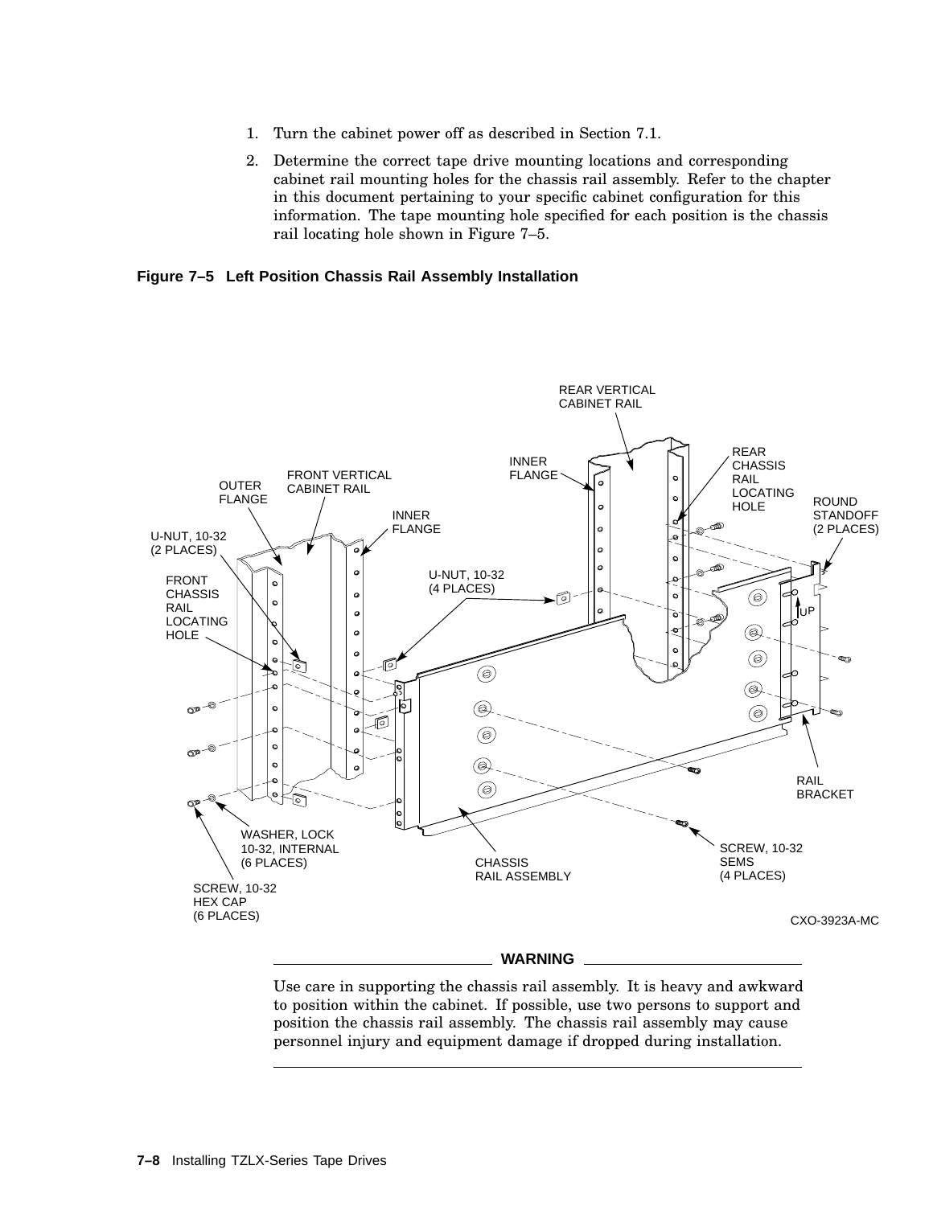1. Turn the cabinet power off as described in Section 7.1.
2. Determine the correct tape drive mounting locations and corresponding cabinet rail mounting holes for the chassis rail assembly. Refer to the chapter in this document pertaining to your specific cabinet configuration for this information. The tape mounting hole specified for each position is the chassis rail locating hole shown in Figure 7–5.

**Figure 7–5 Left Position Chassis Rail Assembly Installation**

REAR VERTICAL CABINET RAIL

INNER FLANGE

REAR CHASSIS RAIL LOCATING HOLE

ROUND STANDOFF (2 PLACES)

OUTER FLANGE

FRONT VERTICAL CABINET RAIL

INNER FLANGE

U-NUT, 10-32 (2 PLACES)

FRONT CHASSIS RAIL LOCATING HOLE

U-NUT, 10-32 (4 PLACES)

UP

RAIL BRACKET

WASHER, LOCK 10-32, INTERNAL (6 PLACES)

CHASSIS RAIL ASSEMBLY

SCREW, 10-32 SEMS (4 PLACES)

SCREW, 10-32 HEX CAP (6 PLACES)

CXO-3923A-MC

**WARNING**

Use care in supporting the chassis rail assembly. It is heavy and awkward to position within the cabinet. If possible, use two persons to support and position the chassis rail assembly. The chassis rail assembly may cause personnel injury and equipment damage if dropped during installation.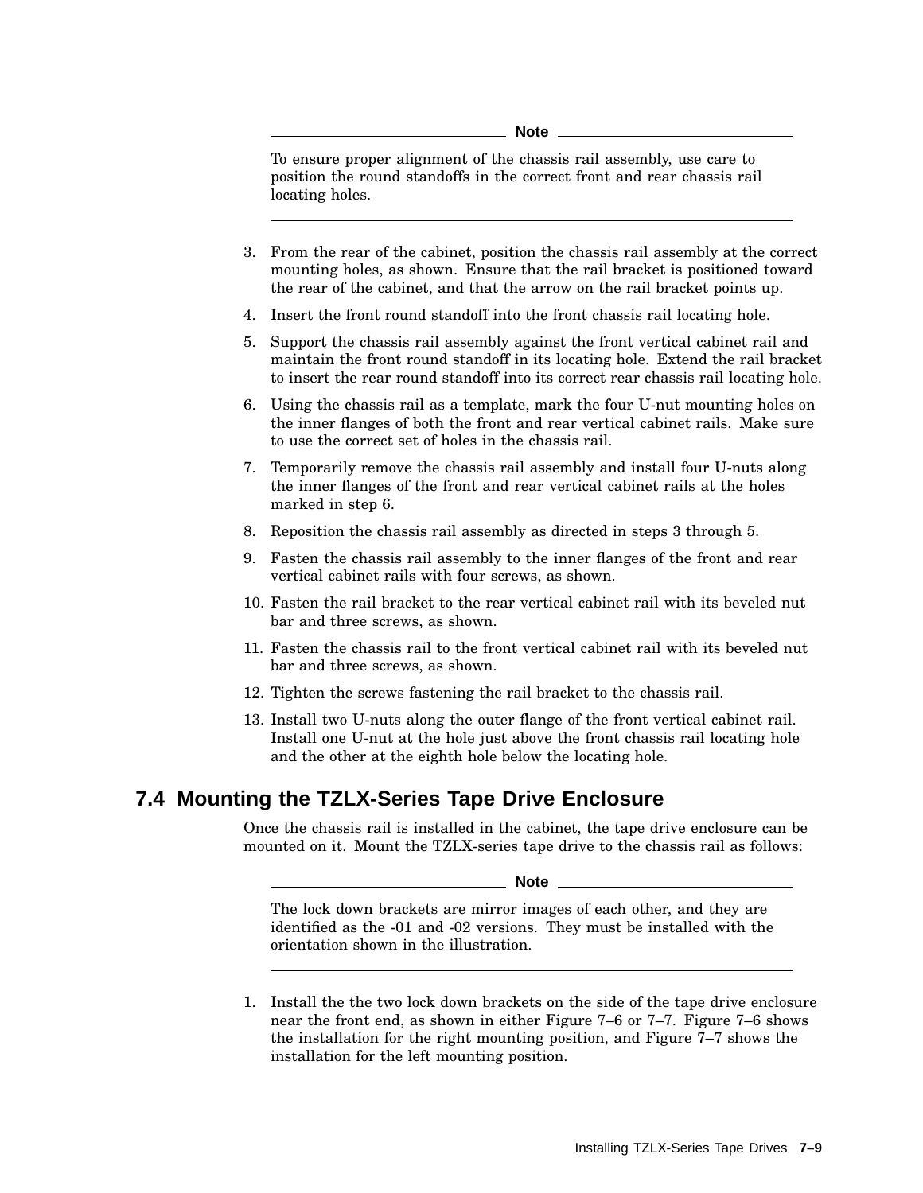**Note**

To ensure proper alignment of the chassis rail assembly, use care to position the round standoffs in the correct front and rear chassis rail locating holes.

---

3. From the rear of the cabinet, position the chassis rail assembly at the correct mounting holes, as shown. Ensure that the rail bracket is positioned toward the rear of the cabinet, and that the arrow on the rail bracket points up.
4. Insert the front round standoff into the front chassis rail locating hole.
5. Support the chassis rail assembly against the front vertical cabinet rail and maintain the front round standoff in its locating hole. Extend the rail bracket to insert the rear round standoff into its correct rear chassis rail locating hole.
6. Using the chassis rail as a template, mark the four U-nut mounting holes on the inner flanges of both the front and rear vertical cabinet rails. Make sure to use the correct set of holes in the chassis rail.
7. Temporarily remove the chassis rail assembly and install four U-nuts along the inner flanges of the front and rear vertical cabinet rails at the holes marked in step 6.
8. Reposition the chassis rail assembly as directed in steps 3 through 5.
9. Fasten the chassis rail assembly to the inner flanges of the front and rear vertical cabinet rails with four screws, as shown.
10. Fasten the rail bracket to the rear vertical cabinet rail with its beveled nut bar and three screws, as shown.
11. Fasten the chassis rail to the front vertical cabinet rail with its beveled nut bar and three screws, as shown.
12. Tighten the screws fastening the rail bracket to the chassis rail.
13. Install two U-nuts along the outer flange of the front vertical cabinet rail. Install one U-nut at the hole just above the front chassis rail locating hole and the other at the eighth hole below the locating hole.

## 7.4 Mounting the TZLX-Series Tape Drive Enclosure

Once the chassis rail is installed in the cabinet, the tape drive enclosure can be mounted on it. Mount the TZLX-series tape drive to the chassis rail as follows:

**Note**

The lock down brackets are mirror images of each other, and they are identified as the -01 and -02 versions. They must be installed with the orientation shown in the illustration.

---

1. Install the the two lock down brackets on the side of the tape drive enclosure near the front end, as shown in either Figure 7–6 or 7–7. Figure 7–6 shows the installation for the right mounting position, and Figure 7–7 shows the installation for the left mounting position.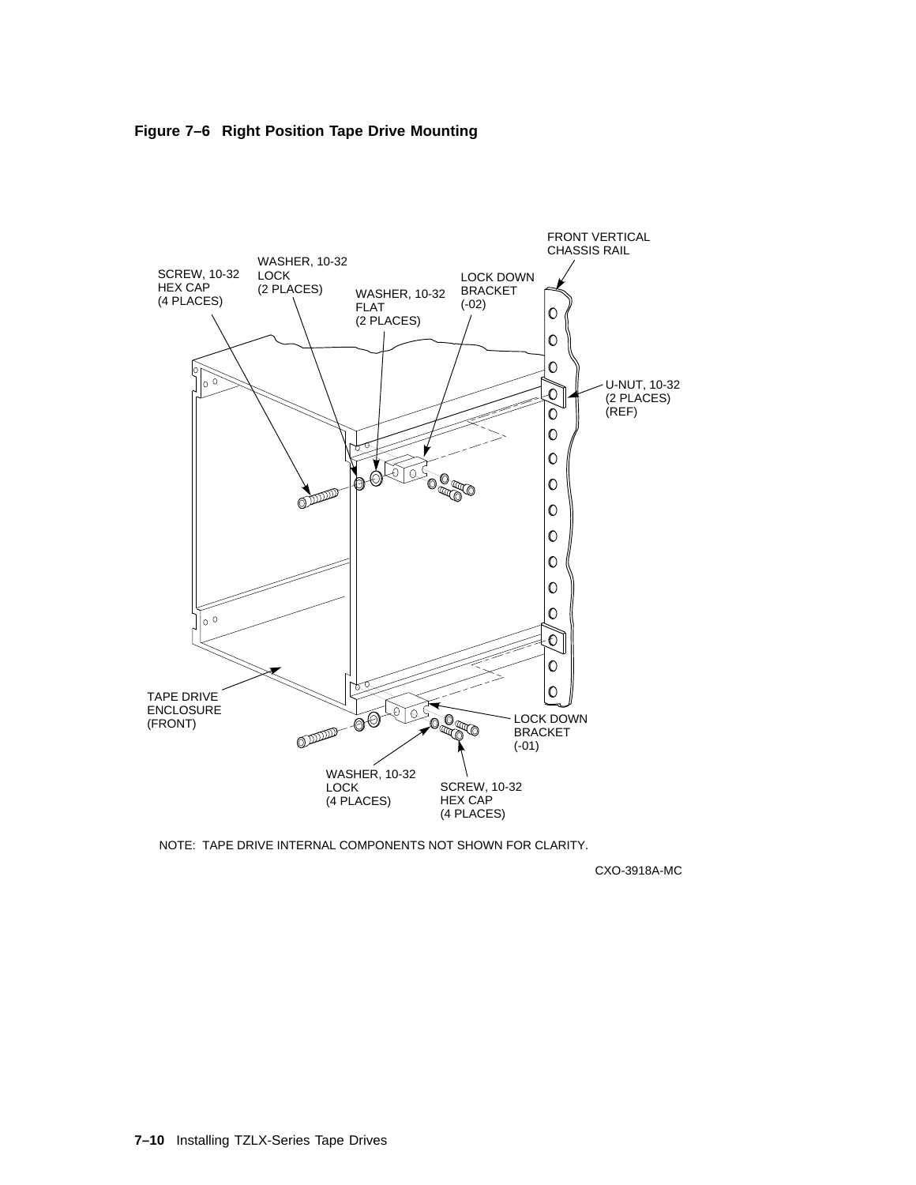**Figure 7–6 Right Position Tape Drive Mounting**

FRONT VERTICAL CHASSIS RAIL

SCREW, 10-32 HEX CAP (4 PLACES)

WASHER, 10-32 LOCK (2 PLACES)

WASHER, 10-32 FLAT (2 PLACES)

LOCK DOWN BRACKET (-02)

U-NUT, 10-32 (2 PLACES) (REF)

TAPE DRIVE ENCLOSURE (FRONT)

LOCK DOWN BRACKET (-01)

WASHER, 10-32 LOCK (4 PLACES)

SCREW, 10-32 HEX CAP (4 PLACES)

NOTE: TAPE DRIVE INTERNAL COMPONENTS NOT SHOWN FOR CLARITY.

CXO-3918A-MC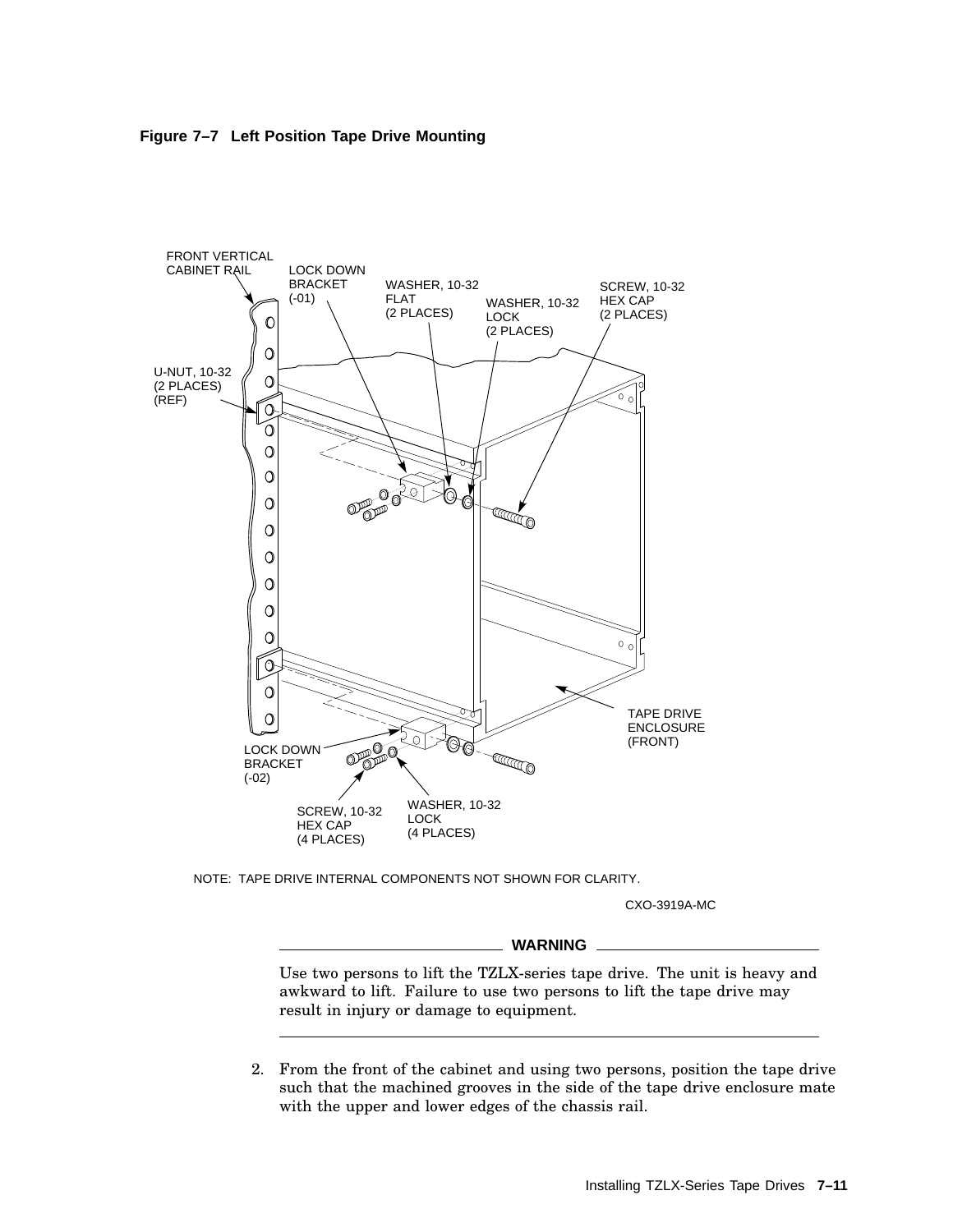**Figure 7–7 Left Position Tape Drive Mounting**

FRONT VERTICAL CABINET RAIL

LOCK DOWN BRACKET (-01)

WASHER, 10-32 FLAT (2 PLACES)

WASHER, 10-32 LOCK (2 PLACES)

SCREW, 10-32 HEX CAP (2 PLACES)

U-NUT, 10-32 (2 PLACES) (REF)

TAPE DRIVE ENCLOSURE (FRONT)

LOCK DOWN BRACKET (-02)

SCREW, 10-32 HEX CAP (4 PLACES)

WASHER, 10-32 LOCK (4 PLACES)

NOTE: TAPE DRIVE INTERNAL COMPONENTS NOT SHOWN FOR CLARITY.

CXO-3919A-MC

---

**WARNING**

Use two persons to lift the TZLX-series tape drive. The unit is heavy and awkward to lift. Failure to use two persons to lift the tape drive may result in injury or damage to equipment.

---

2. From the front of the cabinet and using two persons, position the tape drive such that the machined grooves in the side of the tape drive enclosure mate with the upper and lower edges of the chassis rail.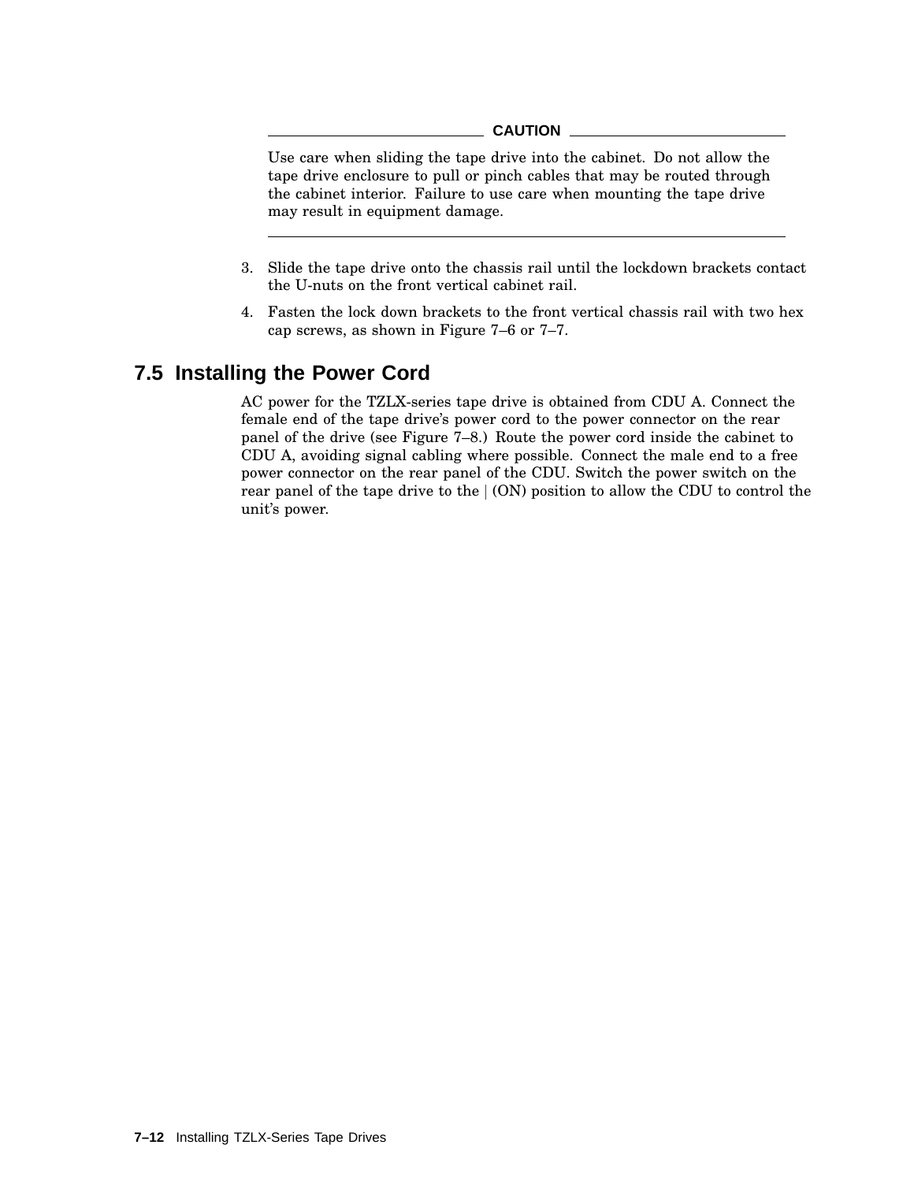**CAUTION**

Use care when sliding the tape drive into the cabinet. Do not allow the tape drive enclosure to pull or pinch cables that may be routed through the cabinet interior. Failure to use care when mounting the tape drive may result in equipment damage.

---

3. Slide the tape drive onto the chassis rail until the lockdown brackets contact the U-nuts on the front vertical cabinet rail.
4. Fasten the lock down brackets to the front vertical chassis rail with two hex cap screws, as shown in Figure 7–6 or 7–7.

## 7.5 Installing the Power Cord

AC power for the TZLX-series tape drive is obtained from CDU A. Connect the female end of the tape drive's power cord to the power connector on the rear panel of the drive (see Figure 7–8.) Route the power cord inside the cabinet to CDU A, avoiding signal cabling where possible. Connect the male end to a free power connector on the rear panel of the CDU. Switch the power switch on the rear panel of the tape drive to the | (ON) position to allow the CDU to control the unit's power.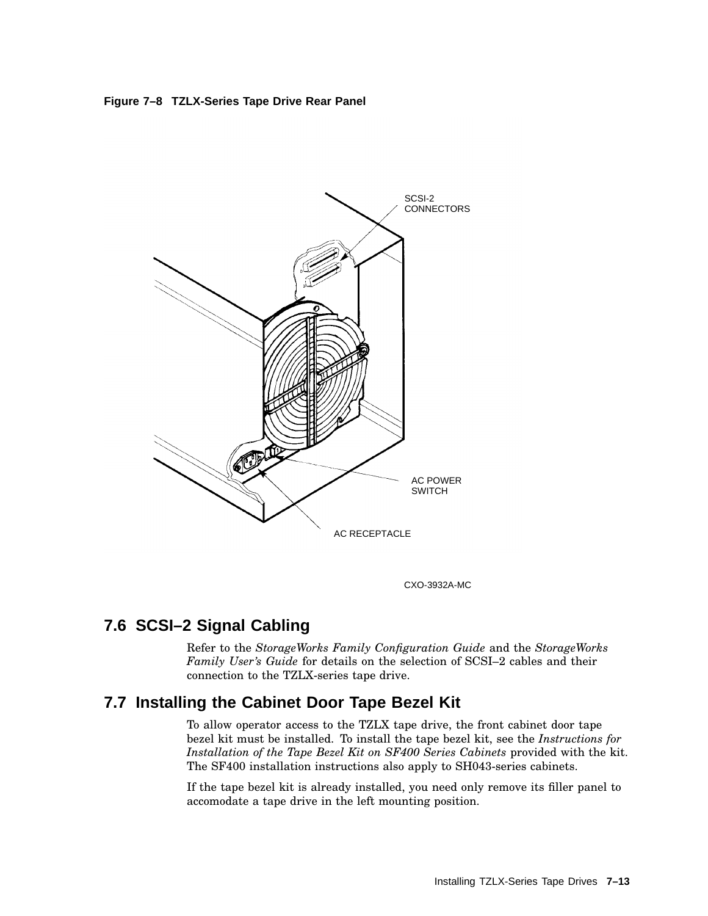**Figure 7–8 TZLX-Series Tape Drive Rear Panel**

SCSI-2 CONNECTORS

AC POWER SWITCH

AC RECEPTACLE

CXO-3932A-MC

## 7.6 SCSI–2 Signal Cabling

Refer to the *StorageWorks Family Configuration Guide* and the *StorageWorks Family User's Guide* for details on the selection of SCSI–2 cables and their connection to the TZLX-series tape drive.

## 7.7 Installing the Cabinet Door Tape Bezel Kit

To allow operator access to the TZLX tape drive, the front cabinet door tape bezel kit must be installed. To install the tape bezel kit, see the *Instructions for Installation of the Tape Bezel Kit on SF400 Series Cabinets* provided with the kit. The SF400 installation instructions also apply to SH043-series cabinets.

If the tape bezel kit is already installed, you need only remove its filler panel to accomodate a tape drive in the left mounting position.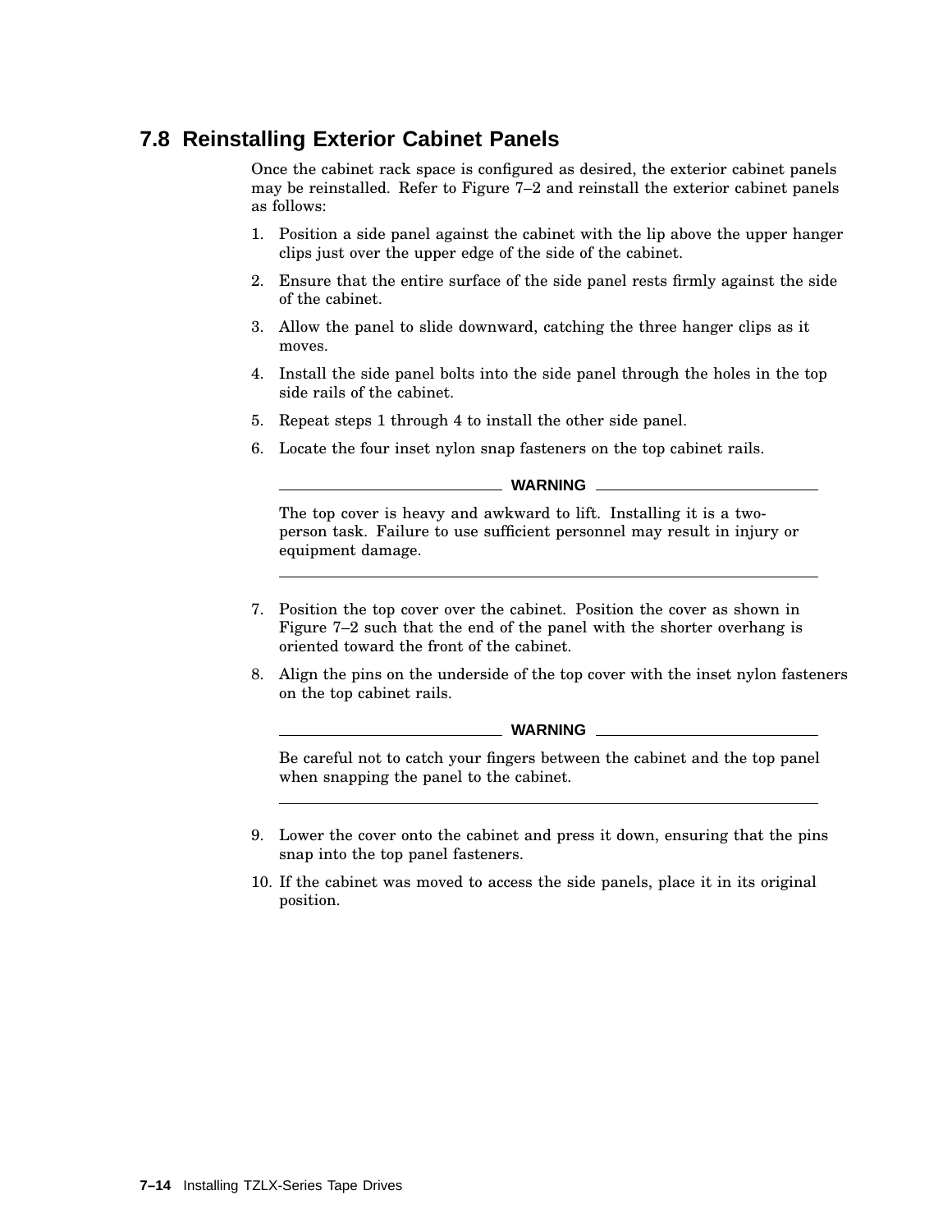## 7.8 Reinstalling Exterior Cabinet Panels

Once the cabinet rack space is configured as desired, the exterior cabinet panels may be reinstalled. Refer to Figure 7–2 and reinstall the exterior cabinet panels as follows:

1. Position a side panel against the cabinet with the lip above the upper hanger clips just over the upper edge of the side of the cabinet.
2. Ensure that the entire surface of the side panel rests firmly against the side of the cabinet.
3. Allow the panel to slide downward, catching the three hanger clips as it moves.
4. Install the side panel bolts into the side panel through the holes in the top side rails of the cabinet.
5. Repeat steps 1 through 4 to install the other side panel.
6. Locate the four inset nylon snap fasteners on the top cabinet rails.

**WARNING**

The top cover is heavy and awkward to lift. Installing it is a two-person task. Failure to use sufficient personnel may result in injury or equipment damage.

7. Position the top cover over the cabinet. Position the cover as shown in Figure 7–2 such that the end of the panel with the shorter overhang is oriented toward the front of the cabinet.
8. Align the pins on the underside of the top cover with the inset nylon fasteners on the top cabinet rails.

**WARNING**

Be careful not to catch your fingers between the cabinet and the top panel when snapping the panel to the cabinet.

9. Lower the cover onto the cabinet and press it down, ensuring that the pins snap into the top panel fasteners.
10. If the cabinet was moved to access the side panels, place it in its original position.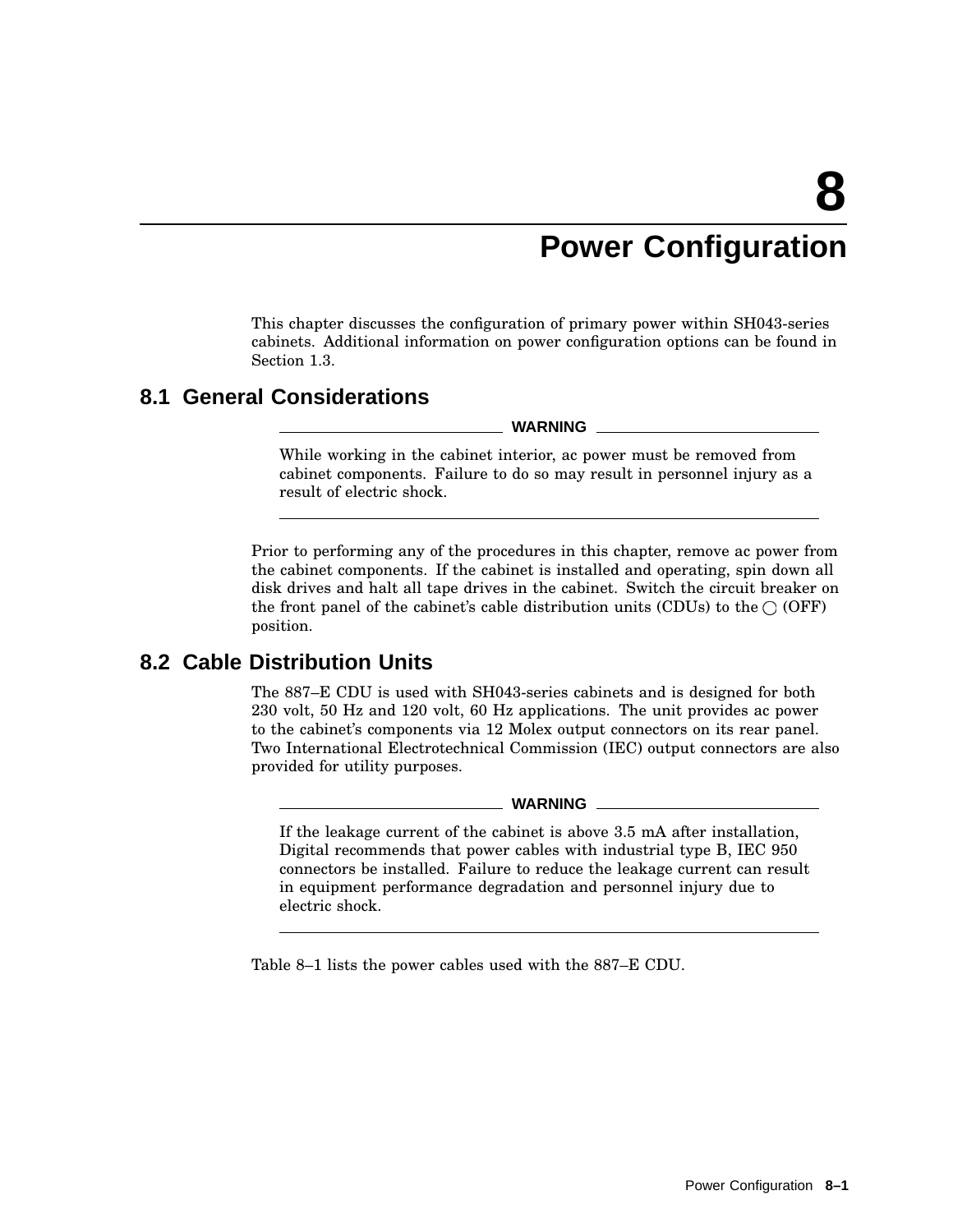# 8 Power Configuration

This chapter discusses the configuration of primary power within SH043-series cabinets. Additional information on power configuration options can be found in Section 1.3.

## 8.1 General Considerations

**WARNING**

While working in the cabinet interior, ac power must be removed from cabinet components. Failure to do so may result in personnel injury as a result of electric shock.

Prior to performing any of the procedures in this chapter, remove ac power from the cabinet components. If the cabinet is installed and operating, spin down all disk drives and halt all tape drives in the cabinet. Switch the circuit breaker on the front panel of the cabinet's cable distribution units (CDUs) to the ◯ (OFF) position.

## 8.2 Cable Distribution Units

The 887–E CDU is used with SH043-series cabinets and is designed for both 230 volt, 50 Hz and 120 volt, 60 Hz applications. The unit provides ac power to the cabinet's components via 12 Molex output connectors on its rear panel. Two International Electrotechnical Commission (IEC) output connectors are also provided for utility purposes.

**WARNING**

If the leakage current of the cabinet is above 3.5 mA after installation, Digital recommends that power cables with industrial type B, IEC 950 connectors be installed. Failure to reduce the leakage current can result in equipment performance degradation and personnel injury due to electric shock.

Table 8–1 lists the power cables used with the 887–E CDU.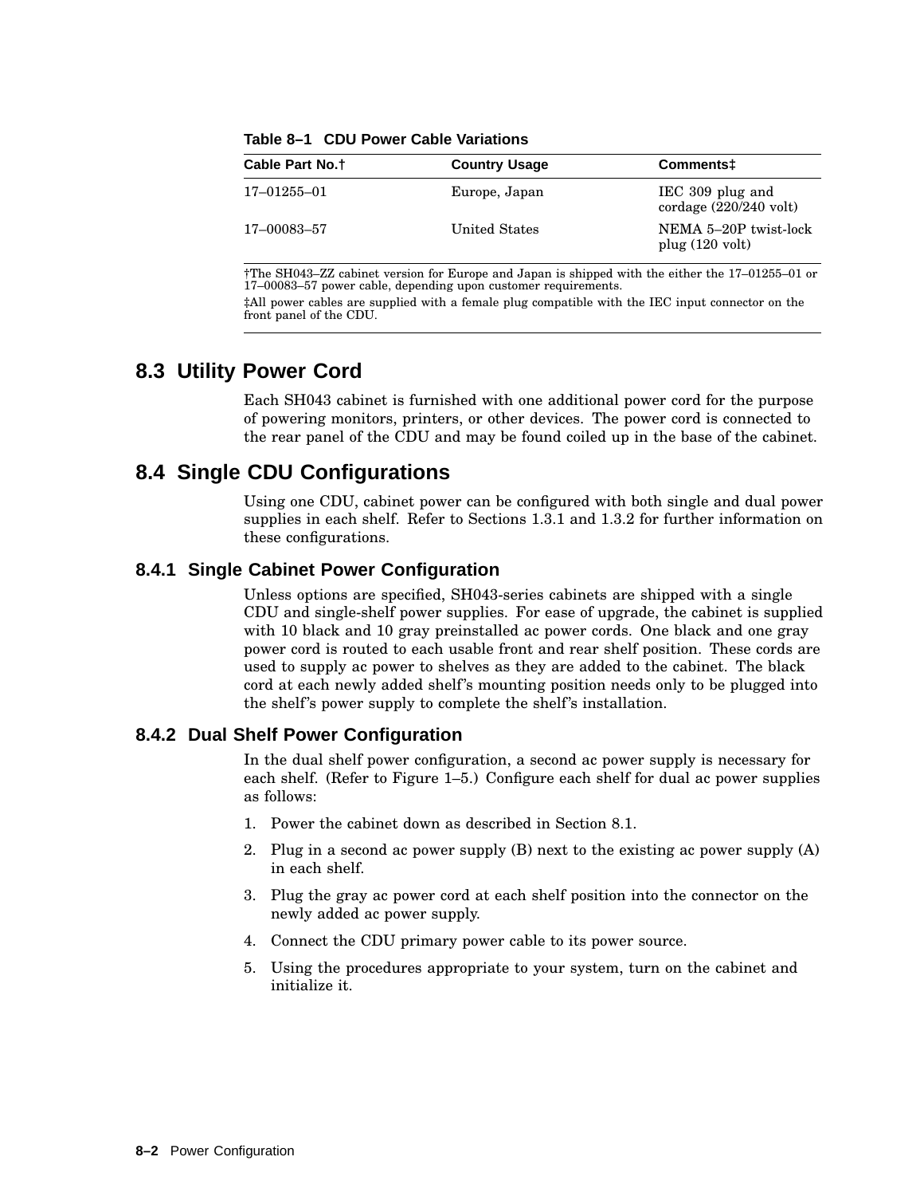**Table 8–1 CDU Power Cable Variations**

| Cable Part No.† | Country Usage | Comments‡ |
|---|---|---|
| 17–01255–01 | Europe, Japan | IEC 309 plug and cordage (220/240 volt) |
| 17–00083–57 | United States | NEMA 5–20P twist-lock plug (120 volt) |

†The SH043–ZZ cabinet version for Europe and Japan is shipped with the either the 17–01255–01 or 17–00083–57 power cable, depending upon customer requirements.

‡All power cables are supplied with a female plug compatible with the IEC input connector on the front panel of the CDU.

## 8.3 Utility Power Cord

Each SH043 cabinet is furnished with one additional power cord for the purpose of powering monitors, printers, or other devices. The power cord is connected to the rear panel of the CDU and may be found coiled up in the base of the cabinet.

## 8.4 Single CDU Configurations

Using one CDU, cabinet power can be configured with both single and dual power supplies in each shelf. Refer to Sections 1.3.1 and 1.3.2 for further information on these configurations.

### 8.4.1 Single Cabinet Power Configuration

Unless options are specified, SH043-series cabinets are shipped with a single CDU and single-shelf power supplies. For ease of upgrade, the cabinet is supplied with 10 black and 10 gray preinstalled ac power cords. One black and one gray power cord is routed to each usable front and rear shelf position. These cords are used to supply ac power to shelves as they are added to the cabinet. The black cord at each newly added shelf's mounting position needs only to be plugged into the shelf's power supply to complete the shelf's installation.

### 8.4.2 Dual Shelf Power Configuration

In the dual shelf power configuration, a second ac power supply is necessary for each shelf. (Refer to Figure 1–5.) Configure each shelf for dual ac power supplies as follows:

1. Power the cabinet down as described in Section 8.1.
2. Plug in a second ac power supply (B) next to the existing ac power supply (A) in each shelf.
3. Plug the gray ac power cord at each shelf position into the connector on the newly added ac power supply.
4. Connect the CDU primary power cable to its power source.
5. Using the procedures appropriate to your system, turn on the cabinet and initialize it.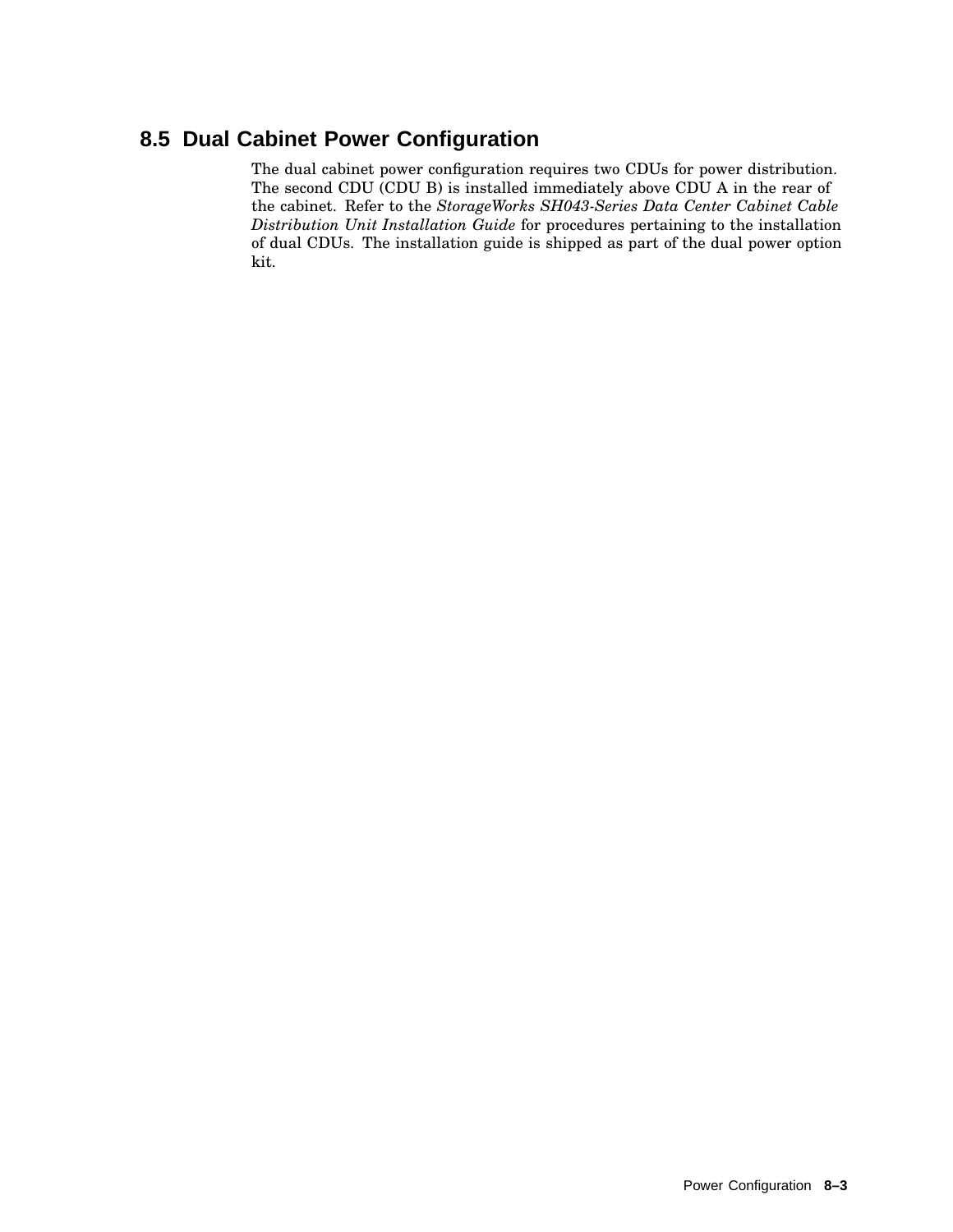## 8.5 Dual Cabinet Power Configuration

The dual cabinet power configuration requires two CDUs for power distribution. The second CDU (CDU B) is installed immediately above CDU A in the rear of the cabinet. Refer to the *StorageWorks SH043-Series Data Center Cabinet Cable Distribution Unit Installation Guide* for procedures pertaining to the installation of dual CDUs. The installation guide is shipped as part of the dual power option kit.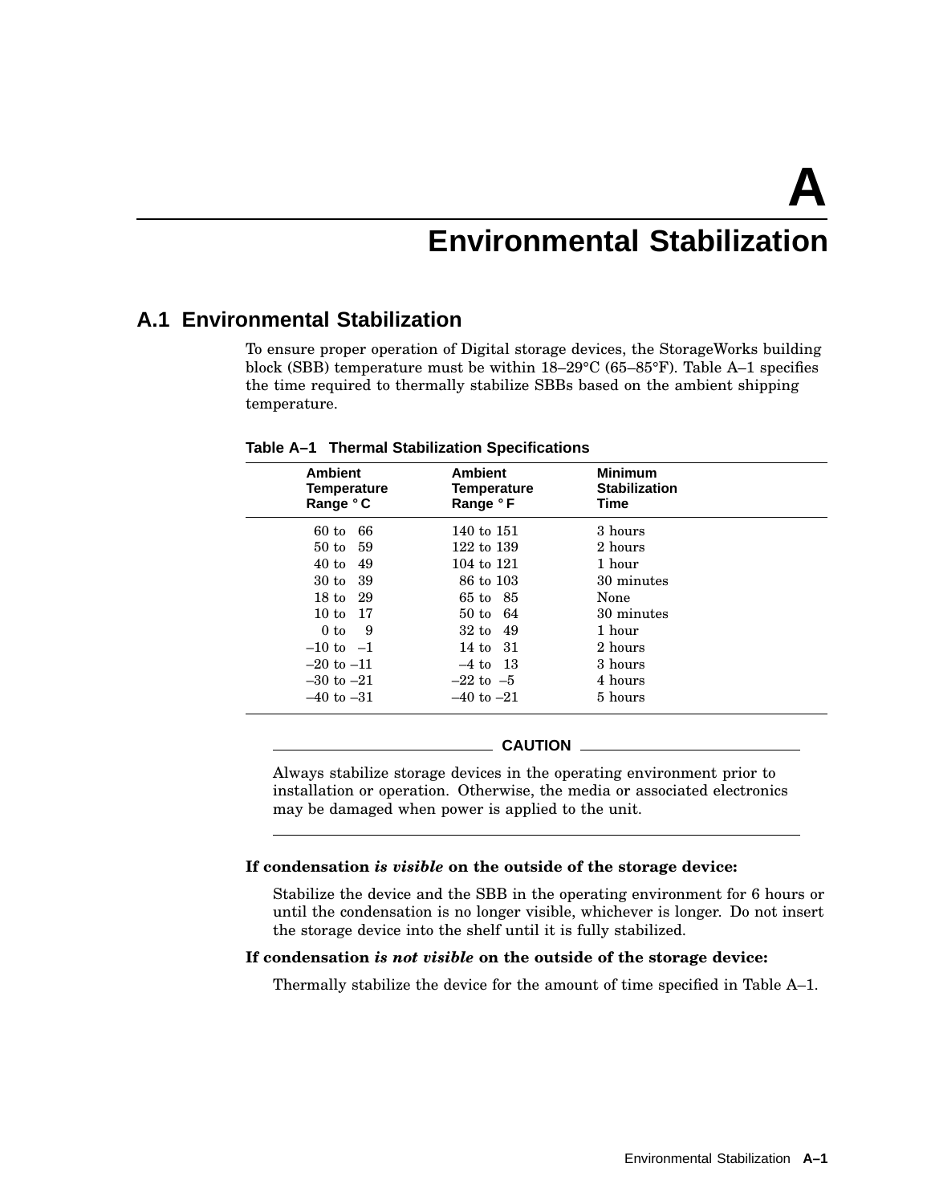# A Environmental Stabilization

## A.1 Environmental Stabilization

To ensure proper operation of Digital storage devices, the StorageWorks building block (SBB) temperature must be within 18–29°C (65–85°F). Table A–1 specifies the time required to thermally stabilize SBBs based on the ambient shipping temperature.

**Table A–1 Thermal Stabilization Specifications**

| Ambient Temperature Range °C | Ambient Temperature Range °F | Minimum Stabilization Time |
|---|---|---|
| 60 to 66 | 140 to 151 | 3 hours |
| 50 to 59 | 122 to 139 | 2 hours |
| 40 to 49 | 104 to 121 | 1 hour |
| 30 to 39 | 86 to 103 | 30 minutes |
| 18 to 29 | 65 to 85 | None |
| 10 to 17 | 50 to 64 | 30 minutes |
| 0 to 9 | 32 to 49 | 1 hour |
| –10 to –1 | 14 to 31 | 2 hours |
| –20 to –11 | –4 to 13 | 3 hours |
| –30 to –21 | –22 to –5 | 4 hours |
| –40 to –31 | –40 to –21 | 5 hours |

**CAUTION**

Always stabilize storage devices in the operating environment prior to installation or operation. Otherwise, the media or associated electronics may be damaged when power is applied to the unit.

**If condensation *is visible* on the outside of the storage device:**

Stabilize the device and the SBB in the operating environment for 6 hours or until the condensation is no longer visible, whichever is longer. Do not insert the storage device into the shelf until it is fully stabilized.

**If condensation *is not visible* on the outside of the storage device:**

Thermally stabilize the device for the amount of time specified in Table A–1.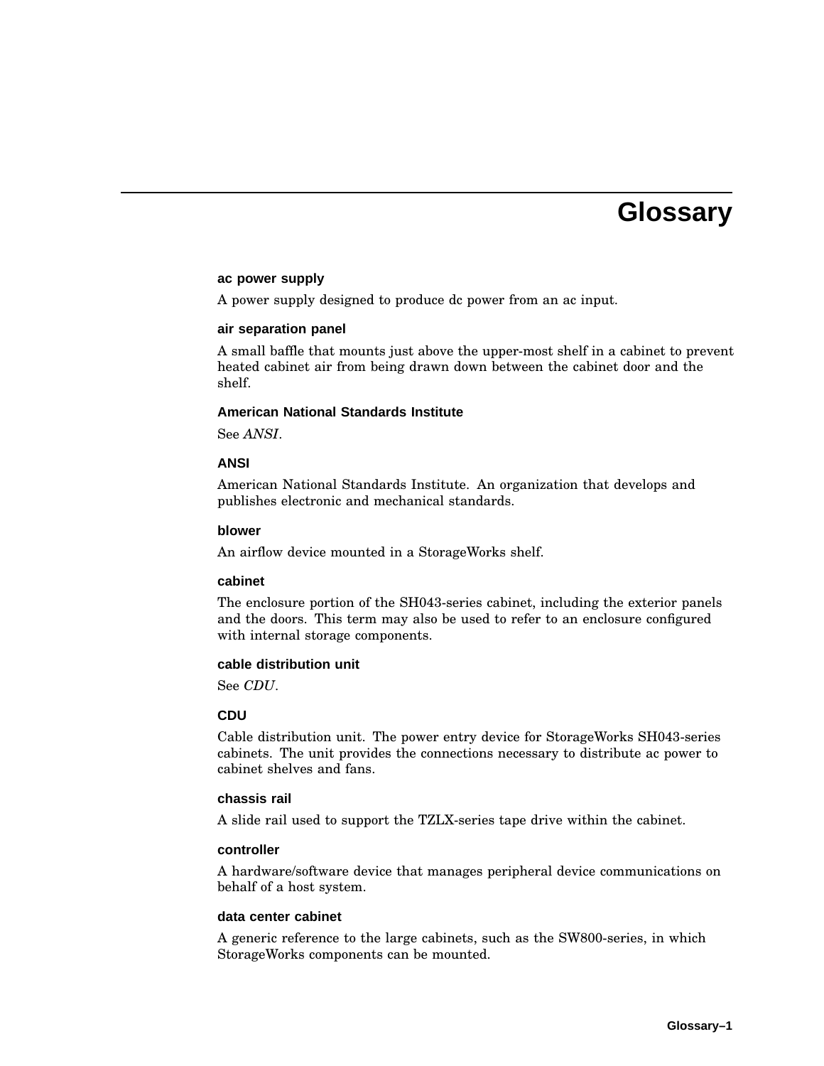# Glossary

### ac power supply

A power supply designed to produce dc power from an ac input.

### air separation panel

A small baffle that mounts just above the upper-most shelf in a cabinet to prevent heated cabinet air from being drawn down between the cabinet door and the shelf.

### American National Standards Institute

See *ANSI*.

### ANSI

American National Standards Institute. An organization that develops and publishes electronic and mechanical standards.

### blower

An airflow device mounted in a StorageWorks shelf.

### cabinet

The enclosure portion of the SH043-series cabinet, including the exterior panels and the doors. This term may also be used to refer to an enclosure configured with internal storage components.

### cable distribution unit

See *CDU*.

### CDU

Cable distribution unit. The power entry device for StorageWorks SH043-series cabinets. The unit provides the connections necessary to distribute ac power to cabinet shelves and fans.

### chassis rail

A slide rail used to support the TZLX-series tape drive within the cabinet.

### controller

A hardware/software device that manages peripheral device communications on behalf of a host system.

### data center cabinet

A generic reference to the large cabinets, such as the SW800-series, in which StorageWorks components can be mounted.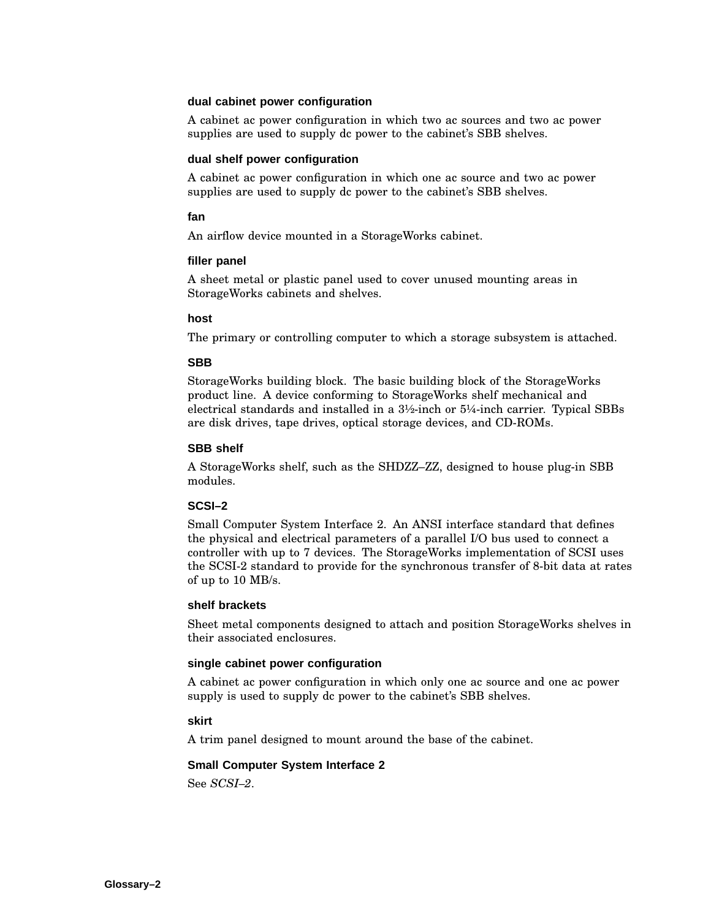### dual cabinet power configuration

A cabinet ac power configuration in which two ac sources and two ac power supplies are used to supply dc power to the cabinet's SBB shelves.

### dual shelf power configuration

A cabinet ac power configuration in which one ac source and two ac power supplies are used to supply dc power to the cabinet's SBB shelves.

### fan

An airflow device mounted in a StorageWorks cabinet.

### filler panel

A sheet metal or plastic panel used to cover unused mounting areas in StorageWorks cabinets and shelves.

### host

The primary or controlling computer to which a storage subsystem is attached.

### SBB

StorageWorks building block. The basic building block of the StorageWorks product line. A device conforming to StorageWorks shelf mechanical and electrical standards and installed in a 3½-inch or 5¼-inch carrier. Typical SBBs are disk drives, tape drives, optical storage devices, and CD-ROMs.

### SBB shelf

A StorageWorks shelf, such as the SHDZZ–ZZ, designed to house plug-in SBB modules.

### SCSI–2

Small Computer System Interface 2. An ANSI interface standard that defines the physical and electrical parameters of a parallel I/O bus used to connect a controller with up to 7 devices. The StorageWorks implementation of SCSI uses the SCSI-2 standard to provide for the synchronous transfer of 8-bit data at rates of up to 10 MB/s.

### shelf brackets

Sheet metal components designed to attach and position StorageWorks shelves in their associated enclosures.

### single cabinet power configuration

A cabinet ac power configuration in which only one ac source and one ac power supply is used to supply dc power to the cabinet's SBB shelves.

### skirt

A trim panel designed to mount around the base of the cabinet.

### Small Computer System Interface 2

See *SCSI–2*.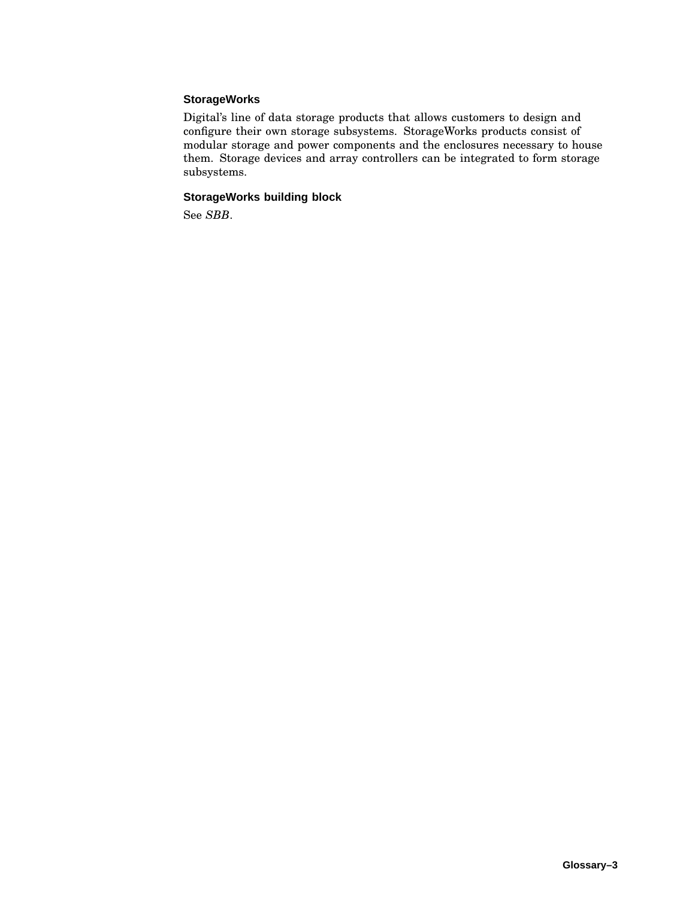### StorageWorks

Digital's line of data storage products that allows customers to design and configure their own storage subsystems. StorageWorks products consist of modular storage and power components and the enclosures necessary to house them. Storage devices and array controllers can be integrated to form storage subsystems.

### StorageWorks building block

See *SBB*.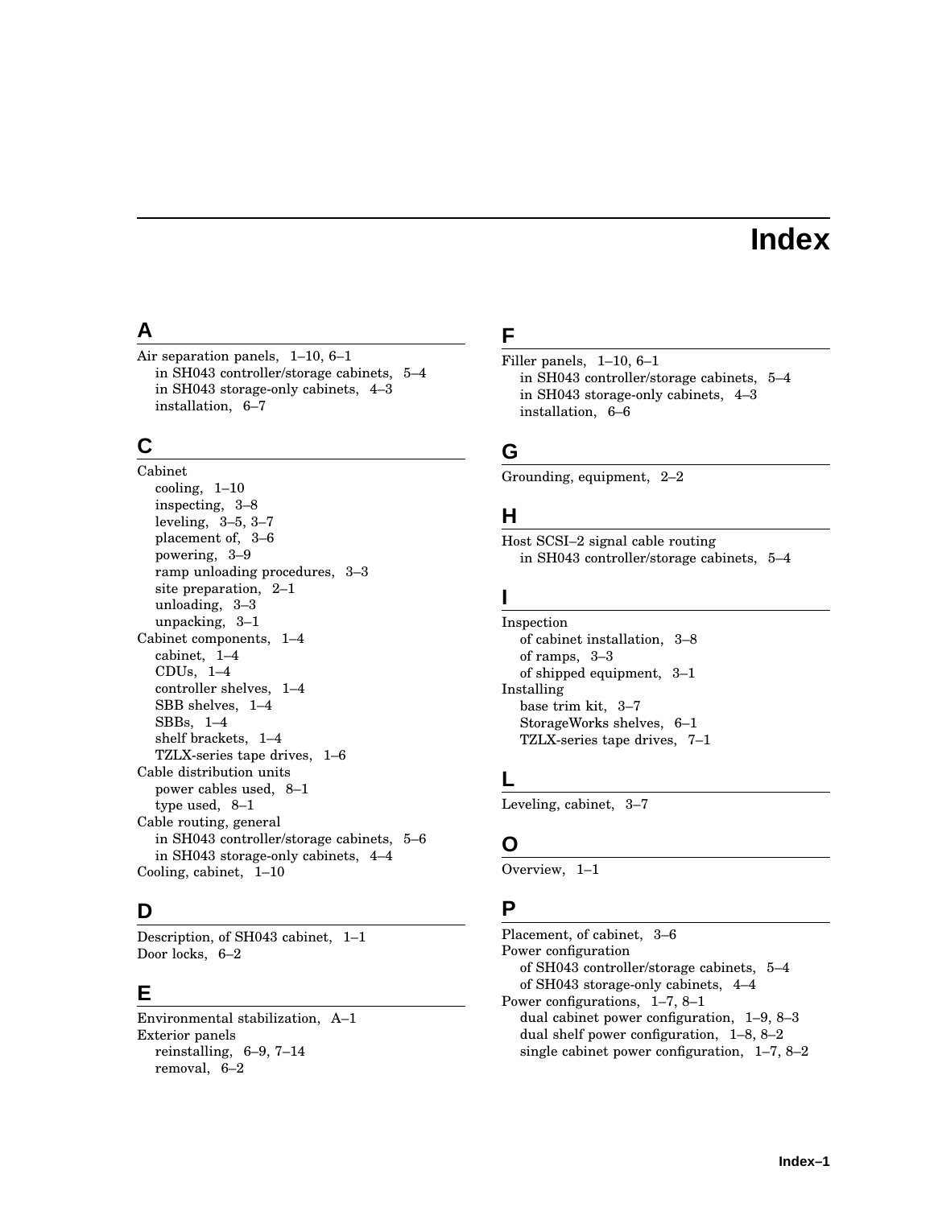// Index

## A

Air separation panels, 1–10, 6–1
- in SH043 controller/storage cabinets, 5–4
- in SH043 storage-only cabinets, 4–3
- installation, 6–7

## C

Cabinet
- cooling, 1–10
- inspecting, 3–8
- leveling, 3–5, 3–7
- placement of, 3–6
- powering, 3–9
- ramp unloading procedures, 3–3
- site preparation, 2–1
- unloading, 3–3
- unpacking, 3–1

Cabinet components, 1–4
- cabinet, 1–4
- CDUs, 1–4
- controller shelves, 1–4
- SBB shelves, 1–4
- SBBs, 1–4
- shelf brackets, 1–4
- TZLX-series tape drives, 1–6

Cable distribution units
- power cables used, 8–1
- type used, 8–1

Cable routing, general
- in SH043 controller/storage cabinets, 5–6
- in SH043 storage-only cabinets, 4–4

Cooling, cabinet, 1–10

## D

Description, of SH043 cabinet, 1–1
Door locks, 6–2

## E

Environmental stabilization, A–1
Exterior panels
- reinstalling, 6–9, 7–14
- removal, 6–2

## F

Filler panels, 1–10, 6–1
- in SH043 controller/storage cabinets, 5–4
- in SH043 storage-only cabinets, 4–3
- installation, 6–6

## G

Grounding, equipment, 2–2

## H

Host SCSI–2 signal cable routing
- in SH043 controller/storage cabinets, 5–4

## I

Inspection
- of cabinet installation, 3–8
- of ramps, 3–3
- of shipped equipment, 3–1

Installing
- base trim kit, 3–7
- StorageWorks shelves, 6–1
- TZLX-series tape drives, 7–1

## L

Leveling, cabinet, 3–7

## O

Overview, 1–1

## P

Placement, of cabinet, 3–6
Power configuration
- of SH043 controller/storage cabinets, 5–4
- of SH043 storage-only cabinets, 4–4

Power configurations, 1–7, 8–1
- dual cabinet power configuration, 1–9, 8–3
- dual shelf power configuration, 1–8, 8–2
- single cabinet power configuration, 1–7, 8–2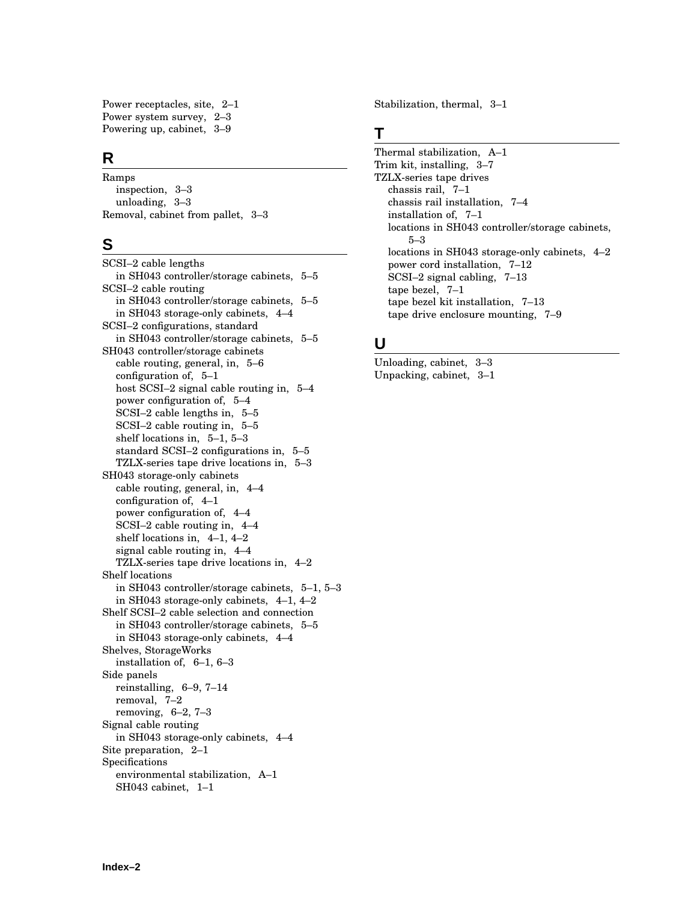Power receptacles, site, 2–1
Power system survey, 2–3
Powering up, cabinet, 3–9

## R

Ramps
  inspection, 3–3
  unloading, 3–3
Removal, cabinet from pallet, 3–3

## S

SCSI–2 cable lengths
  in SH043 controller/storage cabinets, 5–5
SCSI–2 cable routing
  in SH043 controller/storage cabinets, 5–5
  in SH043 storage-only cabinets, 4–4
SCSI–2 configurations, standard
  in SH043 controller/storage cabinets, 5–5
SH043 controller/storage cabinets
  cable routing, general, in, 5–6
  configuration of, 5–1
  host SCSI–2 signal cable routing in, 5–4
  power configuration of, 5–4
  SCSI–2 cable lengths in, 5–5
  SCSI–2 cable routing in, 5–5
  shelf locations in, 5–1, 5–3
  standard SCSI–2 configurations in, 5–5
  TZLX-series tape drive locations in, 5–3
SH043 storage-only cabinets
  cable routing, general, in, 4–4
  configuration of, 4–1
  power configuration of, 4–4
  SCSI–2 cable routing in, 4–4
  shelf locations in, 4–1, 4–2
  signal cable routing in, 4–4
  TZLX-series tape drive locations in, 4–2
Shelf locations
  in SH043 controller/storage cabinets, 5–1, 5–3
  in SH043 storage-only cabinets, 4–1, 4–2
Shelf SCSI–2 cable selection and connection
  in SH043 controller/storage cabinets, 5–5
  in SH043 storage-only cabinets, 4–4
Shelves, StorageWorks
  installation of, 6–1, 6–3
Side panels
  reinstalling, 6–9, 7–14
  removal, 7–2
  removing, 6–2, 7–3
Signal cable routing
  in SH043 storage-only cabinets, 4–4
Site preparation, 2–1
Specifications
  environmental stabilization, A–1
  SH043 cabinet, 1–1
Stabilization, thermal, 3–1

## T

Thermal stabilization, A–1
Trim kit, installing, 3–7
TZLX-series tape drives
  chassis rail, 7–1
  chassis rail installation, 7–4
  installation of, 7–1
  locations in SH043 controller/storage cabinets, 5–3
  locations in SH043 storage-only cabinets, 4–2
  power cord installation, 7–12
  SCSI–2 signal cabling, 7–13
  tape bezel, 7–1
  tape bezel kit installation, 7–13
  tape drive enclosure mounting, 7–9

## U

Unloading, cabinet, 3–3
Unpacking, cabinet, 3–1